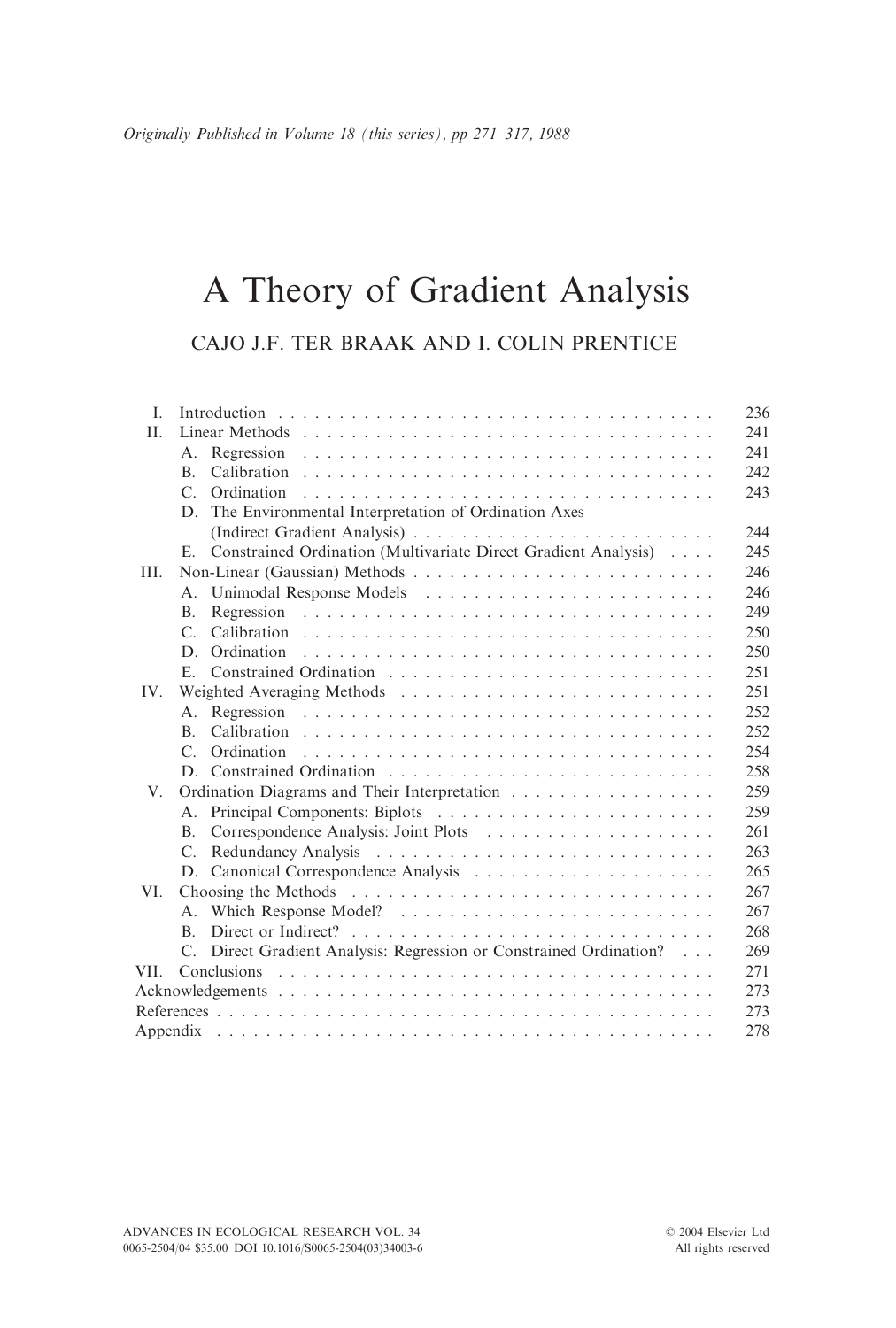*Originally Published in Volume 18 (this series), pp 271–317, 1988*

# A Theory of Gradient Analysis

CAJO J.F. TER BRAAK AND I. COLIN PRENTICE

| | | |
|---|---|---|
| I. | Introduction | 236 |
| II. | Linear Methods | 241 |
| | A. Regression | 241 |
| | B. Calibration | 242 |
| | C. Ordination | 243 |
| | D. The Environmental Interpretation of Ordination Axes (Indirect Gradient Analysis) | 244 |
| | E. Constrained Ordination (Multivariate Direct Gradient Analysis) | 245 |
| III. | Non-Linear (Gaussian) Methods | 246 |
| | A. Unimodal Response Models | 246 |
| | B. Regression | 249 |
| | C. Calibration | 250 |
| | D. Ordination | 250 |
| | E. Constrained Ordination | 251 |
| IV. | Weighted Averaging Methods | 251 |
| | A. Regression | 252 |
| | B. Calibration | 252 |
| | C. Ordination | 254 |
| | D. Constrained Ordination | 258 |
| V. | Ordination Diagrams and Their Interpretation | 259 |
| | A. Principal Components: Biplots | 259 |
| | B. Correspondence Analysis: Joint Plots | 261 |
| | C. Redundancy Analysis | 263 |
| | D. Canonical Correspondence Analysis | 265 |
| VI. | Choosing the Methods | 267 |
| | A. Which Response Model? | 267 |
| | B. Direct or Indirect? | 268 |
| | C. Direct Gradient Analysis: Regression or Constrained Ordination? | 269 |
| VII. | Conclusions | 271 |
| | Acknowledgements | 273 |
| | References | 273 |
| | Appendix | 278 |

ADVANCES IN ECOLOGICAL RESEARCH VOL. 34
0065-2504/04 $35.00 DOI 10.1016/S0065-2504(03)34003-6

© 2004 Elsevier Ltd
All rights reserved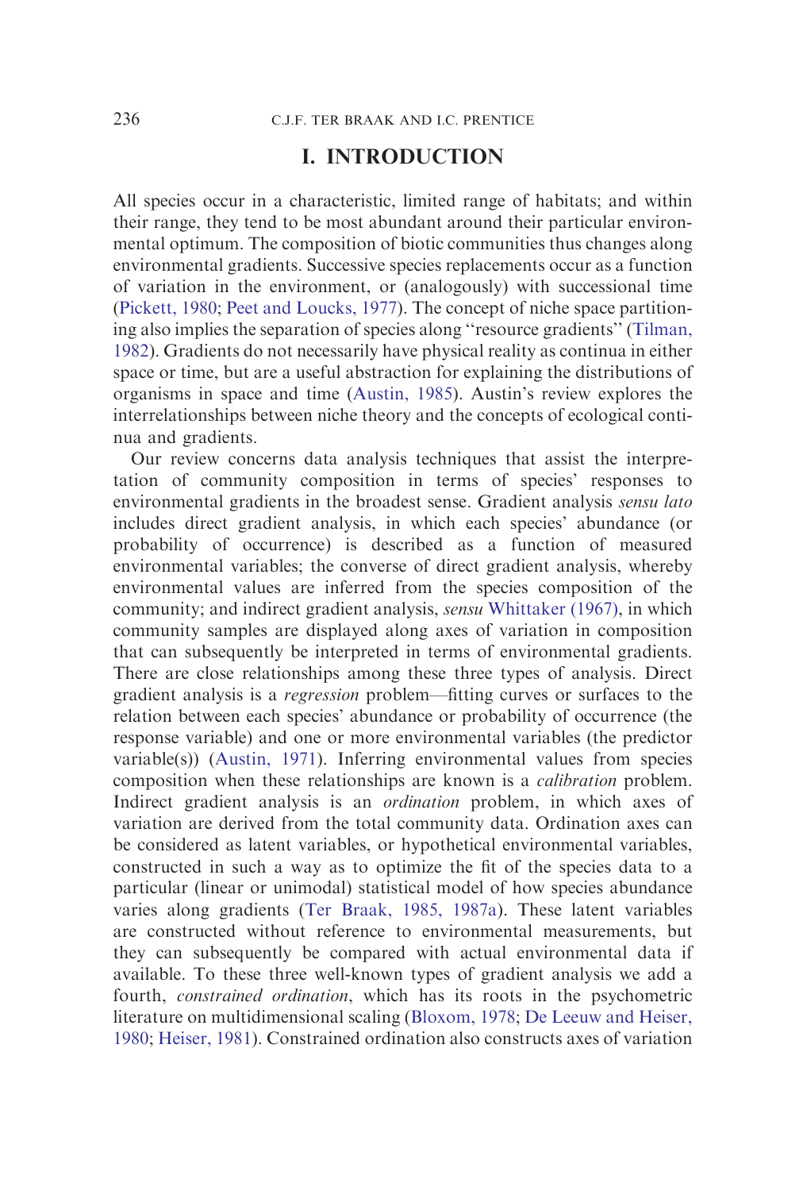## I. INTRODUCTION

All species occur in a characteristic, limited range of habitats; and within their range, they tend to be most abundant around their particular environmental optimum. The composition of biotic communities thus changes along environmental gradients. Successive species replacements occur as a function of variation in the environment, or (analogously) with successional time (Pickett, 1980; Peet and Loucks, 1977). The concept of niche space partitioning also implies the separation of species along ''resource gradients'' (Tilman, 1982). Gradients do not necessarily have physical reality as continua in either space or time, but are a useful abstraction for explaining the distributions of organisms in space and time (Austin, 1985). Austin's review explores the interrelationships between niche theory and the concepts of ecological continua and gradients.

Our review concerns data analysis techniques that assist the interpretation of community composition in terms of species' responses to environmental gradients in the broadest sense. Gradient analysis *sensu lato* includes direct gradient analysis, in which each species' abundance (or probability of occurrence) is described as a function of measured environmental variables; the converse of direct gradient analysis, whereby environmental values are inferred from the species composition of the community; and indirect gradient analysis, *sensu* Whittaker (1967), in which community samples are displayed along axes of variation in composition that can subsequently be interpreted in terms of environmental gradients. There are close relationships among these three types of analysis. Direct gradient analysis is a *regression* problem—fitting curves or surfaces to the relation between each species' abundance or probability of occurrence (the response variable) and one or more environmental variables (the predictor variable(s)) (Austin, 1971). Inferring environmental values from species composition when these relationships are known is a *calibration* problem. Indirect gradient analysis is an *ordination* problem, in which axes of variation are derived from the total community data. Ordination axes can be considered as latent variables, or hypothetical environmental variables, constructed in such a way as to optimize the fit of the species data to a particular (linear or unimodal) statistical model of how species abundance varies along gradients (Ter Braak, 1985, 1987a). These latent variables are constructed without reference to environmental measurements, but they can subsequently be compared with actual environmental data if available. To these three well-known types of gradient analysis we add a fourth, *constrained ordination*, which has its roots in the psychometric literature on multidimensional scaling (Bloxom, 1978; De Leeuw and Heiser, 1980; Heiser, 1981). Constrained ordination also constructs axes of variation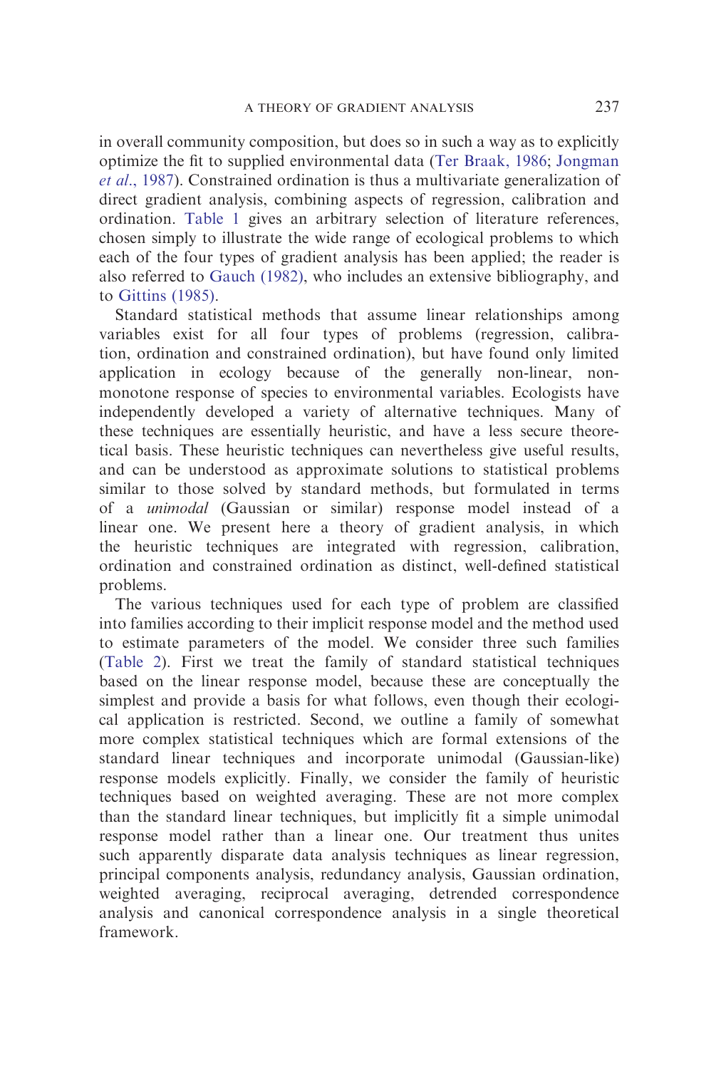in overall community composition, but does so in such a way as to explicitly optimize the fit to supplied environmental data (Ter Braak, 1986; Jongman *et al*., 1987). Constrained ordination is thus a multivariate generalization of direct gradient analysis, combining aspects of regression, calibration and ordination. Table 1 gives an arbitrary selection of literature references, chosen simply to illustrate the wide range of ecological problems to which each of the four types of gradient analysis has been applied; the reader is also referred to Gauch (1982), who includes an extensive bibliography, and to Gittins (1985).

Standard statistical methods that assume linear relationships among variables exist for all four types of problems (regression, calibration, ordination and constrained ordination), but have found only limited application in ecology because of the generally non-linear, non-monotone response of species to environmental variables. Ecologists have independently developed a variety of alternative techniques. Many of these techniques are essentially heuristic, and have a less secure theoretical basis. These heuristic techniques can nevertheless give useful results, and can be understood as approximate solutions to statistical problems similar to those solved by standard methods, but formulated in terms of a *unimodal* (Gaussian or similar) response model instead of a linear one. We present here a theory of gradient analysis, in which the heuristic techniques are integrated with regression, calibration, ordination and constrained ordination as distinct, well-defined statistical problems.

The various techniques used for each type of problem are classified into families according to their implicit response model and the method used to estimate parameters of the model. We consider three such families (Table 2). First we treat the family of standard statistical techniques based on the linear response model, because these are conceptually the simplest and provide a basis for what follows, even though their ecological application is restricted. Second, we outline a family of somewhat more complex statistical techniques which are formal extensions of the standard linear techniques and incorporate unimodal (Gaussian-like) response models explicitly. Finally, we consider the family of heuristic techniques based on weighted averaging. These are not more complex than the standard linear techniques, but implicitly fit a simple unimodal response model rather than a linear one. Our treatment thus unites such apparently disparate data analysis techniques as linear regression, principal components analysis, redundancy analysis, Gaussian ordination, weighted averaging, reciprocal averaging, detrended correspondence analysis and canonical correspondence analysis in a single theoretical framework.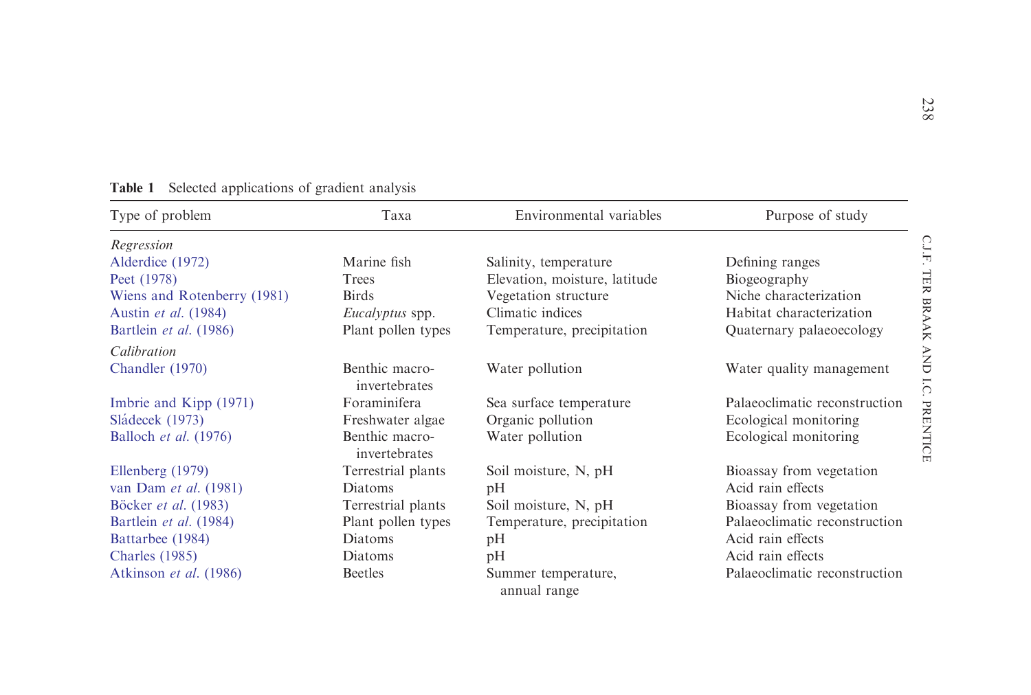**Table 1** Selected applications of gradient analysis

| Type of problem | Taxa | Environmental variables | Purpose of study |
|---|---|---|---|
| *Regression* | | | |
| Alderdice (1972) | Marine fish | Salinity, temperature | Defining ranges |
| Peet (1978) | Trees | Elevation, moisture, latitude | Biogeography |
| Wiens and Rotenberry (1981) | Birds | Vegetation structure | Niche characterization |
| Austin *et al*. (1984) | *Eucalyptus* spp. | Climatic indices | Habitat characterization |
| Bartlein *et al*. (1986) | Plant pollen types | Temperature, precipitation | Quaternary palaeoecology |
| *Calibration* | | | |
| Chandler (1970) | Benthic macro-invertebrates | Water pollution | Water quality management |
| Imbrie and Kipp (1971) | Foraminifera | Sea surface temperature | Palaeoclimatic reconstruction |
| Sládecek (1973) | Freshwater algae | Organic pollution | Ecological monitoring |
| Balloch *et al*. (1976) | Benthic macro-invertebrates | Water pollution | Ecological monitoring |
| Ellenberg (1979) | Terrestrial plants | Soil moisture, N, pH | Bioassay from vegetation |
| van Dam *et al*. (1981) | Diatoms | pH | Acid rain effects |
| Böcker *et al*. (1983) | Terrestrial plants | Soil moisture, N, pH | Bioassay from vegetation |
| Bartlein *et al*. (1984) | Plant pollen types | Temperature, precipitation | Palaeoclimatic reconstruction |
| Battarbee (1984) | Diatoms | pH | Acid rain effects |
| Charles (1985) | Diatoms | pH | Acid rain effects |
| Atkinson *et al*. (1986) | Beetles | Summer temperature, annual range | Palaeoclimatic reconstruction |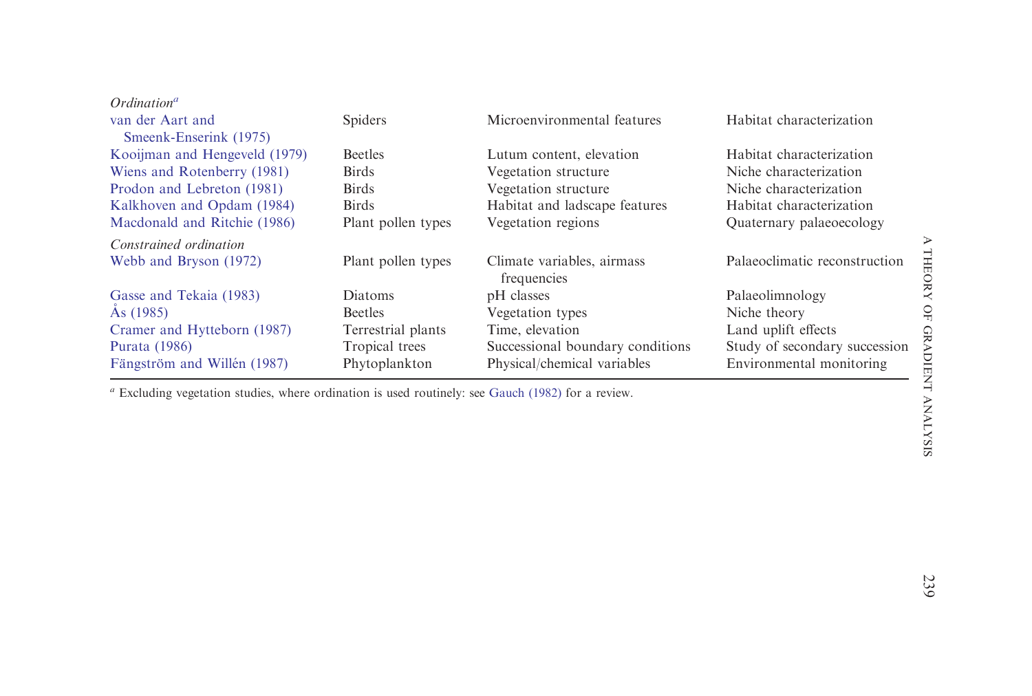| | | | |
|---|---|---|---|
| *Ordination*[a] | | | |
| van der Aart and Smeenk-Enserink (1975) | Spiders | Microenvironmental features | Habitat characterization |
| Kooijman and Hengeveld (1979) | Beetles | Lutum content, elevation | Habitat characterization |
| Wiens and Rotenberry (1981) | Birds | Vegetation structure | Niche characterization |
| Prodon and Lebreton (1981) | Birds | Vegetation structure | Niche characterization |
| Kalkhoven and Opdam (1984) | Birds | Habitat and ladscape features | Habitat characterization |
| Macdonald and Ritchie (1986) | Plant pollen types | Vegetation regions | Quaternary palaeoecology |
| *Constrained ordination* | | | |
| Webb and Bryson (1972) | Plant pollen types | Climate variables, airmass frequencies | Palaeoclimatic reconstruction |
| Gasse and Tekaia (1983) | Diatoms | pH classes | Palaeolimnology |
| Ås (1985) | Beetles | Vegetation types | Niche theory |
| Cramer and Hytteborn (1987) | Terrestrial plants | Time, elevation | Land uplift effects |
| Purata (1986) | Tropical trees | Successional boundary conditions | Study of secondary succession |
| Fängström and Willén (1987) | Phytoplankton | Physical/chemical variables | Environmental monitoring |

[a] Excluding vegetation studies, where ordination is used routinely: see Gauch (1982) for a review.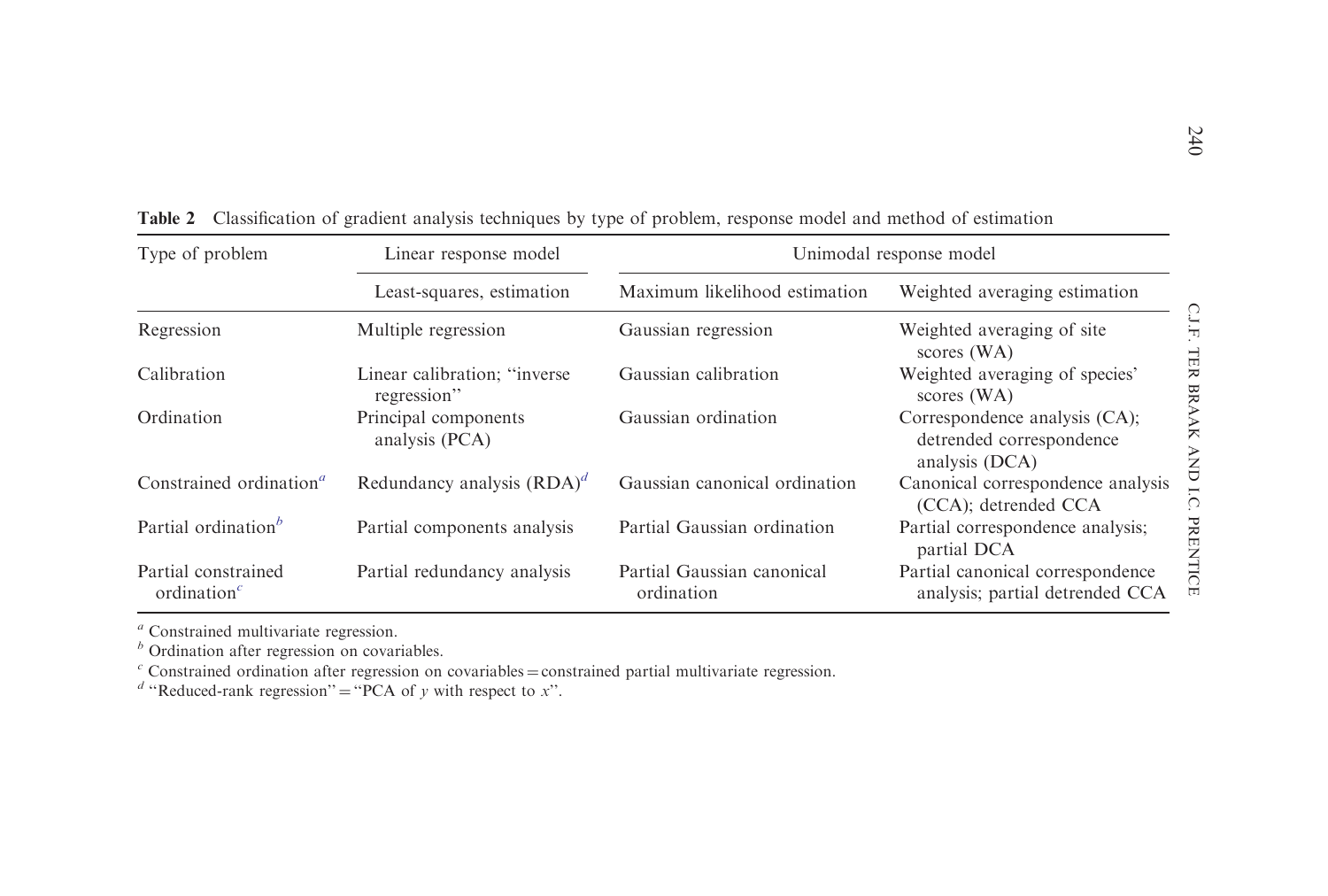**Table 2** Classification of gradient analysis techniques by type of problem, response model and method of estimation

| Type of problem | Linear response model | Unimodal response model | |
|---|---|---|---|
| | Least-squares, estimation | Maximum likelihood estimation | Weighted averaging estimation |
| Regression | Multiple regression | Gaussian regression | Weighted averaging of site scores (WA) |
| Calibration | Linear calibration; "inverse regression" | Gaussian calibration | Weighted averaging of species' scores (WA) |
| Ordination | Principal components analysis (PCA) | Gaussian ordination | Correspondence analysis (CA); detrended correspondence analysis (DCA) |
| Constrained ordination[a] | Redundancy analysis (RDA)[d] | Gaussian canonical ordination | Canonical correspondence analysis (CCA); detrended CCA |
| Partial ordination[b] | Partial components analysis | Partial Gaussian ordination | Partial correspondence analysis; partial DCA |
| Partial constrained ordination[c] | Partial redundancy analysis | Partial Gaussian canonical ordination | Partial canonical correspondence analysis; partial detrended CCA |

[a] Constrained multivariate regression.
[b] Ordination after regression on covariables.
[c] Constrained ordination after regression on covariables = constrained partial multivariate regression.
[d] "Reduced-rank regression" = "PCA of $y$ with respect to $x$".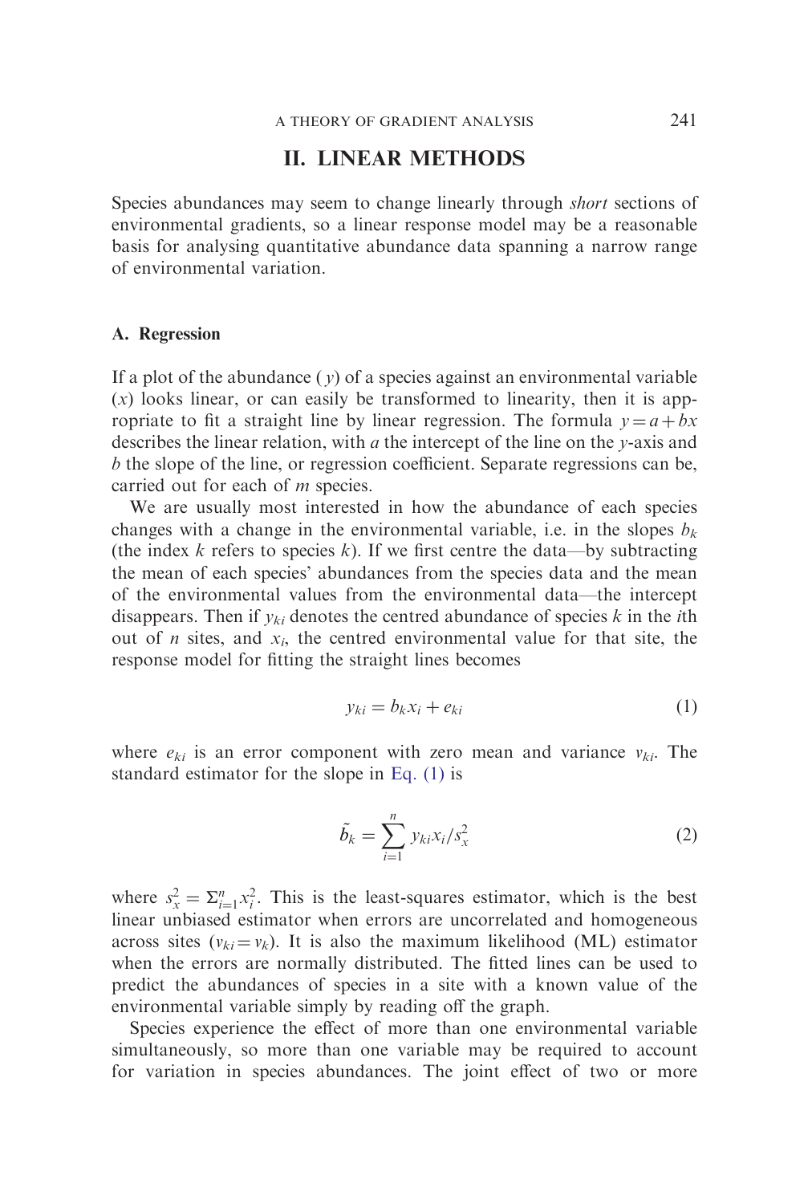## II. LINEAR METHODS

Species abundances may seem to change linearly through *short* sections of environmental gradients, so a linear response model may be a reasonable basis for analysing quantitative abundance data spanning a narrow range of environmental variation.

### A. Regression

If a plot of the abundance ($y$) of a species against an environmental variable ($x$) looks linear, or can easily be transformed to linearity, then it is appropriate to fit a straight line by linear regression. The formula $y = a + bx$ describes the linear relation, with $a$ the intercept of the line on the $y$-axis and $b$ the slope of the line, or regression coefficient. Separate regressions can be, carried out for each of $m$ species.

We are usually most interested in how the abundance of each species changes with a change in the environmental variable, i.e. in the slopes $b_k$ (the index $k$ refers to species $k$). If we first centre the data—by subtracting the mean of each species' abundances from the species data and the mean of the environmental values from the environmental data—the intercept disappears. Then if $y_{ki}$ denotes the centred abundance of species $k$ in the $i$th out of $n$ sites, and $x_i$, the centred environmental value for that site, the response model for fitting the straight lines becomes

$$y_{ki} = b_k x_i + e_{ki} \tag{1}$$

where $e_{ki}$ is an error component with zero mean and variance $v_{ki}$. The standard estimator for the slope in Eq. (1) is

$$\tilde{b}_k = \sum_{i=1}^{n} y_{ki} x_i / s_x^2 \tag{2}$$

where $s_x^2 = \Sigma_{i=1}^{n} x_i^2$. This is the least-squares estimator, which is the best linear unbiased estimator when errors are uncorrelated and homogeneous across sites ($v_{ki} = v_k$). It is also the maximum likelihood (ML) estimator when the errors are normally distributed. The fitted lines can be used to predict the abundances of species in a site with a known value of the environmental variable simply by reading off the graph.

Species experience the effect of more than one environmental variable simultaneously, so more than one variable may be required to account for variation in species abundances. The joint effect of two or more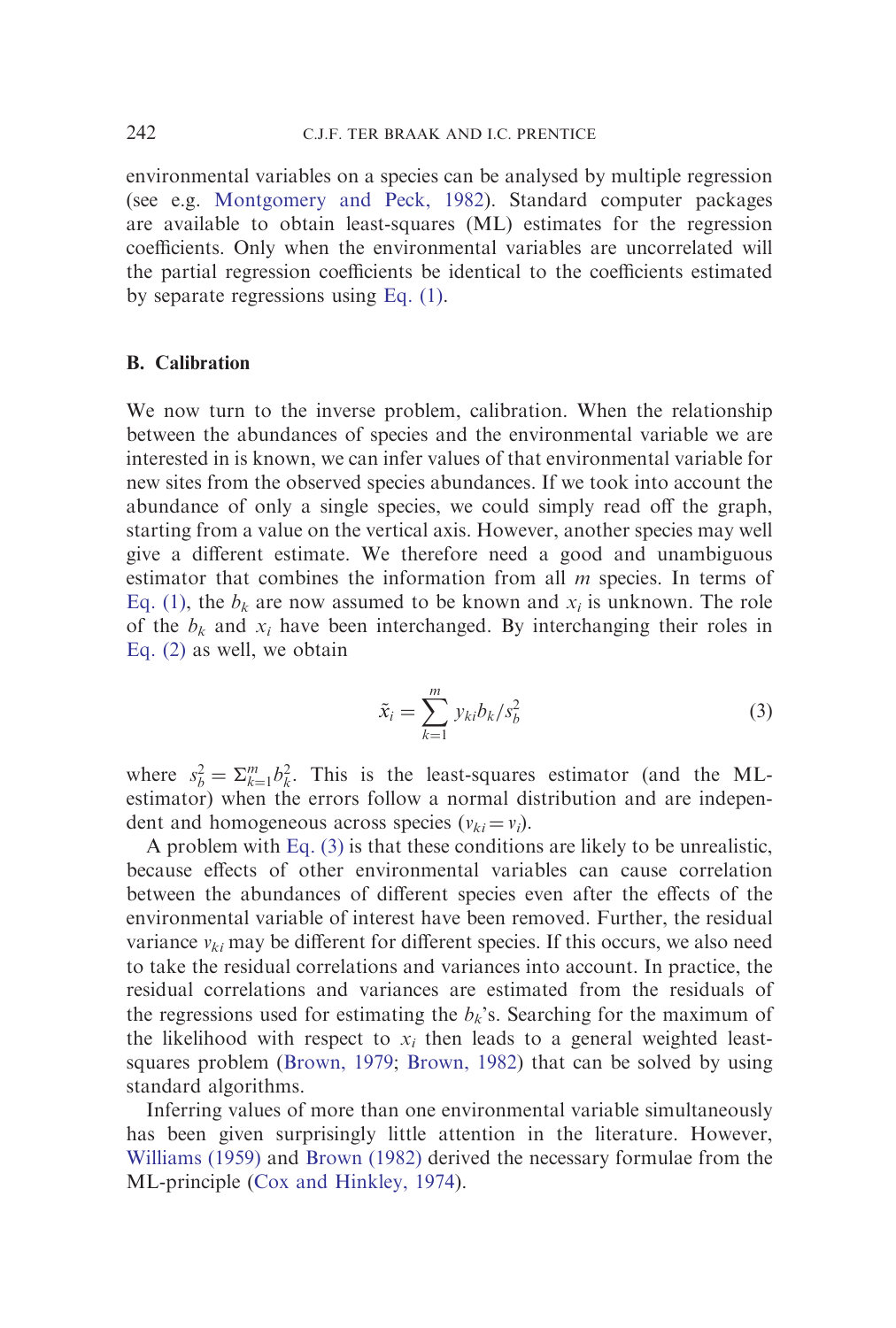environmental variables on a species can be analysed by multiple regression (see e.g. Montgomery and Peck, 1982). Standard computer packages are available to obtain least-squares (ML) estimates for the regression coefficients. Only when the environmental variables are uncorrelated will the partial regression coefficients be identical to the coefficients estimated by separate regressions using Eq. (1).

### B. Calibration

We now turn to the inverse problem, calibration. When the relationship between the abundances of species and the environmental variable we are interested in is known, we can infer values of that environmental variable for new sites from the observed species abundances. If we took into account the abundance of only a single species, we could simply read off the graph, starting from a value on the vertical axis. However, another species may well give a different estimate. We therefore need a good and unambiguous estimator that combines the information from all $m$ species. In terms of Eq. (1), the $b_k$ are now assumed to be known and $x_i$ is unknown. The role of the $b_k$ and $x_i$ have been interchanged. By interchanging their roles in Eq. (2) as well, we obtain

$$\tilde{x}_i = \sum_{k=1}^{m} y_{ki} b_k / s_b^2 \tag{3}$$

where $s_b^2 = \Sigma_{k=1}^{m} b_k^2$. This is the least-squares estimator (and the ML-estimator) when the errors follow a normal distribution and are independent and homogeneous across species ($v_{ki} = v_i$).

A problem with Eq. (3) is that these conditions are likely to be unrealistic, because effects of other environmental variables can cause correlation between the abundances of different species even after the effects of the environmental variable of interest have been removed. Further, the residual variance $v_{ki}$ may be different for different species. If this occurs, we also need to take the residual correlations and variances into account. In practice, the residual correlations and variances are estimated from the residuals of the regressions used for estimating the $b_k$'s. Searching for the maximum of the likelihood with respect to $x_i$ then leads to a general weighted least-squares problem (Brown, 1979; Brown, 1982) that can be solved by using standard algorithms.

Inferring values of more than one environmental variable simultaneously has been given surprisingly little attention in the literature. However, Williams (1959) and Brown (1982) derived the necessary formulae from the ML-principle (Cox and Hinkley, 1974).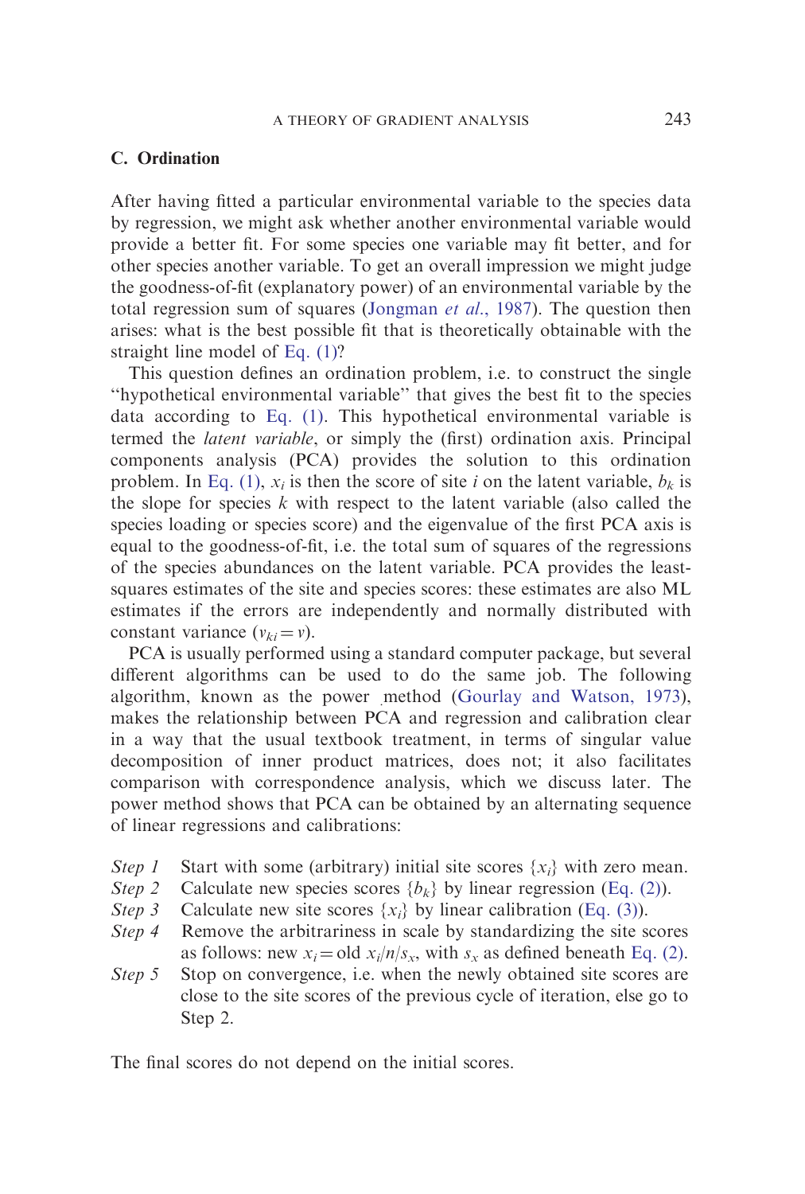## C. Ordination

After having fitted a particular environmental variable to the species data by regression, we might ask whether another environmental variable would provide a better fit. For some species one variable may fit better, and for other species another variable. To get an overall impression we might judge the goodness-of-fit (explanatory power) of an environmental variable by the total regression sum of squares (Jongman *et al.*, 1987). The question then arises: what is the best possible fit that is theoretically obtainable with the straight line model of Eq. (1)?

This question defines an ordination problem, i.e. to construct the single "hypothetical environmental variable" that gives the best fit to the species data according to Eq. (1). This hypothetical environmental variable is termed the *latent variable*, or simply the (first) ordination axis. Principal components analysis (PCA) provides the solution to this ordination problem. In Eq. (1), $x_i$ is then the score of site $i$ on the latent variable, $b_k$ is the slope for species $k$ with respect to the latent variable (also called the species loading or species score) and the eigenvalue of the first PCA axis is equal to the goodness-of-fit, i.e. the total sum of squares of the regressions of the species abundances on the latent variable. PCA provides the least-squares estimates of the site and species scores: these estimates are also ML estimates if the errors are independently and normally distributed with constant variance ($v_{ki} = v$).

PCA is usually performed using a standard computer package, but several different algorithms can be used to do the same job. The following algorithm, known as the power method (Gourlay and Watson, 1973), makes the relationship between PCA and regression and calibration clear in a way that the usual textbook treatment, in terms of singular value decomposition of inner product matrices, does not; it also facilitates comparison with correspondence analysis, which we discuss later. The power method shows that PCA can be obtained by an alternating sequence of linear regressions and calibrations:

- *Step 1* Start with some (arbitrary) initial site scores $\{x_i\}$ with zero mean.
- *Step 2* Calculate new species scores $\{b_k\}$ by linear regression (Eq. (2)).
- *Step 3* Calculate new site scores $\{x_i\}$ by linear calibration (Eq. (3)).
- *Step 4* Remove the arbitrariness in scale by standardizing the site scores as follows: new $x_i$ = old $x_i/n/s_x$, with $s_x$ as defined beneath Eq. (2).
- *Step 5* Stop on convergence, i.e. when the newly obtained site scores are close to the site scores of the previous cycle of iteration, else go to Step 2.

The final scores do not depend on the initial scores.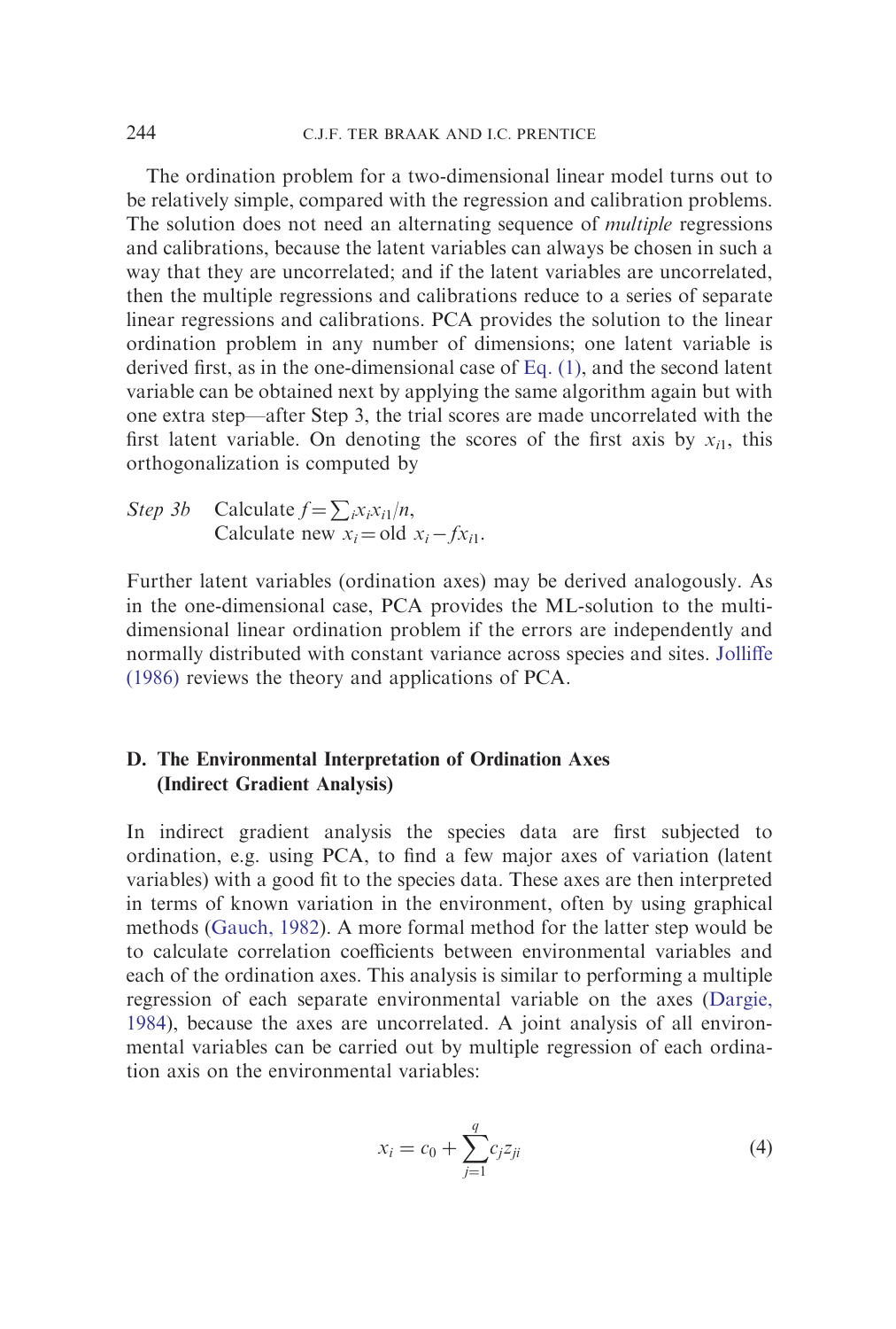The ordination problem for a two-dimensional linear model turns out to be relatively simple, compared with the regression and calibration problems. The solution does not need an alternating sequence of *multiple* regressions and calibrations, because the latent variables can always be chosen in such a way that they are uncorrelated; and if the latent variables are uncorrelated, then the multiple regressions and calibrations reduce to a series of separate linear regressions and calibrations. PCA provides the solution to the linear ordination problem in any number of dimensions; one latent variable is derived first, as in the one-dimensional case of Eq. (1), and the second latent variable can be obtained next by applying the same algorithm again but with one extra step—after Step 3, the trial scores are made uncorrelated with the first latent variable. On denoting the scores of the first axis by $x_{i1}$, this orthogonalization is computed by

*Step 3b* Calculate $f = \sum_i x_i x_{i1}/n$,
Calculate new $x_i$ = old $x_i - f x_{i1}$.

Further latent variables (ordination axes) may be derived analogously. As in the one-dimensional case, PCA provides the ML-solution to the multi-dimensional linear ordination problem if the errors are independently and normally distributed with constant variance across species and sites. Jolliffe (1986) reviews the theory and applications of PCA.

## D. The Environmental Interpretation of Ordination Axes (Indirect Gradient Analysis)

In indirect gradient analysis the species data are first subjected to ordination, e.g. using PCA, to find a few major axes of variation (latent variables) with a good fit to the species data. These axes are then interpreted in terms of known variation in the environment, often by using graphical methods (Gauch, 1982). A more formal method for the latter step would be to calculate correlation coefficients between environmental variables and each of the ordination axes. This analysis is similar to performing a multiple regression of each separate environmental variable on the axes (Dargie, 1984), because the axes are uncorrelated. A joint analysis of all environmental variables can be carried out by multiple regression of each ordination axis on the environmental variables:

$$x_i = c_0 + \sum_{j=1}^{q} c_j z_{ji} \tag{4}$$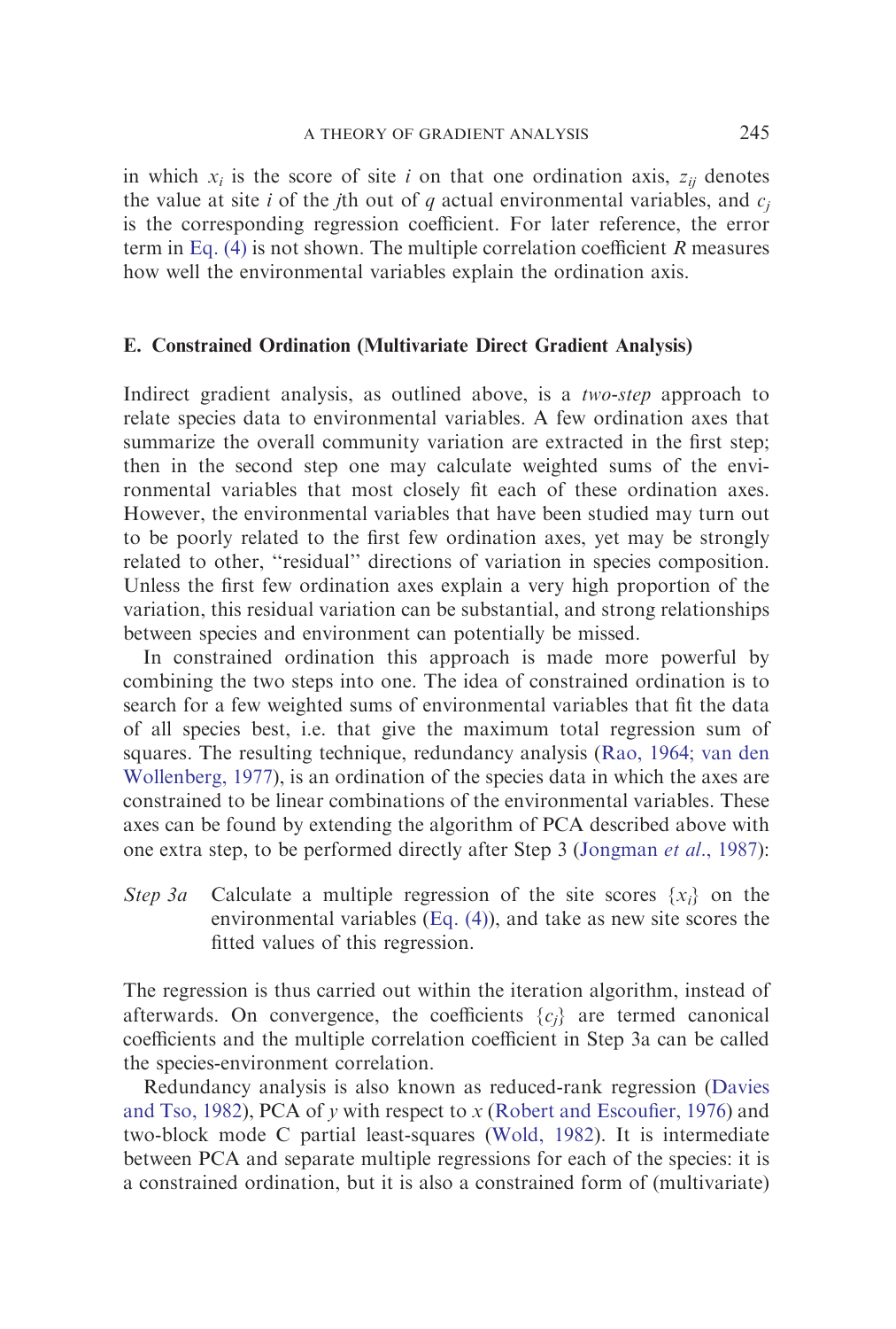in which $x_i$ is the score of site $i$ on that one ordination axis, $z_{ij}$ denotes the value at site $i$ of the $j$th out of $q$ actual environmental variables, and $c_j$ is the corresponding regression coefficient. For later reference, the error term in Eq. (4) is not shown. The multiple correlation coefficient $R$ measures how well the environmental variables explain the ordination axis.

### E. Constrained Ordination (Multivariate Direct Gradient Analysis)

Indirect gradient analysis, as outlined above, is a *two-step* approach to relate species data to environmental variables. A few ordination axes that summarize the overall community variation are extracted in the first step; then in the second step one may calculate weighted sums of the environmental variables that most closely fit each of these ordination axes. However, the environmental variables that have been studied may turn out to be poorly related to the first few ordination axes, yet may be strongly related to other, "residual" directions of variation in species composition. Unless the first few ordination axes explain a very high proportion of the variation, this residual variation can be substantial, and strong relationships between species and environment can potentially be missed.

In constrained ordination this approach is made more powerful by combining the two steps into one. The idea of constrained ordination is to search for a few weighted sums of environmental variables that fit the data of all species best, i.e. that give the maximum total regression sum of squares. The resulting technique, redundancy analysis (Rao, 1964; van den Wollenberg, 1977), is an ordination of the species data in which the axes are constrained to be linear combinations of the environmental variables. These axes can be found by extending the algorithm of PCA described above with one extra step, to be performed directly after Step 3 (Jongman *et al.*, 1987):

*Step 3a* Calculate a multiple regression of the site scores $\{x_i\}$ on the environmental variables (Eq. (4)), and take as new site scores the fitted values of this regression.

The regression is thus carried out within the iteration algorithm, instead of afterwards. On convergence, the coefficients $\{c_j\}$ are termed canonical coefficients and the multiple correlation coefficient in Step 3a can be called the species-environment correlation.

Redundancy analysis is also known as reduced-rank regression (Davies and Tso, 1982), PCA of $y$ with respect to $x$ (Robert and Escoufier, 1976) and two-block mode C partial least-squares (Wold, 1982). It is intermediate between PCA and separate multiple regressions for each of the species: it is a constrained ordination, but it is also a constrained form of (multivariate)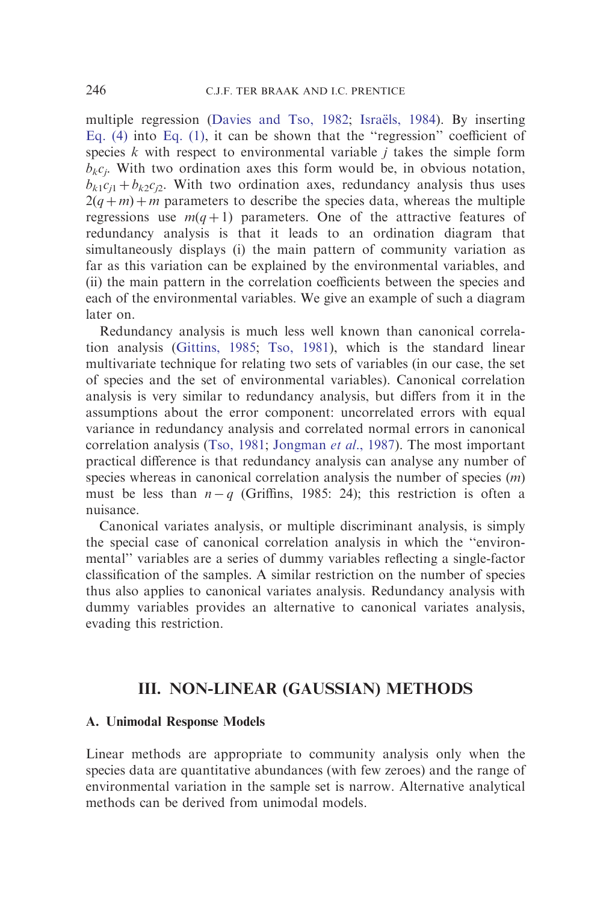multiple regression (Davies and Tso, 1982; Israëls, 1984). By inserting Eq. (4) into Eq. (1), it can be shown that the "regression" coefficient of species $k$ with respect to environmental variable $j$ takes the simple form $b_k c_j$. With two ordination axes this form would be, in obvious notation, $b_{k1}c_{j1} + b_{k2}c_{j2}$. With two ordination axes, redundancy analysis thus uses $2(q+m)+m$ parameters to describe the species data, whereas the multiple regressions use $m(q+1)$ parameters. One of the attractive features of redundancy analysis is that it leads to an ordination diagram that simultaneously displays (i) the main pattern of community variation as far as this variation can be explained by the environmental variables, and (ii) the main pattern in the correlation coefficients between the species and each of the environmental variables. We give an example of such a diagram later on.

Redundancy analysis is much less well known than canonical correlation analysis (Gittins, 1985; Tso, 1981), which is the standard linear multivariate technique for relating two sets of variables (in our case, the set of species and the set of environmental variables). Canonical correlation analysis is very similar to redundancy analysis, but differs from it in the assumptions about the error component: uncorrelated errors with equal variance in redundancy analysis and correlated normal errors in canonical correlation analysis (Tso, 1981; Jongman *et al.*, 1987). The most important practical difference is that redundancy analysis can analyse any number of species whereas in canonical correlation analysis the number of species ($m$) must be less than $n-q$ (Griffins, 1985: 24); this restriction is often a nuisance.

Canonical variates analysis, or multiple discriminant analysis, is simply the special case of canonical correlation analysis in which the "environmental" variables are a series of dummy variables reflecting a single-factor classification of the samples. A similar restriction on the number of species thus also applies to canonical variates analysis. Redundancy analysis with dummy variables provides an alternative to canonical variates analysis, evading this restriction.

## III. NON-LINEAR (GAUSSIAN) METHODS

### A. Unimodal Response Models

Linear methods are appropriate to community analysis only when the species data are quantitative abundances (with few zeroes) and the range of environmental variation in the sample set is narrow. Alternative analytical methods can be derived from unimodal models.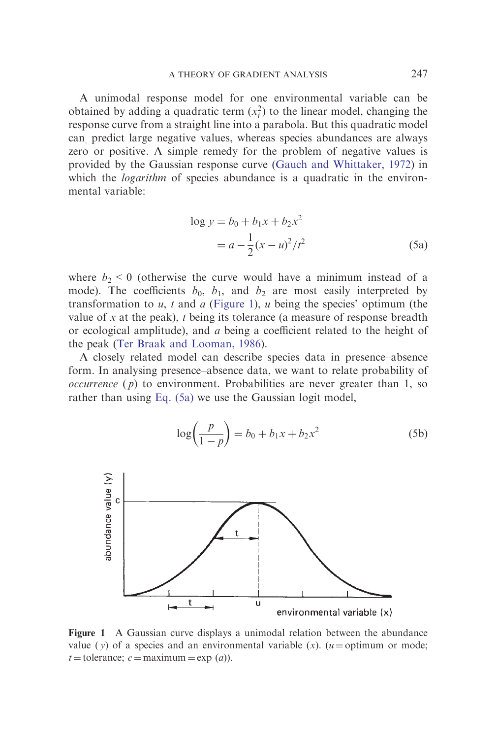A unimodal response model for one environmental variable can be obtained by adding a quadratic term ($x_i^2$) to the linear model, changing the response curve from a straight line into a parabola. But this quadratic model can predict large negative values, whereas species abundances are always zero or positive. A simple remedy for the problem of negative values is provided by the Gaussian response curve (Gauch and Whittaker, 1972) in which the *logarithm* of species abundance is a quadratic in the environmental variable:

$$\begin{aligned} \log y &= b_0 + b_1 x + b_2 x^2 \\ &= a - \frac{1}{2}(x - u)^2 / t^2 \end{aligned} \tag{5a}$$

where $b_2 < 0$ (otherwise the curve would have a minimum instead of a mode). The coefficients $b_0$, $b_1$, and $b_2$ are most easily interpreted by transformation to $u$, $t$ and $a$ (Figure 1), $u$ being the species' optimum (the value of $x$ at the peak), $t$ being its tolerance (a measure of response breadth or ecological amplitude), and $a$ being a coefficient related to the height of the peak (Ter Braak and Looman, 1986).

A closely related model can describe species data in presence–absence form. In analysing presence–absence data, we want to relate probability of *occurrence* ($p$) to environment. Probabilities are never greater than 1, so rather than using Eq. (5a) we use the Gaussian logit model,

$$\log\left(\frac{p}{1-p}\right) = b_0 + b_1 x + b_2 x^2 \tag{5b}$$

**Figure 1** A Gaussian curve displays a unimodal relation between the abundance value ($y$) of a species and an environmental variable ($x$). ($u$ = optimum or mode; $t$ = tolerance; $c$ = maximum = exp ($a$)).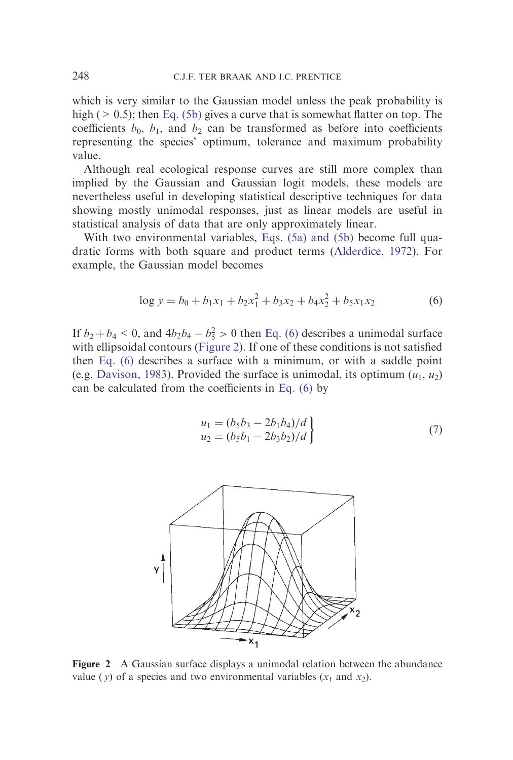which is very similar to the Gaussian model unless the peak probability is high ( > 0.5); then Eq. (5b) gives a curve that is somewhat flatter on top. The coefficients $b_0$, $b_1$, and $b_2$ can be transformed as before into coefficients representing the species' optimum, tolerance and maximum probability value.

Although real ecological response curves are still more complex than implied by the Gaussian and Gaussian logit models, these models are nevertheless useful in developing statistical descriptive techniques for data showing mostly unimodal responses, just as linear models are useful in statistical analysis of data that are only approximately linear.

With two environmental variables, Eqs. (5a) and (5b) become full quadratic forms with both square and product terms (Alderdice, 1972). For example, the Gaussian model becomes

$$\log y = b_0 + b_1 x_1 + b_2 x_1^2 + b_3 x_2 + b_4 x_2^2 + b_5 x_1 x_2 \tag{6}$$

If $b_2 + b_4 < 0$, and $4b_2 b_4 - b_5^2 > 0$ then Eq. (6) describes a unimodal surface with ellipsoidal contours (Figure 2). If one of these conditions is not satisfied then Eq. (6) describes a surface with a minimum, or with a saddle point (e.g. Davison, 1983). Provided the surface is unimodal, its optimum $(u_1, u_2)$ can be calculated from the coefficients in Eq. (6) by

$$\left.\begin{aligned} u_1 &= (b_5 b_3 - 2b_1 b_4)/d \\ u_2 &= (b_5 b_1 - 2b_3 b_2)/d \end{aligned}\right\} \tag{7}$$

**Figure 2** A Gaussian surface displays a unimodal relation between the abundance value ($y$) of a species and two environmental variables ($x_1$ and $x_2$).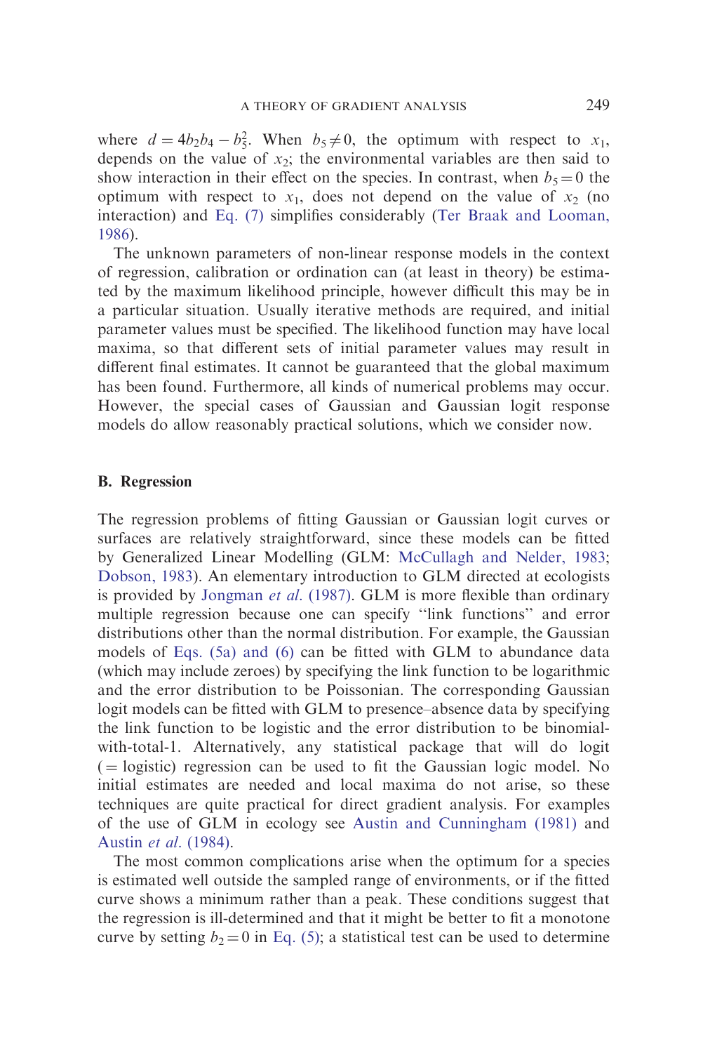where $d = 4b_2b_4 - b_5^2$. When $b_5 \neq 0$, the optimum with respect to $x_1$, depends on the value of $x_2$; the environmental variables are then said to show interaction in their effect on the species. In contrast, when $b_5 = 0$ the optimum with respect to $x_1$, does not depend on the value of $x_2$ (no interaction) and Eq. (7) simplifies considerably (Ter Braak and Looman, 1986).

The unknown parameters of non-linear response models in the context of regression, calibration or ordination can (at least in theory) be estimated by the maximum likelihood principle, however difficult this may be in a particular situation. Usually iterative methods are required, and initial parameter values must be specified. The likelihood function may have local maxima, so that different sets of initial parameter values may result in different final estimates. It cannot be guaranteed that the global maximum has been found. Furthermore, all kinds of numerical problems may occur. However, the special cases of Gaussian and Gaussian logit response models do allow reasonably practical solutions, which we consider now.

### B. Regression

The regression problems of fitting Gaussian or Gaussian logit curves or surfaces are relatively straightforward, since these models can be fitted by Generalized Linear Modelling (GLM: McCullagh and Nelder, 1983; Dobson, 1983). An elementary introduction to GLM directed at ecologists is provided by Jongman *et al.* (1987). GLM is more flexible than ordinary multiple regression because one can specify "link functions" and error distributions other than the normal distribution. For example, the Gaussian models of Eqs. (5a) and (6) can be fitted with GLM to abundance data (which may include zeroes) by specifying the link function to be logarithmic and the error distribution to be Poissonian. The corresponding Gaussian logit models can be fitted with GLM to presence–absence data by specifying the link function to be logistic and the error distribution to be binomial-with-total-1. Alternatively, any statistical package that will do logit (= logistic) regression can be used to fit the Gaussian logic model. No initial estimates are needed and local maxima do not arise, so these techniques are quite practical for direct gradient analysis. For examples of the use of GLM in ecology see Austin and Cunningham (1981) and Austin *et al.* (1984).

The most common complications arise when the optimum for a species is estimated well outside the sampled range of environments, or if the fitted curve shows a minimum rather than a peak. These conditions suggest that the regression is ill-determined and that it might be better to fit a monotone curve by setting $b_2 = 0$ in Eq. (5); a statistical test can be used to determine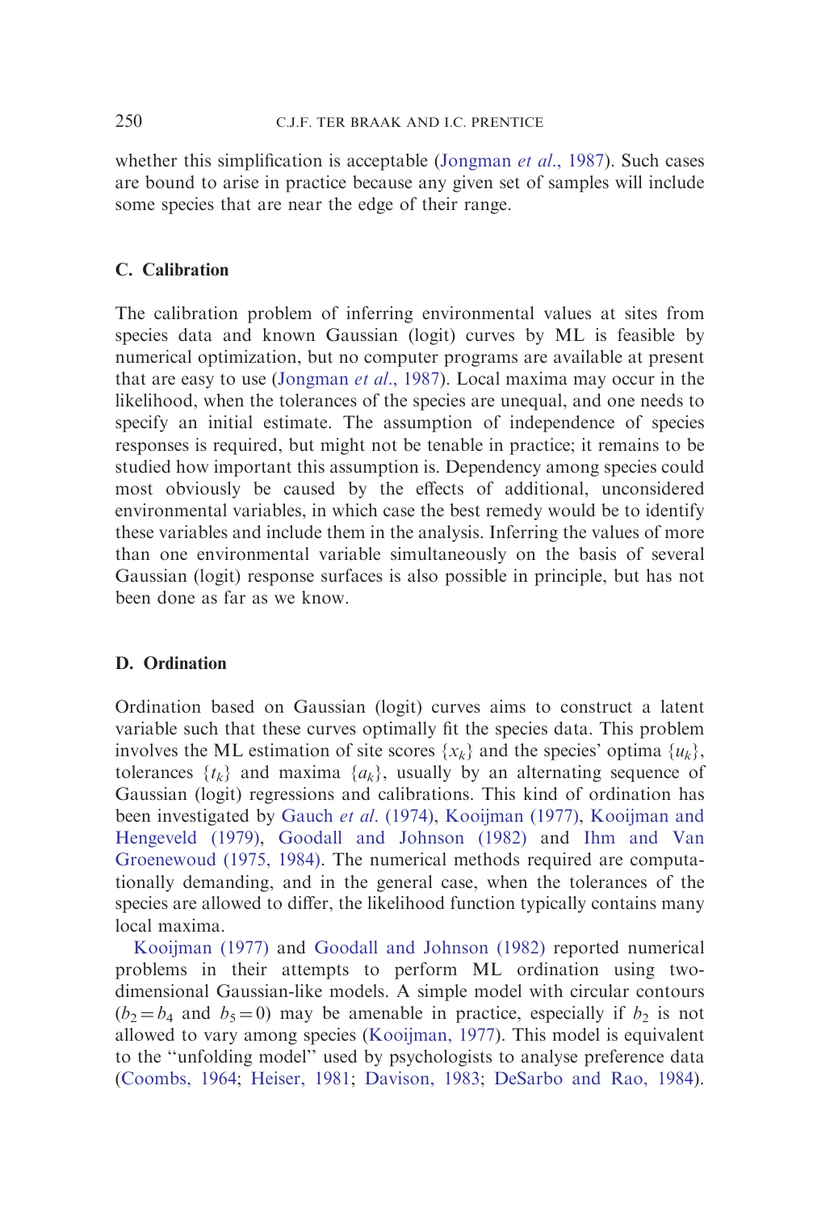whether this simplification is acceptable (Jongman *et al*., 1987). Such cases are bound to arise in practice because any given set of samples will include some species that are near the edge of their range.

### C. Calibration

The calibration problem of inferring environmental values at sites from species data and known Gaussian (logit) curves by ML is feasible by numerical optimization, but no computer programs are available at present that are easy to use (Jongman *et al*., 1987). Local maxima may occur in the likelihood, when the tolerances of the species are unequal, and one needs to specify an initial estimate. The assumption of independence of species responses is required, but might not be tenable in practice; it remains to be studied how important this assumption is. Dependency among species could most obviously be caused by the effects of additional, unconsidered environmental variables, in which case the best remedy would be to identify these variables and include them in the analysis. Inferring the values of more than one environmental variable simultaneously on the basis of several Gaussian (logit) response surfaces is also possible in principle, but has not been done as far as we know.

### D. Ordination

Ordination based on Gaussian (logit) curves aims to construct a latent variable such that these curves optimally fit the species data. This problem involves the ML estimation of site scores $\{x_k\}$ and the species' optima $\{u_k\}$, tolerances $\{t_k\}$ and maxima $\{a_k\}$, usually by an alternating sequence of Gaussian (logit) regressions and calibrations. This kind of ordination has been investigated by Gauch *et al*. (1974), Kooijman (1977), Kooijman and Hengeveld (1979), Goodall and Johnson (1982) and Ihm and Van Groenewoud (1975, 1984). The numerical methods required are computationally demanding, and in the general case, when the tolerances of the species are allowed to differ, the likelihood function typically contains many local maxima.

Kooijman (1977) and Goodall and Johnson (1982) reported numerical problems in their attempts to perform ML ordination using two-dimensional Gaussian-like models. A simple model with circular contours ($b_2 = b_4$ and $b_5 = 0$) may be amenable in practice, especially if $b_2$ is not allowed to vary among species (Kooijman, 1977). This model is equivalent to the "unfolding model" used by psychologists to analyse preference data (Coombs, 1964; Heiser, 1981; Davison, 1983; DeSarbo and Rao, 1984).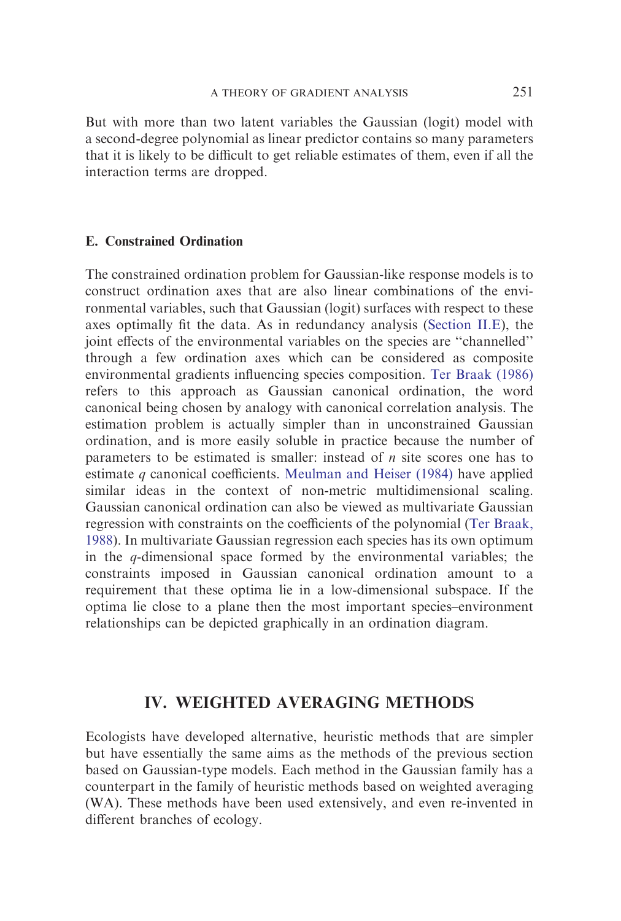But with more than two latent variables the Gaussian (logit) model with a second-degree polynomial as linear predictor contains so many parameters that it is likely to be difficult to get reliable estimates of them, even if all the interaction terms are dropped.

### E. Constrained Ordination

The constrained ordination problem for Gaussian-like response models is to construct ordination axes that are also linear combinations of the environmental variables, such that Gaussian (logit) surfaces with respect to these axes optimally fit the data. As in redundancy analysis (Section II.E), the joint effects of the environmental variables on the species are ''channelled'' through a few ordination axes which can be considered as composite environmental gradients influencing species composition. Ter Braak (1986) refers to this approach as Gaussian canonical ordination, the word canonical being chosen by analogy with canonical correlation analysis. The estimation problem is actually simpler than in unconstrained Gaussian ordination, and is more easily soluble in practice because the number of parameters to be estimated is smaller: instead of $n$ site scores one has to estimate $q$ canonical coefficients. Meulman and Heiser (1984) have applied similar ideas in the context of non-metric multidimensional scaling. Gaussian canonical ordination can also be viewed as multivariate Gaussian regression with constraints on the coefficients of the polynomial (Ter Braak, 1988). In multivariate Gaussian regression each species has its own optimum in the $q$-dimensional space formed by the environmental variables; the constraints imposed in Gaussian canonical ordination amount to a requirement that these optima lie in a low-dimensional subspace. If the optima lie close to a plane then the most important species–environment relationships can be depicted graphically in an ordination diagram.

## IV. WEIGHTED AVERAGING METHODS

Ecologists have developed alternative, heuristic methods that are simpler but have essentially the same aims as the methods of the previous section based on Gaussian-type models. Each method in the Gaussian family has a counterpart in the family of heuristic methods based on weighted averaging (WA). These methods have been used extensively, and even re-invented in different branches of ecology.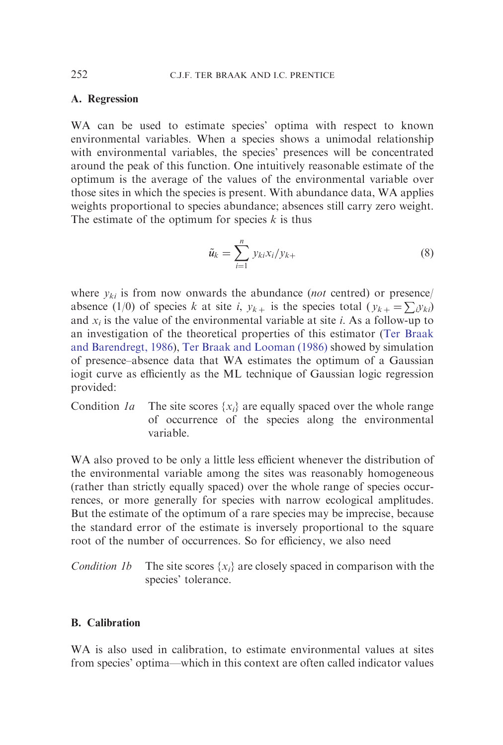### A. Regression

WA can be used to estimate species' optima with respect to known environmental variables. When a species shows a unimodal relationship with environmental variables, the species' presences will be concentrated around the peak of this function. One intuitively reasonable estimate of the optimum is the average of the values of the environmental variable over those sites in which the species is present. With abundance data, WA applies weights proportional to species abundance; absences still carry zero weight. The estimate of the optimum for species $k$ is thus

$$\tilde{u}_k = \sum_{i=1}^{n} y_{ki} x_i / y_{k+} \tag{8}$$

where $y_{ki}$ is from now onwards the abundance (*not* centred) or presence/absence (1/0) of species $k$ at site $i$, $y_{k+}$ is the species total ($y_{k+} = \sum_i y_{ki}$) and $x_i$ is the value of the environmental variable at site $i$. As a follow-up to an investigation of the theoretical properties of this estimator (Ter Braak and Barendregt, 1986), Ter Braak and Looman (1986) showed by simulation of presence–absence data that WA estimates the optimum of a Gaussian iogit curve as efficiently as the ML technique of Gaussian logic regression provided:

Condition *1a* The site scores $\{x_i\}$ are equally spaced over the whole range of occurrence of the species along the environmental variable.

WA also proved to be only a little less efficient whenever the distribution of the environmental variable among the sites was reasonably homogeneous (rather than strictly equally spaced) over the whole range of species occurrences, or more generally for species with narrow ecological amplitudes. But the estimate of the optimum of a rare species may be imprecise, because the standard error of the estimate is inversely proportional to the square root of the number of occurrences. So for efficiency, we also need

*Condition 1b* The site scores $\{x_i\}$ are closely spaced in comparison with the species' tolerance.

### B. Calibration

WA is also used in calibration, to estimate environmental values at sites from species' optima—which in this context are often called indicator values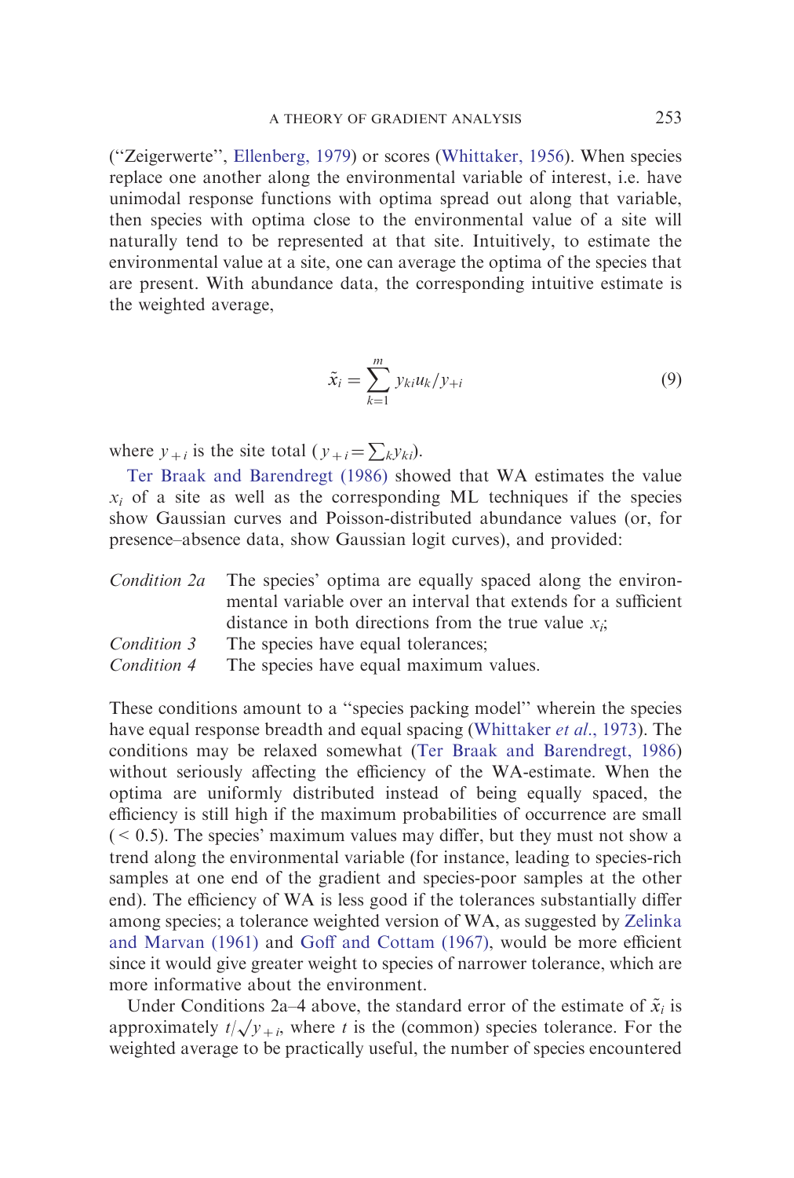(“Zeigerwerte”, Ellenberg, 1979) or scores (Whittaker, 1956). When species replace one another along the environmental variable of interest, i.e. have unimodal response functions with optima spread out along that variable, then species with optima close to the environmental value of a site will naturally tend to be represented at that site. Intuitively, to estimate the environmental value at a site, one can average the optima of the species that are present. With abundance data, the corresponding intuitive estimate is the weighted average,

$$\tilde{x}_i = \sum_{k=1}^{m} y_{ki} u_k / y_{+i} \tag{9}$$

where $y_{+i}$ is the site total ($y_{+i} = \sum_k y_{ki}$).

Ter Braak and Barendregt (1986) showed that WA estimates the value $x_i$ of a site as well as the corresponding ML techniques if the species show Gaussian curves and Poisson-distributed abundance values (or, for presence–absence data, show Gaussian logit curves), and provided:

*Condition 2a* The species' optima are equally spaced along the environmental variable over an interval that extends for a sufficient distance in both directions from the true value $x_i$;

*Condition 3* The species have equal tolerances;

*Condition 4* The species have equal maximum values.

These conditions amount to a “species packing model” wherein the species have equal response breadth and equal spacing (Whittaker *et al.*, 1973). The conditions may be relaxed somewhat (Ter Braak and Barendregt, 1986) without seriously affecting the efficiency of the WA-estimate. When the optima are uniformly distributed instead of being equally spaced, the efficiency is still high if the maximum probabilities of occurrence are small ($< 0.5$). The species' maximum values may differ, but they must not show a trend along the environmental variable (for instance, leading to species-rich samples at one end of the gradient and species-poor samples at the other end). The efficiency of WA is less good if the tolerances substantially differ among species; a tolerance weighted version of WA, as suggested by Zelinka and Marvan (1961) and Goff and Cottam (1967), would be more efficient since it would give greater weight to species of narrower tolerance, which are more informative about the environment.

Under Conditions 2a–4 above, the standard error of the estimate of $\tilde{x}_i$ is approximately $t/\sqrt{y_{+i}}$, where $t$ is the (common) species tolerance. For the weighted average to be practically useful, the number of species encountered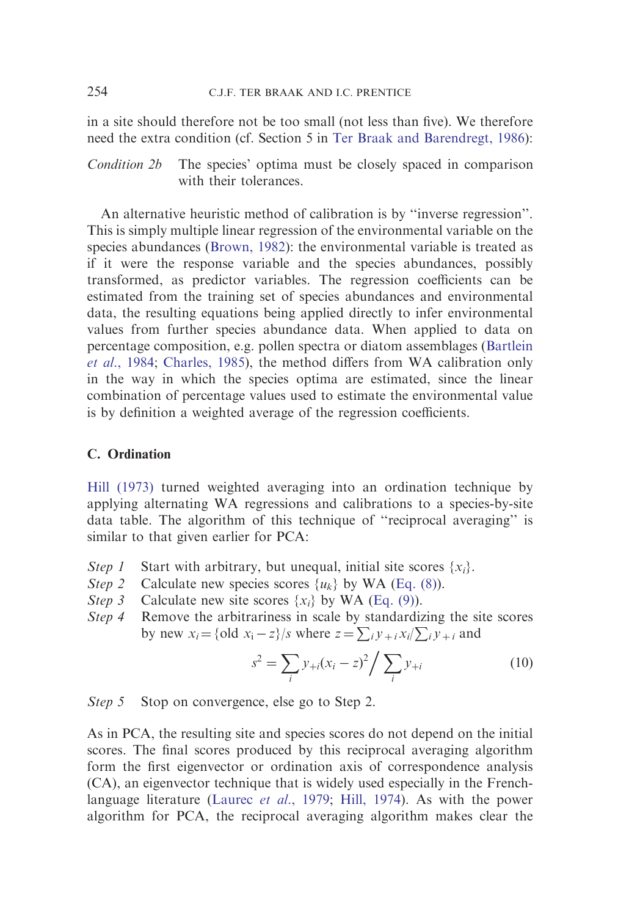in a site should therefore not be too small (not less than five). We therefore need the extra condition (cf. Section 5 in Ter Braak and Barendregt, 1986):

*Condition 2b* The species' optima must be closely spaced in comparison with their tolerances.

An alternative heuristic method of calibration is by "inverse regression". This is simply multiple linear regression of the environmental variable on the species abundances (Brown, 1982): the environmental variable is treated as if it were the response variable and the species abundances, possibly transformed, as predictor variables. The regression coefficients can be estimated from the training set of species abundances and environmental data, the resulting equations being applied directly to infer environmental values from further species abundance data. When applied to data on percentage composition, e.g. pollen spectra or diatom assemblages (Bartlein *et al.*, 1984; Charles, 1985), the method differs from WA calibration only in the way in which the species optima are estimated, since the linear combination of percentage values used to estimate the environmental value is by definition a weighted average of the regression coefficients.

### C. Ordination

Hill (1973) turned weighted averaging into an ordination technique by applying alternating WA regressions and calibrations to a species-by-site data table. The algorithm of this technique of "reciprocal averaging" is similar to that given earlier for PCA:

*Step 1* Start with arbitrary, but unequal, initial site scores $\{x_i\}$.

*Step 2* Calculate new species scores $\{u_k\}$ by WA (Eq. (8)).

*Step 3* Calculate new site scores $\{x_i\}$ by WA (Eq. (9)).

*Step 4* Remove the arbitrariness in scale by standardizing the site scores by new $x_i = \{\text{old } x_i - z\}/s$ where $z = \sum_i y_{+i} x_i / \sum_i y_{+i}$ and

$$s^2 = \sum_i y_{+i}(x_i - z)^2 \Big/ \sum_i y_{+i} \tag{10}$$

*Step 5* Stop on convergence, else go to Step 2.

As in PCA, the resulting site and species scores do not depend on the initial scores. The final scores produced by this reciprocal averaging algorithm form the first eigenvector or ordination axis of correspondence analysis (CA), an eigenvector technique that is widely used especially in the French-language literature (Laurec *et al.*, 1979; Hill, 1974). As with the power algorithm for PCA, the reciprocal averaging algorithm makes clear the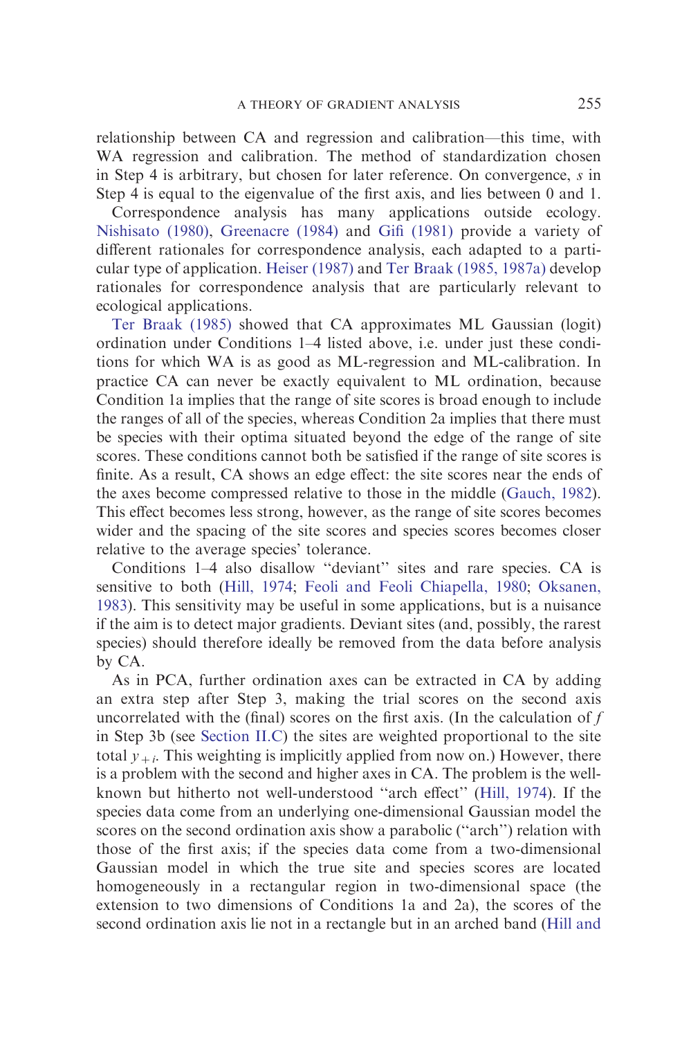relationship between CA and regression and calibration—this time, with WA regression and calibration. The method of standardization chosen in Step 4 is arbitrary, but chosen for later reference. On convergence, $s$ in Step 4 is equal to the eigenvalue of the first axis, and lies between 0 and 1.

Correspondence analysis has many applications outside ecology. Nishisato (1980), Greenacre (1984) and Gifi (1981) provide a variety of different rationales for correspondence analysis, each adapted to a particular type of application. Heiser (1987) and Ter Braak (1985, 1987a) develop rationales for correspondence analysis that are particularly relevant to ecological applications.

Ter Braak (1985) showed that CA approximates ML Gaussian (logit) ordination under Conditions 1–4 listed above, i.e. under just these conditions for which WA is as good as ML-regression and ML-calibration. In practice CA can never be exactly equivalent to ML ordination, because Condition 1a implies that the range of site scores is broad enough to include the ranges of all of the species, whereas Condition 2a implies that there must be species with their optima situated beyond the edge of the range of site scores. These conditions cannot both be satisfied if the range of site scores is finite. As a result, CA shows an edge effect: the site scores near the ends of the axes become compressed relative to those in the middle (Gauch, 1982). This effect becomes less strong, however, as the range of site scores becomes wider and the spacing of the site scores and species scores becomes closer relative to the average species' tolerance.

Conditions 1–4 also disallow "deviant" sites and rare species. CA is sensitive to both (Hill, 1974; Feoli and Feoli Chiapella, 1980; Oksanen, 1983). This sensitivity may be useful in some applications, but is a nuisance if the aim is to detect major gradients. Deviant sites (and, possibly, the rarest species) should therefore ideally be removed from the data before analysis by CA.

As in PCA, further ordination axes can be extracted in CA by adding an extra step after Step 3, making the trial scores on the second axis uncorrelated with the (final) scores on the first axis. (In the calculation of $f$ in Step 3b (see Section II.C) the sites are weighted proportional to the site total $y_{+i}$. This weighting is implicitly applied from now on.) However, there is a problem with the second and higher axes in CA. The problem is the well-known but hitherto not well-understood "arch effect" (Hill, 1974). If the species data come from an underlying one-dimensional Gaussian model the scores on the second ordination axis show a parabolic ("arch") relation with those of the first axis; if the species data come from a two-dimensional Gaussian model in which the true site and species scores are located homogeneously in a rectangular region in two-dimensional space (the extension to two dimensions of Conditions 1a and 2a), the scores of the second ordination axis lie not in a rectangle but in an arched band (Hill and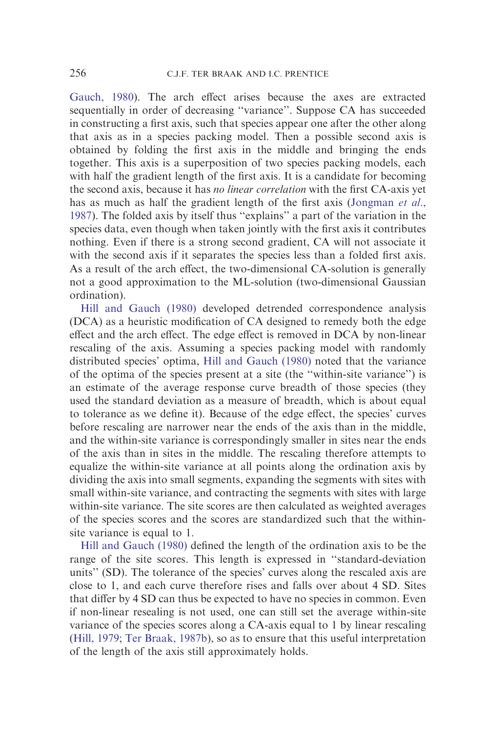Gauch, 1980). The arch effect arises because the axes are extracted sequentially in order of decreasing "variance". Suppose CA has succeeded in constructing a first axis, such that species appear one after the other along that axis as in a species packing model. Then a possible second axis is obtained by folding the first axis in the middle and bringing the ends together. This axis is a superposition of two species packing models, each with half the gradient length of the first axis. It is a candidate for becoming the second axis, because it has *no linear correlation* with the first CA-axis yet has as much as half the gradient length of the first axis (Jongman *et al.*, 1987). The folded axis by itself thus "explains" a part of the variation in the species data, even though when taken jointly with the first axis it contributes nothing. Even if there is a strong second gradient, CA will not associate it with the second axis if it separates the species less than a folded first axis. As a result of the arch effect, the two-dimensional CA-solution is generally not a good approximation to the ML-solution (two-dimensional Gaussian ordination).

Hill and Gauch (1980) developed detrended correspondence analysis (DCA) as a heuristic modification of CA designed to remedy both the edge effect and the arch effect. The edge effect is removed in DCA by non-linear rescaling of the axis. Assuming a species packing model with randomly distributed species' optima, Hill and Gauch (1980) noted that the variance of the optima of the species present at a site (the "within-site variance") is an estimate of the average response curve breadth of those species (they used the standard deviation as a measure of breadth, which is about equal to tolerance as we define it). Because of the edge effect, the species' curves before rescaling are narrower near the ends of the axis than in the middle, and the within-site variance is correspondingly smaller in sites near the ends of the axis than in sites in the middle. The rescaling therefore attempts to equalize the within-site variance at all points along the ordination axis by dividing the axis into small segments, expanding the segments with sites with small within-site variance, and contracting the segments with sites with large within-site variance. The site scores are then calculated as weighted averages of the species scores and the scores are standardized such that the within-site variance is equal to 1.

Hill and Gauch (1980) defined the length of the ordination axis to be the range of the site scores. This length is expressed in "standard-deviation units" (SD). The tolerance of the species' curves along the rescaled axis are close to 1, and each curve therefore rises and falls over about 4 SD. Sites that differ by 4 SD can thus be expected to have no species in common. Even if non-linear resealing is not used, one can still set the average within-site variance of the species scores along a CA-axis equal to 1 by linear rescaling (Hill, 1979; Ter Braak, 1987b), so as to ensure that this useful interpretation of the length of the axis still approximately holds.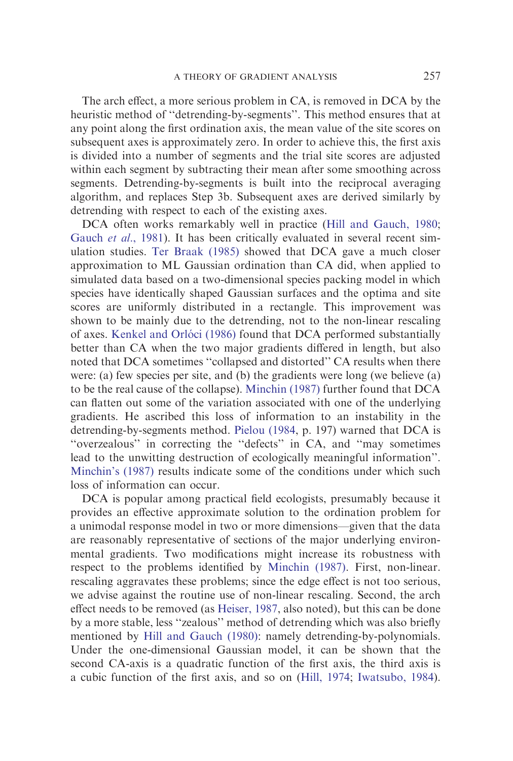The arch effect, a more serious problem in CA, is removed in DCA by the heuristic method of ''detrending-by-segments''. This method ensures that at any point along the first ordination axis, the mean value of the site scores on subsequent axes is approximately zero. In order to achieve this, the first axis is divided into a number of segments and the trial site scores are adjusted within each segment by subtracting their mean after some smoothing across segments. Detrending-by-segments is built into the reciprocal averaging algorithm, and replaces Step 3b. Subsequent axes are derived similarly by detrending with respect to each of the existing axes.

DCA often works remarkably well in practice (Hill and Gauch, 1980; Gauch *et al*., 1981). It has been critically evaluated in several recent simulation studies. Ter Braak (1985) showed that DCA gave a much closer approximation to ML Gaussian ordination than CA did, when applied to simulated data based on a two-dimensional species packing model in which species have identically shaped Gaussian surfaces and the optima and site scores are uniformly distributed in a rectangle. This improvement was shown to be mainly due to the detrending, not to the non-linear rescaling of axes. Kenkel and Orlóci (1986) found that DCA performed substantially better than CA when the two major gradients differed in length, but also noted that DCA sometimes ''collapsed and distorted'' CA results when there were: (a) few species per site, and (b) the gradients were long (we believe (a) to be the real cause of the collapse). Minchin (1987) further found that DCA can flatten out some of the variation associated with one of the underlying gradients. He ascribed this loss of information to an instability in the detrending-by-segments method. Pielou (1984, p. 197) warned that DCA is ''overzealous'' in correcting the ''defects'' in CA, and ''may sometimes lead to the unwitting destruction of ecologically meaningful information''. Minchin's (1987) results indicate some of the conditions under which such loss of information can occur.

DCA is popular among practical field ecologists, presumably because it provides an effective approximate solution to the ordination problem for a unimodal response model in two or more dimensions—given that the data are reasonably representative of sections of the major underlying environmental gradients. Two modifications might increase its robustness with respect to the problems identified by Minchin (1987). First, non-linear. rescaling aggravates these problems; since the edge effect is not too serious, we advise against the routine use of non-linear rescaling. Second, the arch effect needs to be removed (as Heiser, 1987, also noted), but this can be done by a more stable, less ''zealous'' method of detrending which was also briefly mentioned by Hill and Gauch (1980): namely detrending-by-polynomials. Under the one-dimensional Gaussian model, it can be shown that the second CA-axis is a quadratic function of the first axis, the third axis is a cubic function of the first axis, and so on (Hill, 1974; Iwatsubo, 1984).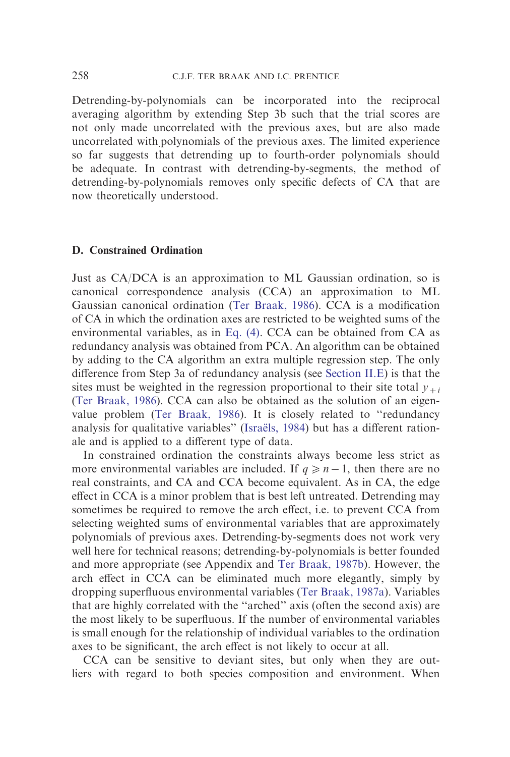Detrending-by-polynomials can be incorporated into the reciprocal averaging algorithm by extending Step 3b such that the trial scores are not only made uncorrelated with the previous axes, but are also made uncorrelated with polynomials of the previous axes. The limited experience so far suggests that detrending up to fourth-order polynomials should be adequate. In contrast with detrending-by-segments, the method of detrending-by-polynomials removes only specific defects of CA that are now theoretically understood.

### D. Constrained Ordination

Just as CA/DCA is an approximation to ML Gaussian ordination, so is canonical correspondence analysis (CCA) an approximation to ML Gaussian canonical ordination (Ter Braak, 1986). CCA is a modification of CA in which the ordination axes are restricted to be weighted sums of the environmental variables, as in Eq. (4). CCA can be obtained from CA as redundancy analysis was obtained from PCA. An algorithm can be obtained by adding to the CA algorithm an extra multiple regression step. The only difference from Step 3a of redundancy analysis (see Section II.E) is that the sites must be weighted in the regression proportional to their site total $y_{+i}$ (Ter Braak, 1986). CCA can also be obtained as the solution of an eigenvalue problem (Ter Braak, 1986). It is closely related to "redundancy analysis for qualitative variables" (Israëls, 1984) but has a different rationale and is applied to a different type of data.

In constrained ordination the constraints always become less strict as more environmental variables are included. If $q \geqslant n-1$, then there are no real constraints, and CA and CCA become equivalent. As in CA, the edge effect in CCA is a minor problem that is best left untreated. Detrending may sometimes be required to remove the arch effect, i.e. to prevent CCA from selecting weighted sums of environmental variables that are approximately polynomials of previous axes. Detrending-by-segments does not work very well here for technical reasons; detrending-by-polynomials is better founded and more appropriate (see Appendix and Ter Braak, 1987b). However, the arch effect in CCA can be eliminated much more elegantly, simply by dropping superfluous environmental variables (Ter Braak, 1987a). Variables that are highly correlated with the "arched" axis (often the second axis) are the most likely to be superfluous. If the number of environmental variables is small enough for the relationship of individual variables to the ordination axes to be significant, the arch effect is not likely to occur at all.

CCA can be sensitive to deviant sites, but only when they are outliers with regard to both species composition and environment. When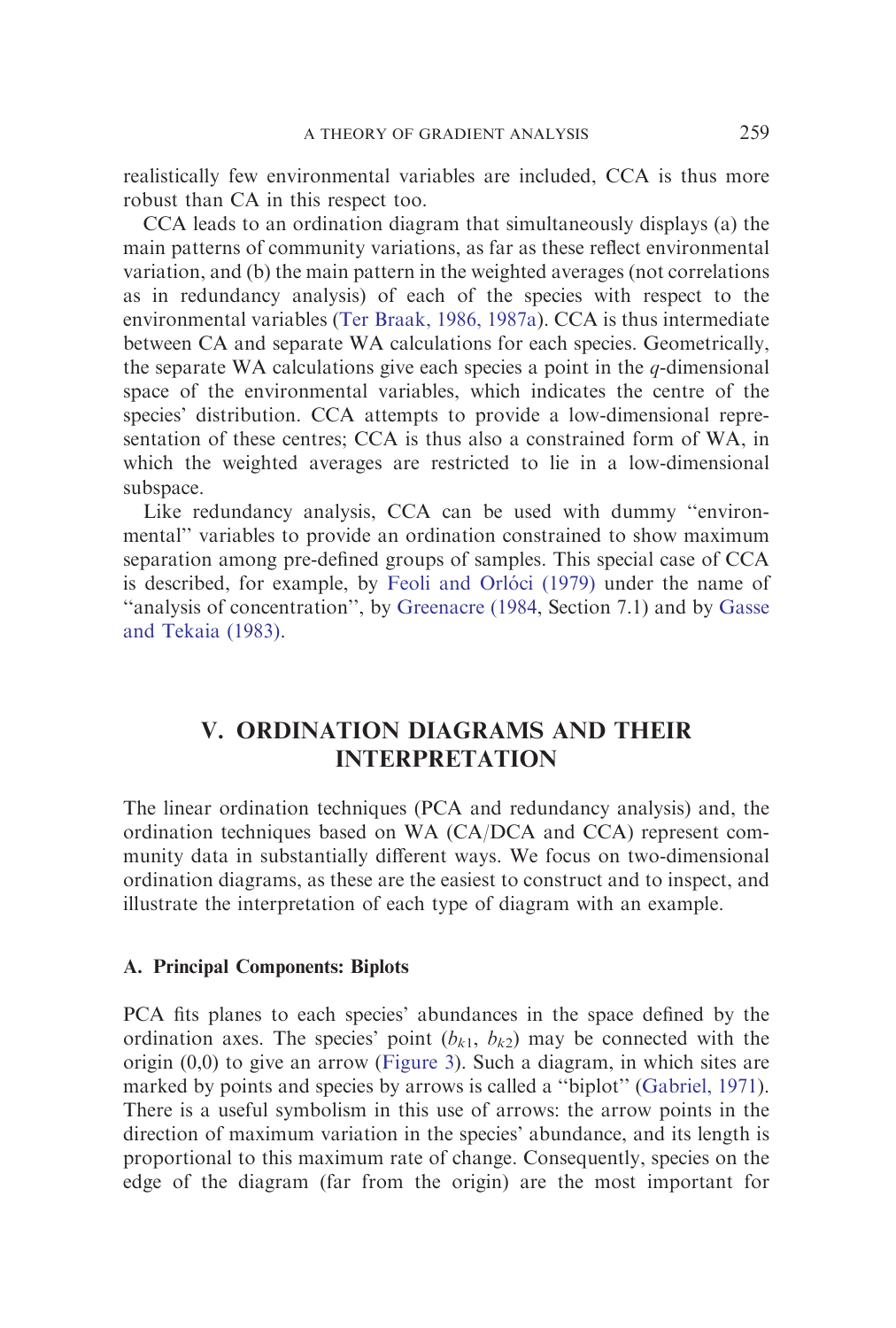realistically few environmental variables are included, CCA is thus more robust than CA in this respect too.

CCA leads to an ordination diagram that simultaneously displays (a) the main patterns of community variations, as far as these reflect environmental variation, and (b) the main pattern in the weighted averages (not correlations as in redundancy analysis) of each of the species with respect to the environmental variables (Ter Braak, 1986, 1987a). CCA is thus intermediate between CA and separate WA calculations for each species. Geometrically, the separate WA calculations give each species a point in the $q$-dimensional space of the environmental variables, which indicates the centre of the species' distribution. CCA attempts to provide a low-dimensional representation of these centres; CCA is thus also a constrained form of WA, in which the weighted averages are restricted to lie in a low-dimensional subspace.

Like redundancy analysis, CCA can be used with dummy "environmental" variables to provide an ordination constrained to show maximum separation among pre-defined groups of samples. This special case of CCA is described, for example, by Feoli and Orlóci (1979) under the name of "analysis of concentration", by Greenacre (1984, Section 7.1) and by Gasse and Tekaia (1983).

## V. ORDINATION DIAGRAMS AND THEIR INTERPRETATION

The linear ordination techniques (PCA and redundancy analysis) and, the ordination techniques based on WA (CA/DCA and CCA) represent community data in substantially different ways. We focus on two-dimensional ordination diagrams, as these are the easiest to construct and to inspect, and illustrate the interpretation of each type of diagram with an example.

### A. Principal Components: Biplots

PCA fits planes to each species' abundances in the space defined by the ordination axes. The species' point ($b_{k1}$, $b_{k2}$) may be connected with the origin (0,0) to give an arrow (Figure 3). Such a diagram, in which sites are marked by points and species by arrows is called a "biplot" (Gabriel, 1971). There is a useful symbolism in this use of arrows: the arrow points in the direction of maximum variation in the species' abundance, and its length is proportional to this maximum rate of change. Consequently, species on the edge of the diagram (far from the origin) are the most important for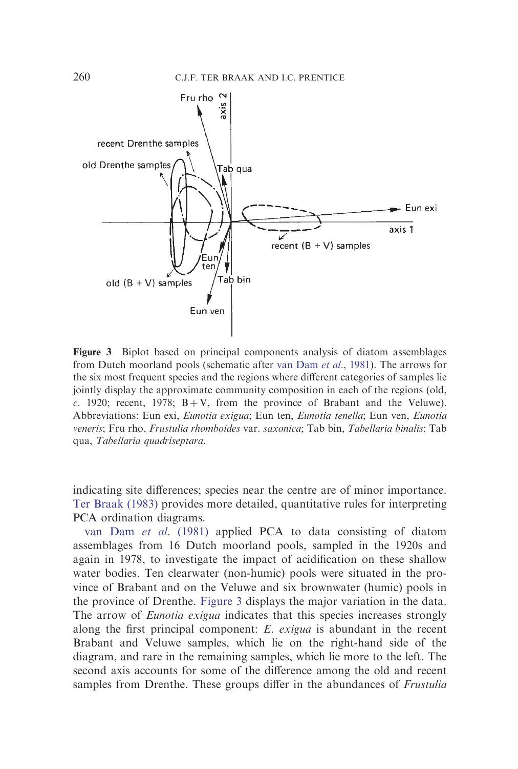Figure 3 Biplot based on principal components analysis of diatom assemblages from Dutch moorland pools (schematic after van Dam *et al*., 1981). The arrows for the six most frequent species and the regions where different categories of samples lie jointly display the approximate community composition in each of the regions (old, *c*. 1920; recent, 1978; B + V, from the province of Brabant and the Veluwe). Abbreviations: Eun exi, *Eunotia exigua*; Eun ten, *Eunotia tenella*; Eun ven, *Eunotia veneris*; Fru rho, *Frustulia rhomboides* var. *saxonica*; Tab bin, *Tabellaria binalis*; Tab qua, *Tabellaria quadriseptara*.

indicating site differences; species near the centre are of minor importance. Ter Braak (1983) provides more detailed, quantitative rules for interpreting PCA ordination diagrams.

van Dam *et al.* (1981) applied PCA to data consisting of diatom assemblages from 16 Dutch moorland pools, sampled in the 1920s and again in 1978, to investigate the impact of acidification on these shallow water bodies. Ten clearwater (non-humic) pools were situated in the province of Brabant and on the Veluwe and six brownwater (humic) pools in the province of Drenthe. Figure 3 displays the major variation in the data. The arrow of *Eunotia exigua* indicates that this species increases strongly along the first principal component: *E. exigua* is abundant in the recent Brabant and Veluwe samples, which lie on the right-hand side of the diagram, and rare in the remaining samples, which lie more to the left. The second axis accounts for some of the difference among the old and recent samples from Drenthe. These groups differ in the abundances of *Frustulia*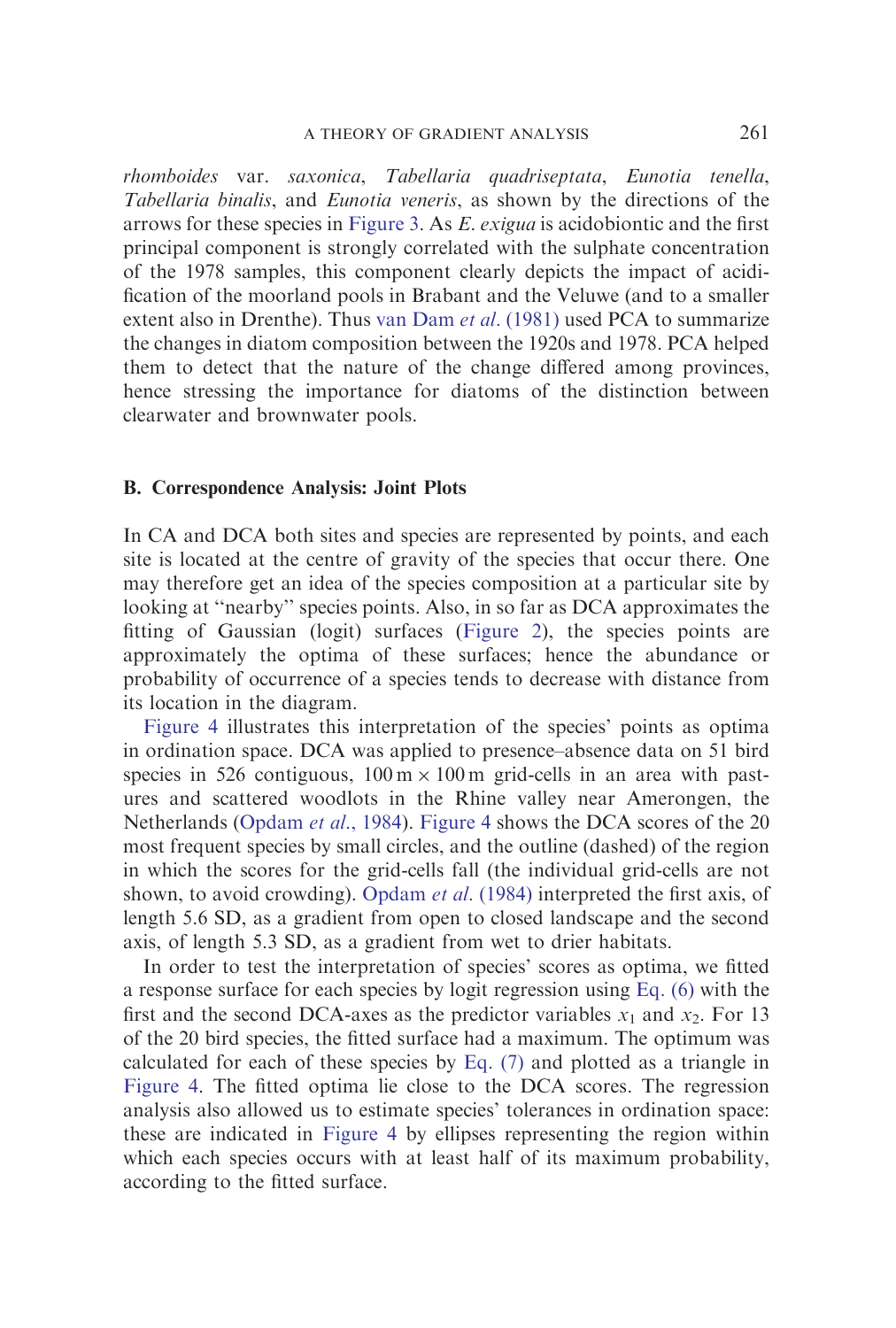*rhomboides* var. *saxonica*, *Tabellaria quadriseptata*, *Eunotia tenella*, *Tabellaria binalis*, and *Eunotia veneris*, as shown by the directions of the arrows for these species in Figure 3. As *E. exigua* is acidobiontic and the first principal component is strongly correlated with the sulphate concentration of the 1978 samples, this component clearly depicts the impact of acidification of the moorland pools in Brabant and the Veluwe (and to a smaller extent also in Drenthe). Thus van Dam *et al*. (1981) used PCA to summarize the changes in diatom composition between the 1920s and 1978. PCA helped them to detect that the nature of the change differed among provinces, hence stressing the importance for diatoms of the distinction between clearwater and brownwater pools.

### B. Correspondence Analysis: Joint Plots

In CA and DCA both sites and species are represented by points, and each site is located at the centre of gravity of the species that occur there. One may therefore get an idea of the species composition at a particular site by looking at "nearby" species points. Also, in so far as DCA approximates the fitting of Gaussian (logit) surfaces (Figure 2), the species points are approximately the optima of these surfaces; hence the abundance or probability of occurrence of a species tends to decrease with distance from its location in the diagram.

Figure 4 illustrates this interpretation of the species' points as optima in ordination space. DCA was applied to presence–absence data on 51 bird species in 526 contiguous, $100\,\mathrm{m} \times 100\,\mathrm{m}$ grid-cells in an area with pastures and scattered woodlots in the Rhine valley near Amerongen, the Netherlands (Opdam *et al*., 1984). Figure 4 shows the DCA scores of the 20 most frequent species by small circles, and the outline (dashed) of the region in which the scores for the grid-cells fall (the individual grid-cells are not shown, to avoid crowding). Opdam *et al*. (1984) interpreted the first axis, of length 5.6 SD, as a gradient from open to closed landscape and the second axis, of length 5.3 SD, as a gradient from wet to drier habitats.

In order to test the interpretation of species' scores as optima, we fitted a response surface for each species by logit regression using Eq. (6) with the first and the second DCA-axes as the predictor variables $x_1$ and $x_2$. For 13 of the 20 bird species, the fitted surface had a maximum. The optimum was calculated for each of these species by Eq. (7) and plotted as a triangle in Figure 4. The fitted optima lie close to the DCA scores. The regression analysis also allowed us to estimate species' tolerances in ordination space: these are indicated in Figure 4 by ellipses representing the region within which each species occurs with at least half of its maximum probability, according to the fitted surface.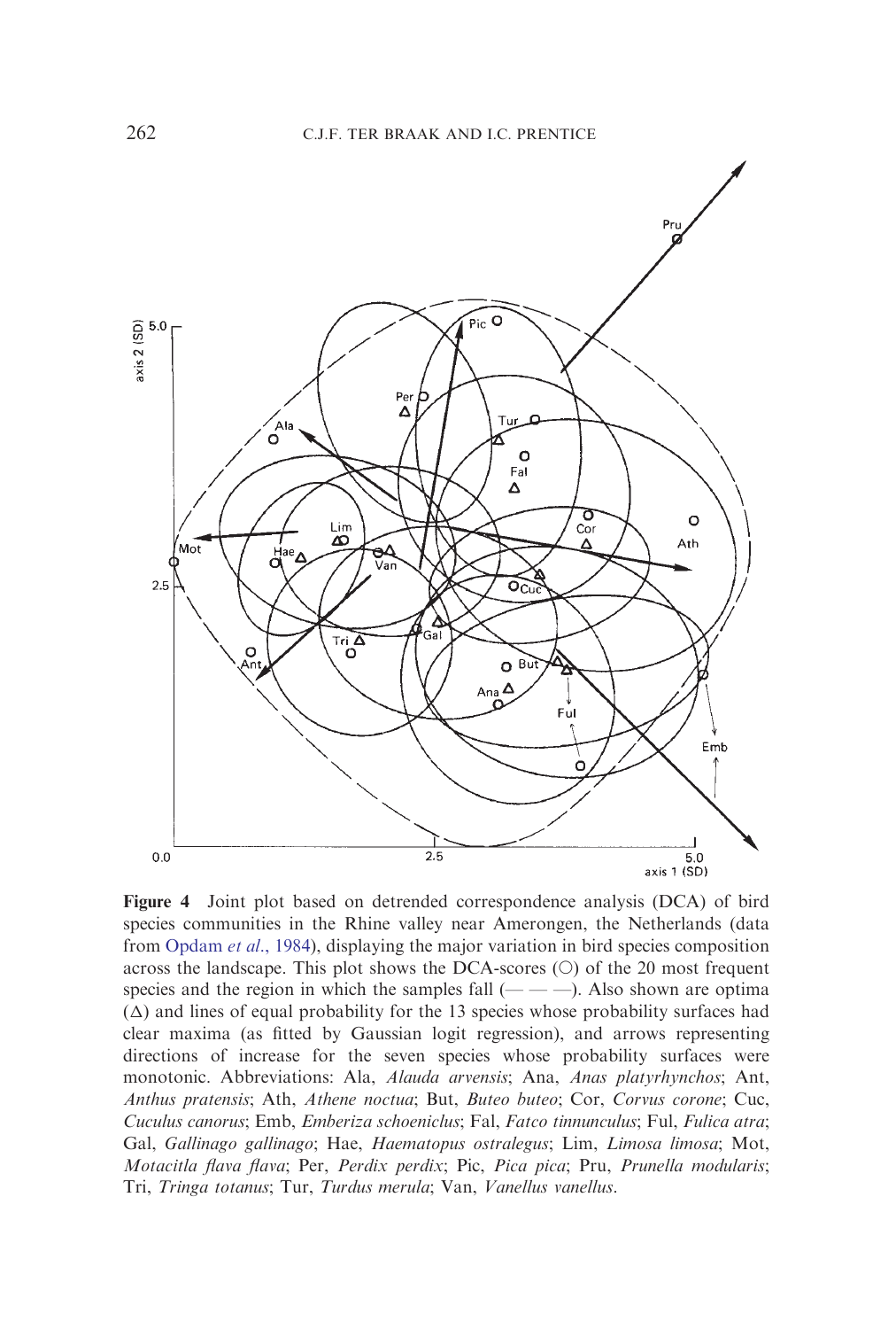Figure 4 Joint plot based on detrended correspondence analysis (DCA) of bird species communities in the Rhine valley near Amerongen, the Netherlands (data from Opdam *et al*., 1984), displaying the major variation in bird species composition across the landscape. This plot shows the DCA-scores (○) of the 20 most frequent species and the region in which the samples fall (— — —). Also shown are optima (Δ) and lines of equal probability for the 13 species whose probability surfaces had clear maxima (as fitted by Gaussian logit regression), and arrows representing directions of increase for the seven species whose probability surfaces were monotonic. Abbreviations: Ala, *Alauda arvensis*; Ana, *Anas platyrhynchos*; Ant, *Anthus pratensis*; Ath, *Athene noctua*; But, *Buteo buteo*; Cor, *Corvus corone*; Cuc, *Cuculus canorus*; Emb, *Emberiza schoeniclus*; Fal, *Fatco tinnunculus*; Ful, *Fulica atra*; Gal, *Gallinago gallinago*; Hae, *Haematopus ostralegus*; Lim, *Limosa limosa*; Mot, *Motacitla flava flava*; Per, *Perdix perdix*; Pic, *Pica pica*; Pru, *Prunella modularis*; Tri, *Tringa totanus*; Tur, *Turdus merula*; Van, *Vanellus vanellus*.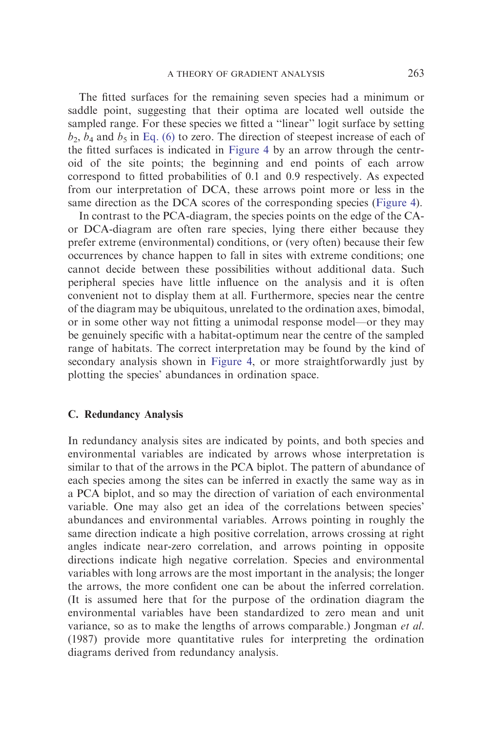The fitted surfaces for the remaining seven species had a minimum or saddle point, suggesting that their optima are located well outside the sampled range. For these species we fitted a "linear" logit surface by setting $b_2$, $b_4$ and $b_5$ in Eq. (6) to zero. The direction of steepest increase of each of the fitted surfaces is indicated in Figure 4 by an arrow through the centroid of the site points; the beginning and end points of each arrow correspond to fitted probabilities of 0.1 and 0.9 respectively. As expected from our interpretation of DCA, these arrows point more or less in the same direction as the DCA scores of the corresponding species (Figure 4).

In contrast to the PCA-diagram, the species points on the edge of the CA- or DCA-diagram are often rare species, lying there either because they prefer extreme (environmental) conditions, or (very often) because their few occurrences by chance happen to fall in sites with extreme conditions; one cannot decide between these possibilities without additional data. Such peripheral species have little influence on the analysis and it is often convenient not to display them at all. Furthermore, species near the centre of the diagram may be ubiquitous, unrelated to the ordination axes, bimodal, or in some other way not fitting a unimodal response model—or they may be genuinely specific with a habitat-optimum near the centre of the sampled range of habitats. The correct interpretation may be found by the kind of secondary analysis shown in Figure 4, or more straightforwardly just by plotting the species' abundances in ordination space.

### C. Redundancy Analysis

In redundancy analysis sites are indicated by points, and both species and environmental variables are indicated by arrows whose interpretation is similar to that of the arrows in the PCA biplot. The pattern of abundance of each species among the sites can be inferred in exactly the same way as in a PCA biplot, and so may the direction of variation of each environmental variable. One may also get an idea of the correlations between species' abundances and environmental variables. Arrows pointing in roughly the same direction indicate a high positive correlation, arrows crossing at right angles indicate near-zero correlation, and arrows pointing in opposite directions indicate high negative correlation. Species and environmental variables with long arrows are the most important in the analysis; the longer the arrows, the more confident one can be about the inferred correlation. (It is assumed here that for the purpose of the ordination diagram the environmental variables have been standardized to zero mean and unit variance, so as to make the lengths of arrows comparable.) Jongman *et al.* (1987) provide more quantitative rules for interpreting the ordination diagrams derived from redundancy analysis.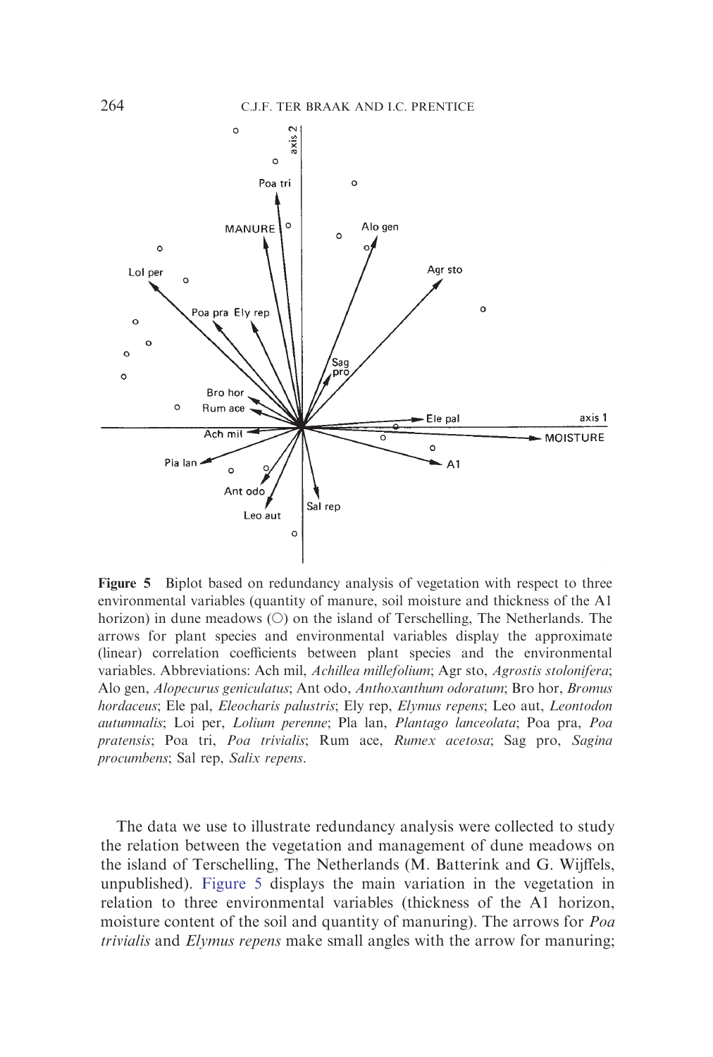**Figure 5** Biplot based on redundancy analysis of vegetation with respect to three environmental variables (quantity of manure, soil moisture and thickness of the A1 horizon) in dune meadows (○) on the island of Terschelling, The Netherlands. The arrows for plant species and environmental variables display the approximate (linear) correlation coefficients between plant species and the environmental variables. Abbreviations: Ach mil, *Achillea millefolium*; Agr sto, *Agrostis stolonifera*; Alo gen, *Alopecurus geniculatus*; Ant odo, *Anthoxanthum odoratum*; Bro hor, *Bromus hordaceus*; Ele pal, *Eleocharis palustris*; Ely rep, *Elymus repens*; Leo aut, *Leontodon autumnalis*; Loi per, *Lolium perenne*; Pla lan, *Plantago lanceolata*; Poa pra, *Poa pratensis*; Poa tri, *Poa trivialis*; Rum ace, *Rumex acetosa*; Sag pro, *Sagina procumbens*; Sal rep, *Salix repens*.

The data we use to illustrate redundancy analysis were collected to study the relation between the vegetation and management of dune meadows on the island of Terschelling, The Netherlands (M. Batterink and G. Wijffels, unpublished). Figure 5 displays the main variation in the vegetation in relation to three environmental variables (thickness of the A1 horizon, moisture content of the soil and quantity of manuring). The arrows for *Poa trivialis* and *Elymus repens* make small angles with the arrow for manuring;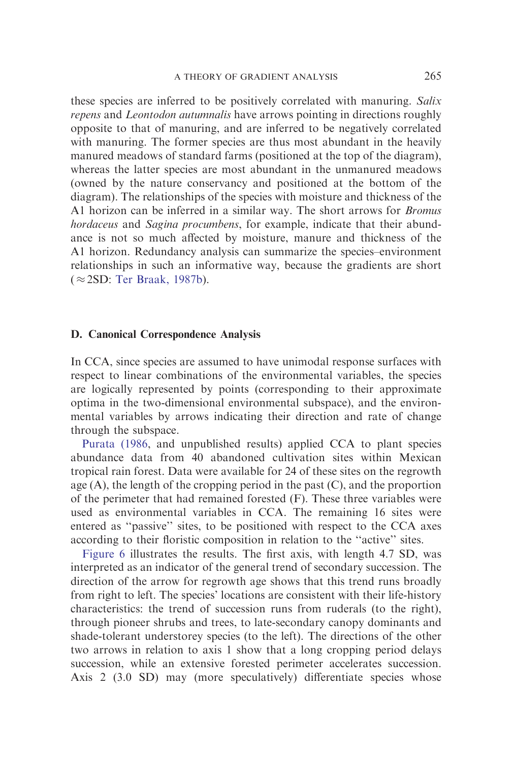these species are inferred to be positively correlated with manuring. *Salix repens* and *Leontodon autumnalis* have arrows pointing in directions roughly opposite to that of manuring, and are inferred to be negatively correlated with manuring. The former species are thus most abundant in the heavily manured meadows of standard farms (positioned at the top of the diagram), whereas the latter species are most abundant in the unmanured meadows (owned by the nature conservancy and positioned at the bottom of the diagram). The relationships of the species with moisture and thickness of the A1 horizon can be inferred in a similar way. The short arrows for *Bromus hordaceus* and *Sagina procumbens*, for example, indicate that their abundance is not so much affected by moisture, manure and thickness of the A1 horizon. Redundancy analysis can summarize the species–environment relationships in such an informative way, because the gradients are short ($\approx$2SD: Ter Braak, 1987b).

### D. Canonical Correspondence Analysis

In CCA, since species are assumed to have unimodal response surfaces with respect to linear combinations of the environmental variables, the species are logically represented by points (corresponding to their approximate optima in the two-dimensional environmental subspace), and the environmental variables by arrows indicating their direction and rate of change through the subspace.

Purata (1986, and unpublished results) applied CCA to plant species abundance data from 40 abandoned cultivation sites within Mexican tropical rain forest. Data were available for 24 of these sites on the regrowth age (A), the length of the cropping period in the past (C), and the proportion of the perimeter that had remained forested (F). These three variables were used as environmental variables in CCA. The remaining 16 sites were entered as "passive" sites, to be positioned with respect to the CCA axes according to their floristic composition in relation to the "active" sites.

Figure 6 illustrates the results. The first axis, with length 4.7 SD, was interpreted as an indicator of the general trend of secondary succession. The direction of the arrow for regrowth age shows that this trend runs broadly from right to left. The species' locations are consistent with their life-history characteristics: the trend of succession runs from ruderals (to the right), through pioneer shrubs and trees, to late-secondary canopy dominants and shade-tolerant understorey species (to the left). The directions of the other two arrows in relation to axis 1 show that a long cropping period delays succession, while an extensive forested perimeter accelerates succession. Axis 2 (3.0 SD) may (more speculatively) differentiate species whose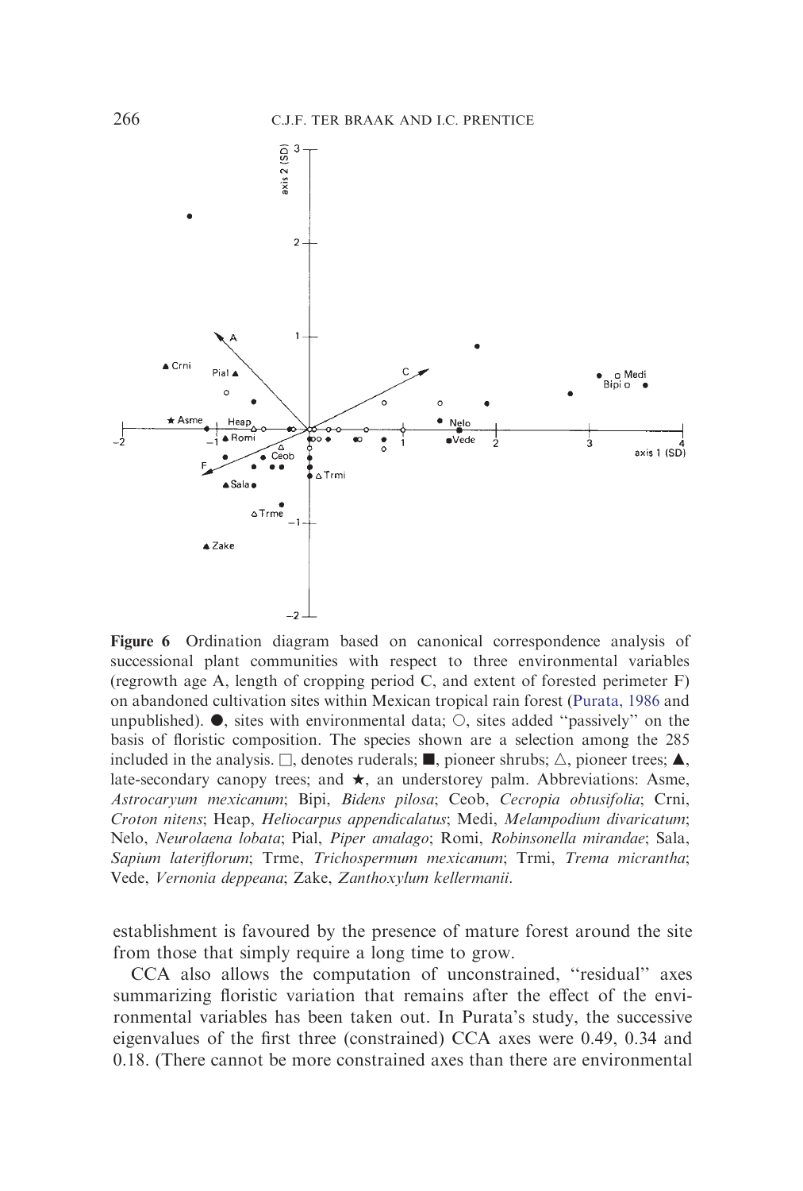**Figure 6** Ordination diagram based on canonical correspondence analysis of successional plant communities with respect to three environmental variables (regrowth age A, length of cropping period C, and extent of forested perimeter F) on abandoned cultivation sites within Mexican tropical rain forest (Purata, 1986 and unpublished). ●, sites with environmental data; ○, sites added "passively" on the basis of floristic composition. The species shown are a selection among the 285 included in the analysis. □, denotes ruderals; ■, pioneer shrubs; △, pioneer trees; ▲, late-secondary canopy trees; and ★, an understorey palm. Abbreviations: Asme, *Astrocaryum mexicanum*; Bipi, *Bidens pilosa*; Ceob, *Cecropia obtusifolia*; Crni, *Croton nitens*; Heap, *Heliocarpus appendicalatus*; Medi, *Melampodium divaricatum*; Nelo, *Neurolaena lobata*; Pial, *Piper amalago*; Romi, *Robinsonella mirandae*; Sala, *Sapium lateriflorum*; Trme, *Trichospermum mexicanum*; Trmi, *Trema micrantha*; Vede, *Vernonia deppeana*; Zake, *Zanthoxylum kellermanii*.

establishment is favoured by the presence of mature forest around the site from those that simply require a long time to grow.

CCA also allows the computation of unconstrained, "residual" axes summarizing floristic variation that remains after the effect of the environmental variables has been taken out. In Purata's study, the successive eigenvalues of the first three (constrained) CCA axes were 0.49, 0.34 and 0.18. (There cannot be more constrained axes than there are environmental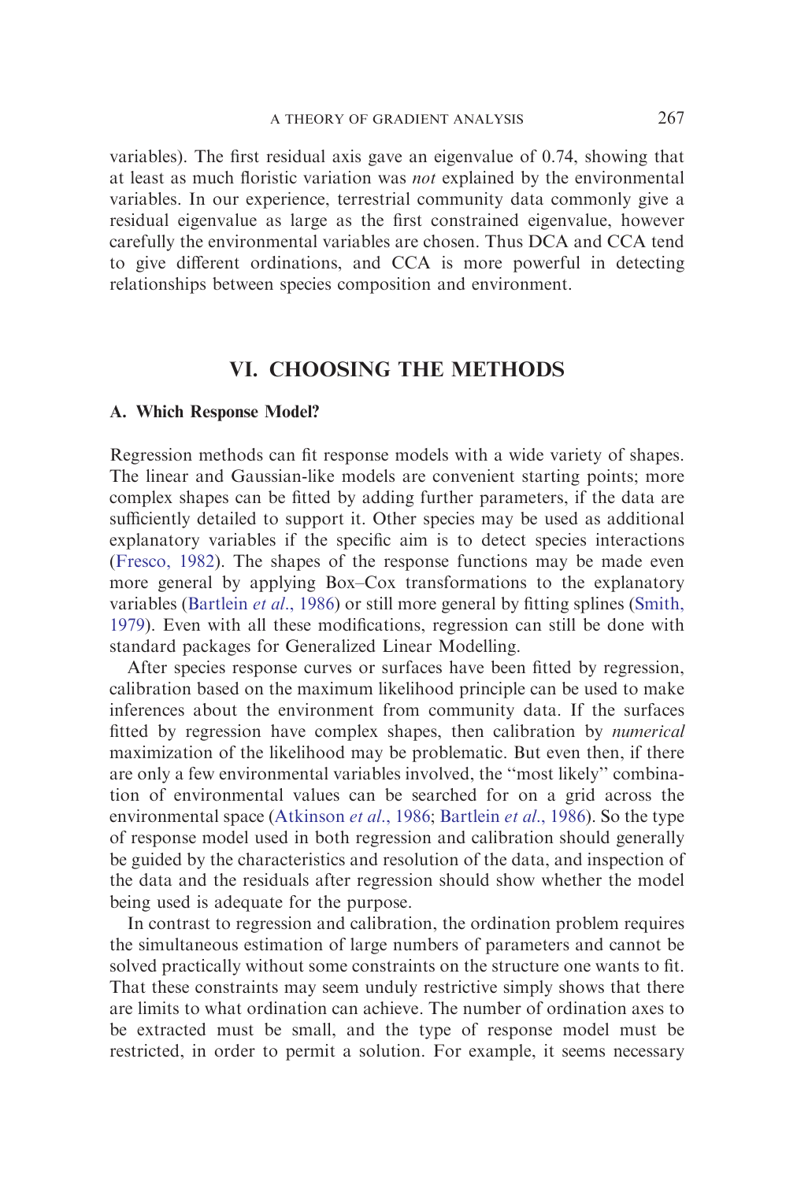variables). The first residual axis gave an eigenvalue of 0.74, showing that at least as much floristic variation was *not* explained by the environmental variables. In our experience, terrestrial community data commonly give a residual eigenvalue as large as the first constrained eigenvalue, however carefully the environmental variables are chosen. Thus DCA and CCA tend to give different ordinations, and CCA is more powerful in detecting relationships between species composition and environment.

## VI. CHOOSING THE METHODS

### A. Which Response Model?

Regression methods can fit response models with a wide variety of shapes. The linear and Gaussian-like models are convenient starting points; more complex shapes can be fitted by adding further parameters, if the data are sufficiently detailed to support it. Other species may be used as additional explanatory variables if the specific aim is to detect species interactions (Fresco, 1982). The shapes of the response functions may be made even more general by applying Box–Cox transformations to the explanatory variables (Bartlein *et al*., 1986) or still more general by fitting splines (Smith, 1979). Even with all these modifications, regression can still be done with standard packages for Generalized Linear Modelling.

After species response curves or surfaces have been fitted by regression, calibration based on the maximum likelihood principle can be used to make inferences about the environment from community data. If the surfaces fitted by regression have complex shapes, then calibration by *numerical* maximization of the likelihood may be problematic. But even then, if there are only a few environmental variables involved, the "most likely" combination of environmental values can be searched for on a grid across the environmental space (Atkinson *et al*., 1986; Bartlein *et al*., 1986). So the type of response model used in both regression and calibration should generally be guided by the characteristics and resolution of the data, and inspection of the data and the residuals after regression should show whether the model being used is adequate for the purpose.

In contrast to regression and calibration, the ordination problem requires the simultaneous estimation of large numbers of parameters and cannot be solved practically without some constraints on the structure one wants to fit. That these constraints may seem unduly restrictive simply shows that there are limits to what ordination can achieve. The number of ordination axes to be extracted must be small, and the type of response model must be restricted, in order to permit a solution. For example, it seems necessary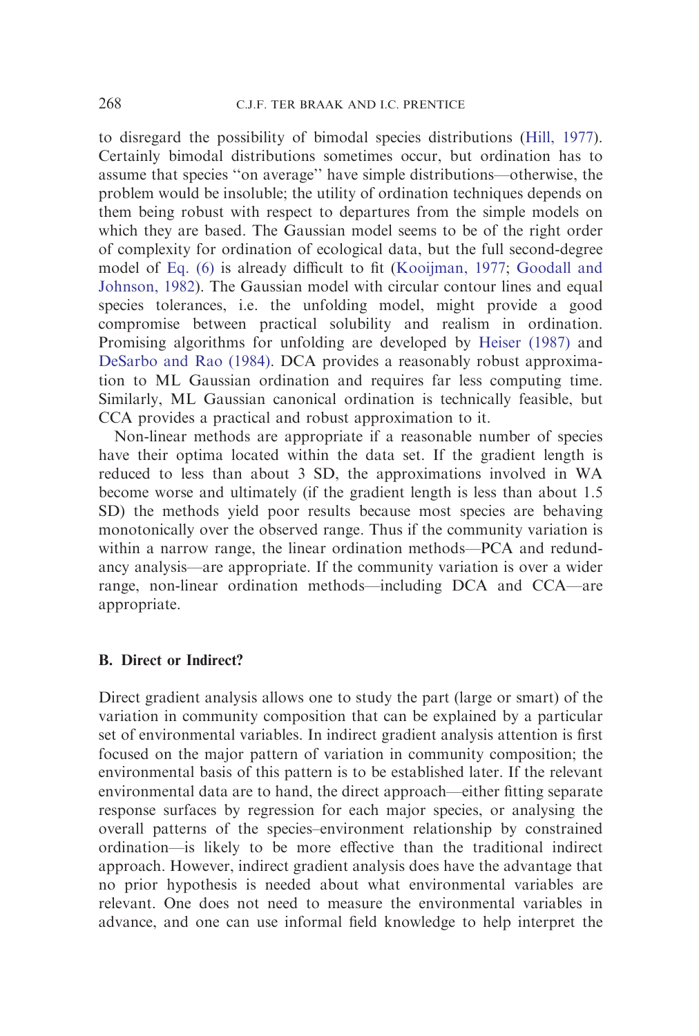to disregard the possibility of bimodal species distributions (Hill, 1977). Certainly bimodal distributions sometimes occur, but ordination has to assume that species "on average" have simple distributions—otherwise, the problem would be insoluble; the utility of ordination techniques depends on them being robust with respect to departures from the simple models on which they are based. The Gaussian model seems to be of the right order of complexity for ordination of ecological data, but the full second-degree model of Eq. (6) is already difficult to fit (Kooijman, 1977; Goodall and Johnson, 1982). The Gaussian model with circular contour lines and equal species tolerances, i.e. the unfolding model, might provide a good compromise between practical solubility and realism in ordination. Promising algorithms for unfolding are developed by Heiser (1987) and DeSarbo and Rao (1984). DCA provides a reasonably robust approximation to ML Gaussian ordination and requires far less computing time. Similarly, ML Gaussian canonical ordination is technically feasible, but CCA provides a practical and robust approximation to it.

Non-linear methods are appropriate if a reasonable number of species have their optima located within the data set. If the gradient length is reduced to less than about 3 SD, the approximations involved in WA become worse and ultimately (if the gradient length is less than about 1.5 SD) the methods yield poor results because most species are behaving monotonically over the observed range. Thus if the community variation is within a narrow range, the linear ordination methods—PCA and redundancy analysis—are appropriate. If the community variation is over a wider range, non-linear ordination methods—including DCA and CCA—are appropriate.

### B. Direct or Indirect?

Direct gradient analysis allows one to study the part (large or smart) of the variation in community composition that can be explained by a particular set of environmental variables. In indirect gradient analysis attention is first focused on the major pattern of variation in community composition; the environmental basis of this pattern is to be established later. If the relevant environmental data are to hand, the direct approach—either fitting separate response surfaces by regression for each major species, or analysing the overall patterns of the species–environment relationship by constrained ordination—is likely to be more effective than the traditional indirect approach. However, indirect gradient analysis does have the advantage that no prior hypothesis is needed about what environmental variables are relevant. One does not need to measure the environmental variables in advance, and one can use informal field knowledge to help interpret the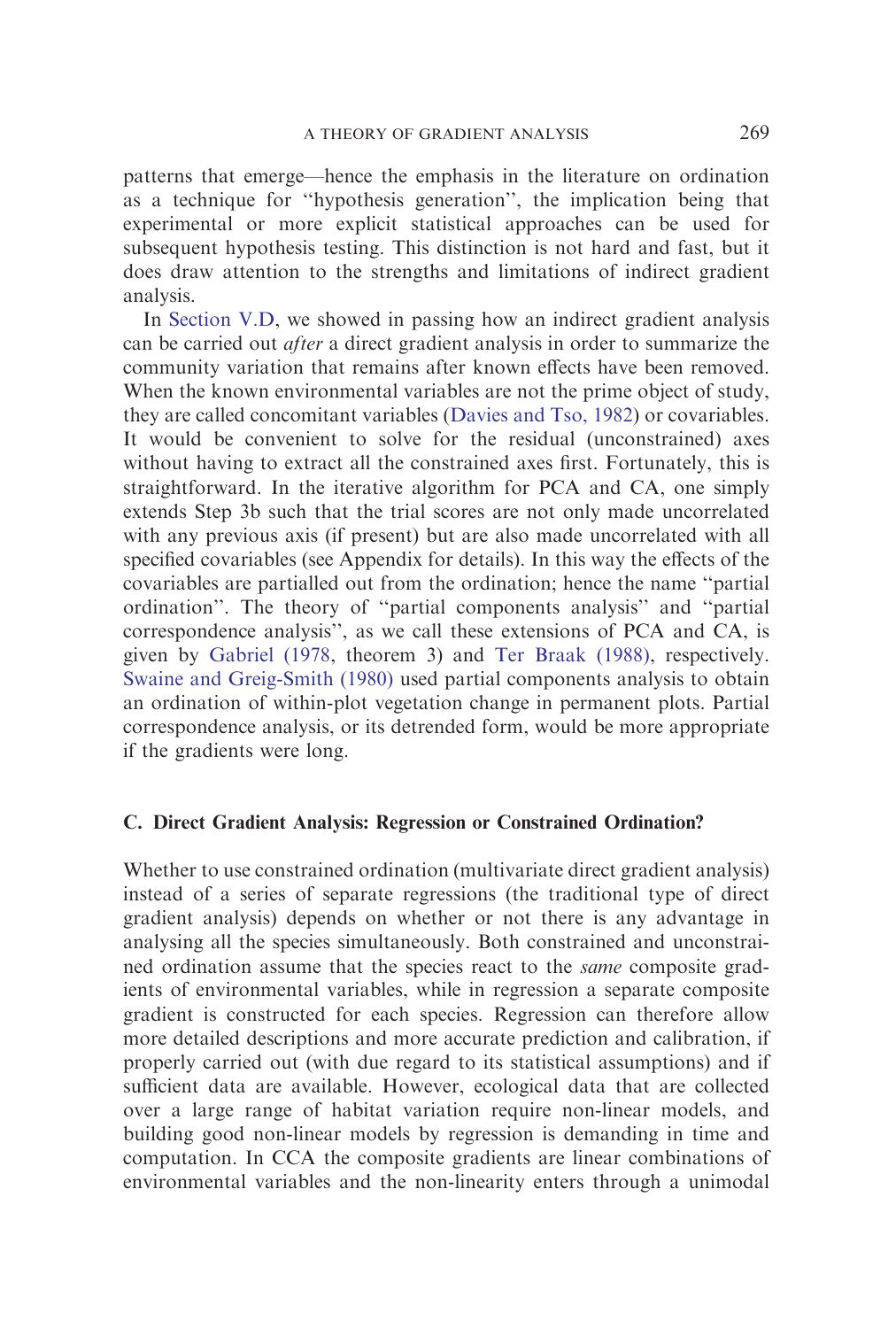patterns that emerge—hence the emphasis in the literature on ordination as a technique for ''hypothesis generation'', the implication being that experimental or more explicit statistical approaches can be used for subsequent hypothesis testing. This distinction is not hard and fast, but it does draw attention to the strengths and limitations of indirect gradient analysis.

In Section V.D, we showed in passing how an indirect gradient analysis can be carried out *after* a direct gradient analysis in order to summarize the community variation that remains after known effects have been removed. When the known environmental variables are not the prime object of study, they are called concomitant variables (Davies and Tso, 1982) or covariables. It would be convenient to solve for the residual (unconstrained) axes without having to extract all the constrained axes first. Fortunately, this is straightforward. In the iterative algorithm for PCA and CA, one simply extends Step 3b such that the trial scores are not only made uncorrelated with any previous axis (if present) but are also made uncorrelated with all specified covariables (see Appendix for details). In this way the effects of the covariables are partialled out from the ordination; hence the name ''partial ordination''. The theory of ''partial components analysis'' and ''partial correspondence analysis'', as we call these extensions of PCA and CA, is given by Gabriel (1978, theorem 3) and Ter Braak (1988), respectively. Swaine and Greig-Smith (1980) used partial components analysis to obtain an ordination of within-plot vegetation change in permanent plots. Partial correspondence analysis, or its detrended form, would be more appropriate if the gradients were long.

### C. Direct Gradient Analysis: Regression or Constrained Ordination?

Whether to use constrained ordination (multivariate direct gradient analysis) instead of a series of separate regressions (the traditional type of direct gradient analysis) depends on whether or not there is any advantage in analysing all the species simultaneously. Both constrained and unconstrained ordination assume that the species react to the *same* composite gradients of environmental variables, while in regression a separate composite gradient is constructed for each species. Regression can therefore allow more detailed descriptions and more accurate prediction and calibration, if properly carried out (with due regard to its statistical assumptions) and if sufficient data are available. However, ecological data that are collected over a large range of habitat variation require non-linear models, and building good non-linear models by regression is demanding in time and computation. In CCA the composite gradients are linear combinations of environmental variables and the non-linearity enters through a unimodal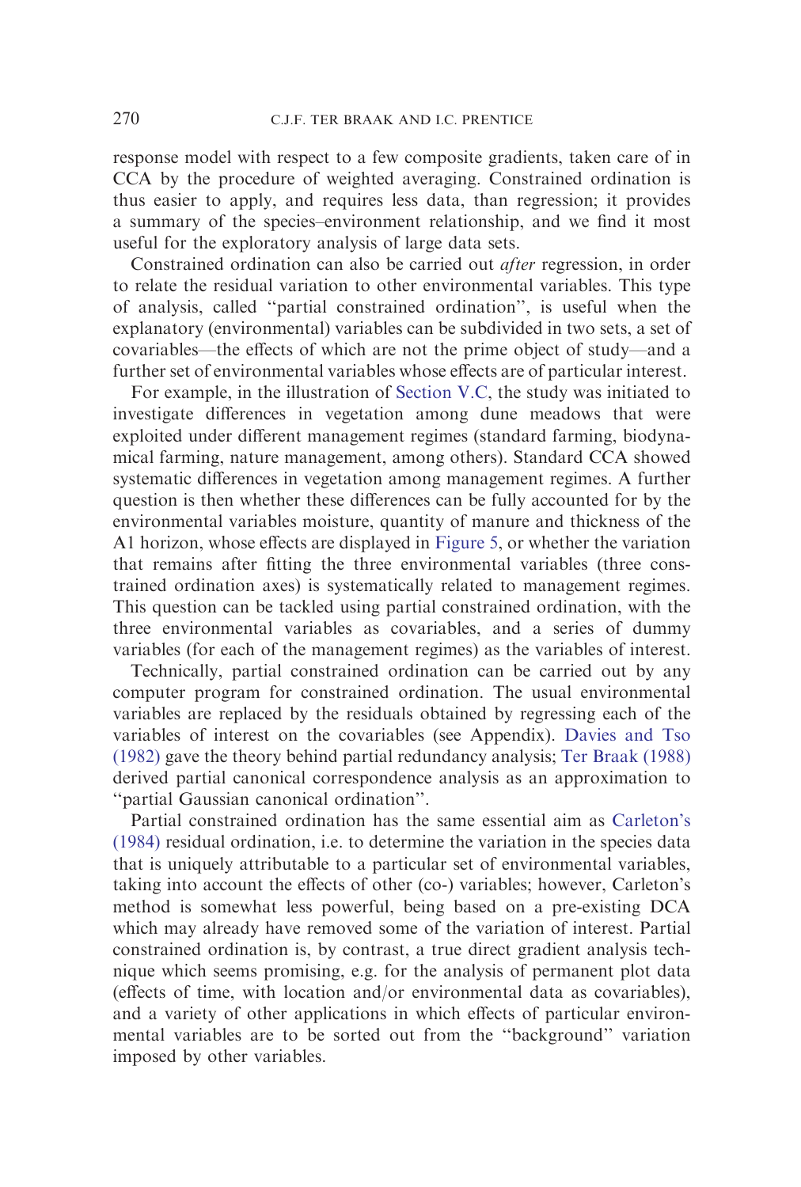response model with respect to a few composite gradients, taken care of in CCA by the procedure of weighted averaging. Constrained ordination is thus easier to apply, and requires less data, than regression; it provides a summary of the species–environment relationship, and we find it most useful for the exploratory analysis of large data sets.

Constrained ordination can also be carried out *after* regression, in order to relate the residual variation to other environmental variables. This type of analysis, called ''partial constrained ordination'', is useful when the explanatory (environmental) variables can be subdivided in two sets, a set of covariables—the effects of which are not the prime object of study—and a further set of environmental variables whose effects are of particular interest.

For example, in the illustration of Section V.C, the study was initiated to investigate differences in vegetation among dune meadows that were exploited under different management regimes (standard farming, biodynamical farming, nature management, among others). Standard CCA showed systematic differences in vegetation among management regimes. A further question is then whether these differences can be fully accounted for by the environmental variables moisture, quantity of manure and thickness of the A1 horizon, whose effects are displayed in Figure 5, or whether the variation that remains after fitting the three environmental variables (three constrained ordination axes) is systematically related to management regimes. This question can be tackled using partial constrained ordination, with the three environmental variables as covariables, and a series of dummy variables (for each of the management regimes) as the variables of interest.

Technically, partial constrained ordination can be carried out by any computer program for constrained ordination. The usual environmental variables are replaced by the residuals obtained by regressing each of the variables of interest on the covariables (see Appendix). Davies and Tso (1982) gave the theory behind partial redundancy analysis; Ter Braak (1988) derived partial canonical correspondence analysis as an approximation to ''partial Gaussian canonical ordination''.

Partial constrained ordination has the same essential aim as Carleton's (1984) residual ordination, i.e. to determine the variation in the species data that is uniquely attributable to a particular set of environmental variables, taking into account the effects of other (co-) variables; however, Carleton's method is somewhat less powerful, being based on a pre-existing DCA which may already have removed some of the variation of interest. Partial constrained ordination is, by contrast, a true direct gradient analysis technique which seems promising, e.g. for the analysis of permanent plot data (effects of time, with location and/or environmental data as covariables), and a variety of other applications in which effects of particular environmental variables are to be sorted out from the ''background'' variation imposed by other variables.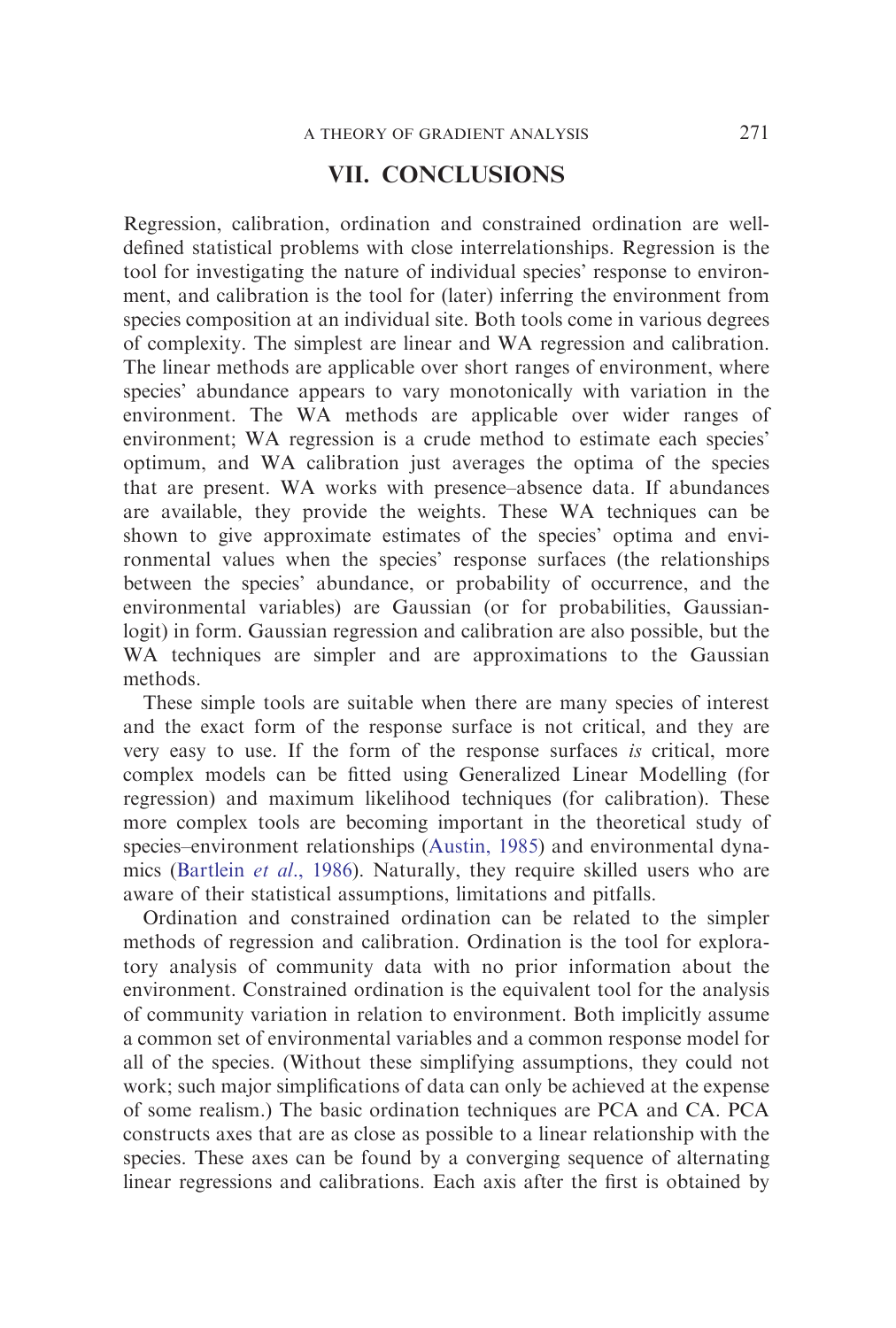## VII. CONCLUSIONS

Regression, calibration, ordination and constrained ordination are well-defined statistical problems with close interrelationships. Regression is the tool for investigating the nature of individual species' response to environment, and calibration is the tool for (later) inferring the environment from species composition at an individual site. Both tools come in various degrees of complexity. The simplest are linear and WA regression and calibration. The linear methods are applicable over short ranges of environment, where species' abundance appears to vary monotonically with variation in the environment. The WA methods are applicable over wider ranges of environment; WA regression is a crude method to estimate each species' optimum, and WA calibration just averages the optima of the species that are present. WA works with presence–absence data. If abundances are available, they provide the weights. These WA techniques can be shown to give approximate estimates of the species' optima and environmental values when the species' response surfaces (the relationships between the species' abundance, or probability of occurrence, and the environmental variables) are Gaussian (or for probabilities, Gaussian-logit) in form. Gaussian regression and calibration are also possible, but the WA techniques are simpler and are approximations to the Gaussian methods.

These simple tools are suitable when there are many species of interest and the exact form of the response surface is not critical, and they are very easy to use. If the form of the response surfaces *is* critical, more complex models can be fitted using Generalized Linear Modelling (for regression) and maximum likelihood techniques (for calibration). These more complex tools are becoming important in the theoretical study of species–environment relationships (Austin, 1985) and environmental dynamics (Bartlein *et al*., 1986). Naturally, they require skilled users who are aware of their statistical assumptions, limitations and pitfalls.

Ordination and constrained ordination can be related to the simpler methods of regression and calibration. Ordination is the tool for exploratory analysis of community data with no prior information about the environment. Constrained ordination is the equivalent tool for the analysis of community variation in relation to environment. Both implicitly assume a common set of environmental variables and a common response model for all of the species. (Without these simplifying assumptions, they could not work; such major simplifications of data can only be achieved at the expense of some realism.) The basic ordination techniques are PCA and CA. PCA constructs axes that are as close as possible to a linear relationship with the species. These axes can be found by a converging sequence of alternating linear regressions and calibrations. Each axis after the first is obtained by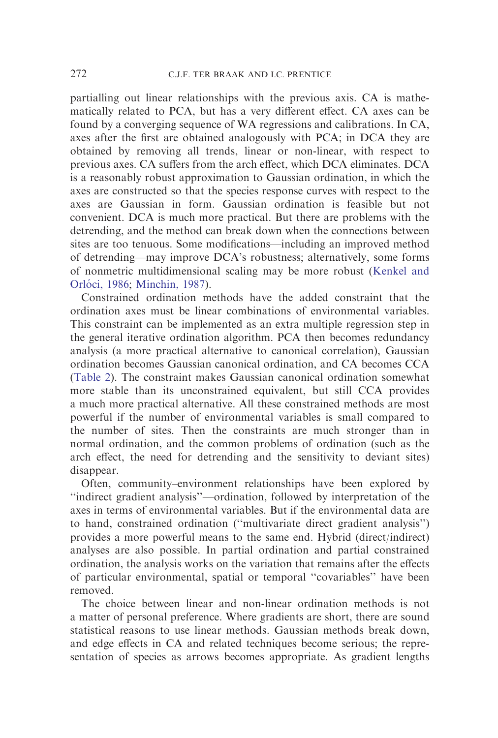partialling out linear relationships with the previous axis. CA is mathematically related to PCA, but has a very different effect. CA axes can be found by a converging sequence of WA regressions and calibrations. In CA, axes after the first are obtained analogously with PCA; in DCA they are obtained by removing all trends, linear or non-linear, with respect to previous axes. CA suffers from the arch effect, which DCA eliminates. DCA is a reasonably robust approximation to Gaussian ordination, in which the axes are constructed so that the species response curves with respect to the axes are Gaussian in form. Gaussian ordination is feasible but not convenient. DCA is much more practical. But there are problems with the detrending, and the method can break down when the connections between sites are too tenuous. Some modifications—including an improved method of detrending—may improve DCA's robustness; alternatively, some forms of nonmetric multidimensional scaling may be more robust (Kenkel and Orlóci, 1986; Minchin, 1987).

Constrained ordination methods have the added constraint that the ordination axes must be linear combinations of environmental variables. This constraint can be implemented as an extra multiple regression step in the general iterative ordination algorithm. PCA then becomes redundancy analysis (a more practical alternative to canonical correlation), Gaussian ordination becomes Gaussian canonical ordination, and CA becomes CCA (Table 2). The constraint makes Gaussian canonical ordination somewhat more stable than its unconstrained equivalent, but still CCA provides a much more practical alternative. All these constrained methods are most powerful if the number of environmental variables is small compared to the number of sites. Then the constraints are much stronger than in normal ordination, and the common problems of ordination (such as the arch effect, the need for detrending and the sensitivity to deviant sites) disappear.

Often, community–environment relationships have been explored by "indirect gradient analysis"—ordination, followed by interpretation of the axes in terms of environmental variables. But if the environmental data are to hand, constrained ordination ("multivariate direct gradient analysis") provides a more powerful means to the same end. Hybrid (direct/indirect) analyses are also possible. In partial ordination and partial constrained ordination, the analysis works on the variation that remains after the effects of particular environmental, spatial or temporal "covariables" have been removed.

The choice between linear and non-linear ordination methods is not a matter of personal preference. Where gradients are short, there are sound statistical reasons to use linear methods. Gaussian methods break down, and edge effects in CA and related techniques become serious; the representation of species as arrows becomes appropriate. As gradient lengths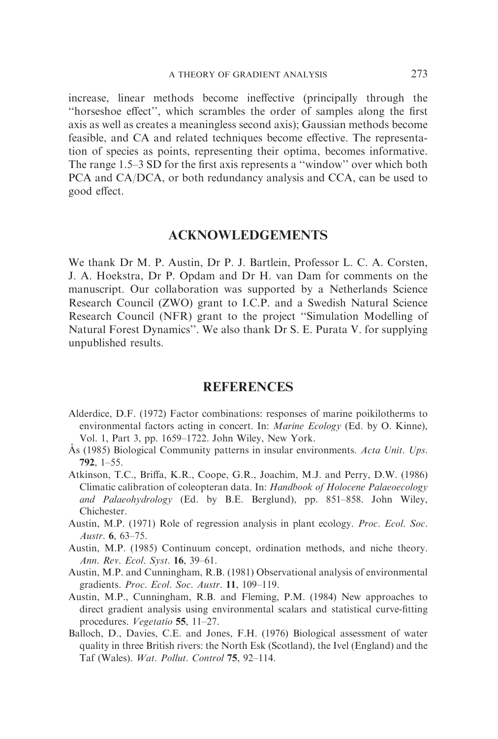increase, linear methods become ineffective (principally through the "horseshoe effect", which scrambles the order of samples along the first axis as well as creates a meaningless second axis); Gaussian methods become feasible, and CA and related techniques become effective. The representation of species as points, representing their optima, becomes informative. The range 1.5–3 SD for the first axis represents a "window" over which both PCA and CA/DCA, or both redundancy analysis and CCA, can be used to good effect.

## ACKNOWLEDGEMENTS

We thank Dr M. P. Austin, Dr P. J. Bartlein, Professor L. C. A. Corsten, J. A. Hoekstra, Dr P. Opdam and Dr H. van Dam for comments on the manuscript. Our collaboration was supported by a Netherlands Science Research Council (ZWO) grant to I.C.P. and a Swedish Natural Science Research Council (NFR) grant to the project "Simulation Modelling of Natural Forest Dynamics". We also thank Dr S. E. Purata V. for supplying unpublished results.

## REFERENCES

Alderdice, D.F. (1972) Factor combinations: responses of marine poikilotherms to environmental factors acting in concert. In: *Marine Ecology* (Ed. by O. Kinne), Vol. 1, Part 3, pp. 1659–1722. John Wiley, New York.

Ås (1985) Biological Community patterns in insular environments. *Acta Unit. Ups.* **792**, 1–55.

Atkinson, T.C., Briffa, K.R., Coope, G.R., Joachim, M.J. and Perry, D.W. (1986) Climatic calibration of coleopteran data. In: *Handbook of Holocene Palaeoecology and Palaeohydrology* (Ed. by B.E. Berglund), pp. 851–858. John Wiley, Chichester.

Austin, M.P. (1971) Role of regression analysis in plant ecology. *Proc. Ecol. Soc. Austr.* **6**, 63–75.

Austin, M.P. (1985) Continuum concept, ordination methods, and niche theory. *Ann. Rev. Ecol. Syst.* **16**, 39–61.

Austin, M.P. and Cunningham, R.B. (1981) Observational analysis of environmental gradients. *Proc. Ecol. Soc. Austr.* **11**, 109–119.

Austin, M.P., Cunningham, R.B. and Fleming, P.M. (1984) New approaches to direct gradient analysis using environmental scalars and statistical curve-fitting procedures. *Vegetatio* **55**, 11–27.

Balloch, D., Davies, C.E. and Jones, F.H. (1976) Biological assessment of water quality in three British rivers: the North Esk (Scotland), the Ivel (England) and the Taf (Wales). *Wat. Pollut. Control* **75**, 92–114.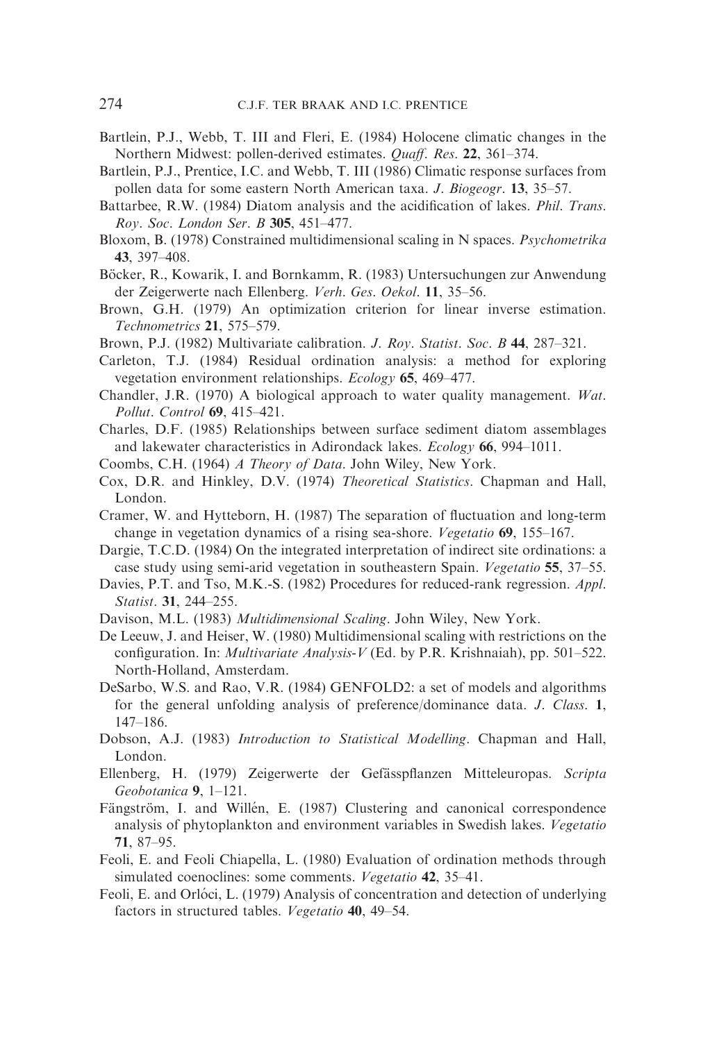Bartlein, P.J., Webb, T. III and Fleri, E. (1984) Holocene climatic changes in the Northern Midwest: pollen-derived estimates. *Quaff. Res.* **22**, 361–374.

Bartlein, P.J., Prentice, I.C. and Webb, T. III (1986) Climatic response surfaces from pollen data for some eastern North American taxa. *J. Biogeogr.* **13**, 35–57.

Battarbee, R.W. (1984) Diatom analysis and the acidification of lakes. *Phil. Trans. Roy. Soc. London Ser. B* **305**, 451–477.

Bloxom, B. (1978) Constrained multidimensional scaling in N spaces. *Psychometrika* **43**, 397–408.

Böcker, R., Kowarik, I. and Bornkamm, R. (1983) Untersuchungen zur Anwendung der Zeigerwerte nach Ellenberg. *Verh. Ges. Oekol.* **11**, 35–56.

Brown, G.H. (1979) An optimization criterion for linear inverse estimation. *Technometrics* **21**, 575–579.

Brown, P.J. (1982) Multivariate calibration. *J. Roy. Statist. Soc. B* **44**, 287–321.

Carleton, T.J. (1984) Residual ordination analysis: a method for exploring vegetation environment relationships. *Ecology* **65**, 469–477.

Chandler, J.R. (1970) A biological approach to water quality management. *Wat. Pollut. Control* **69**, 415–421.

Charles, D.F. (1985) Relationships between surface sediment diatom assemblages and lakewater characteristics in Adirondack lakes. *Ecology* **66**, 994–1011.

Coombs, C.H. (1964) *A Theory of Data*. John Wiley, New York.

Cox, D.R. and Hinkley, D.V. (1974) *Theoretical Statistics*. Chapman and Hall, London.

Cramer, W. and Hytteborn, H. (1987) The separation of fluctuation and long-term change in vegetation dynamics of a rising sea-shore. *Vegetatio* **69**, 155–167.

Dargie, T.C.D. (1984) On the integrated interpretation of indirect site ordinations: a case study using semi-arid vegetation in southeastern Spain. *Vegetatio* **55**, 37–55.

Davies, P.T. and Tso, M.K.-S. (1982) Procedures for reduced-rank regression. *Appl. Statist.* **31**, 244–255.

Davison, M.L. (1983) *Multidimensional Scaling*. John Wiley, New York.

De Leeuw, J. and Heiser, W. (1980) Multidimensional scaling with restrictions on the configuration. In: *Multivariate Analysis-V* (Ed. by P.R. Krishnaiah), pp. 501–522. North-Holland, Amsterdam.

DeSarbo, W.S. and Rao, V.R. (1984) GENFOLD2: a set of models and algorithms for the general unfolding analysis of preference/dominance data. *J. Class.* **1**, 147–186.

Dobson, A.J. (1983) *Introduction to Statistical Modelling*. Chapman and Hall, London.

Ellenberg, H. (1979) Zeigerwerte der Gefässpflanzen Mitteleuropas. *Scripta Geobotanica* **9**, 1–121.

Fängström, I. and Willén, E. (1987) Clustering and canonical correspondence analysis of phytoplankton and environment variables in Swedish lakes. *Vegetatio* **71**, 87–95.

Feoli, E. and Feoli Chiapella, L. (1980) Evaluation of ordination methods through simulated coenoclines: some comments. *Vegetatio* **42**, 35–41.

Feoli, E. and Orlóci, L. (1979) Analysis of concentration and detection of underlying factors in structured tables. *Vegetatio* **40**, 49–54.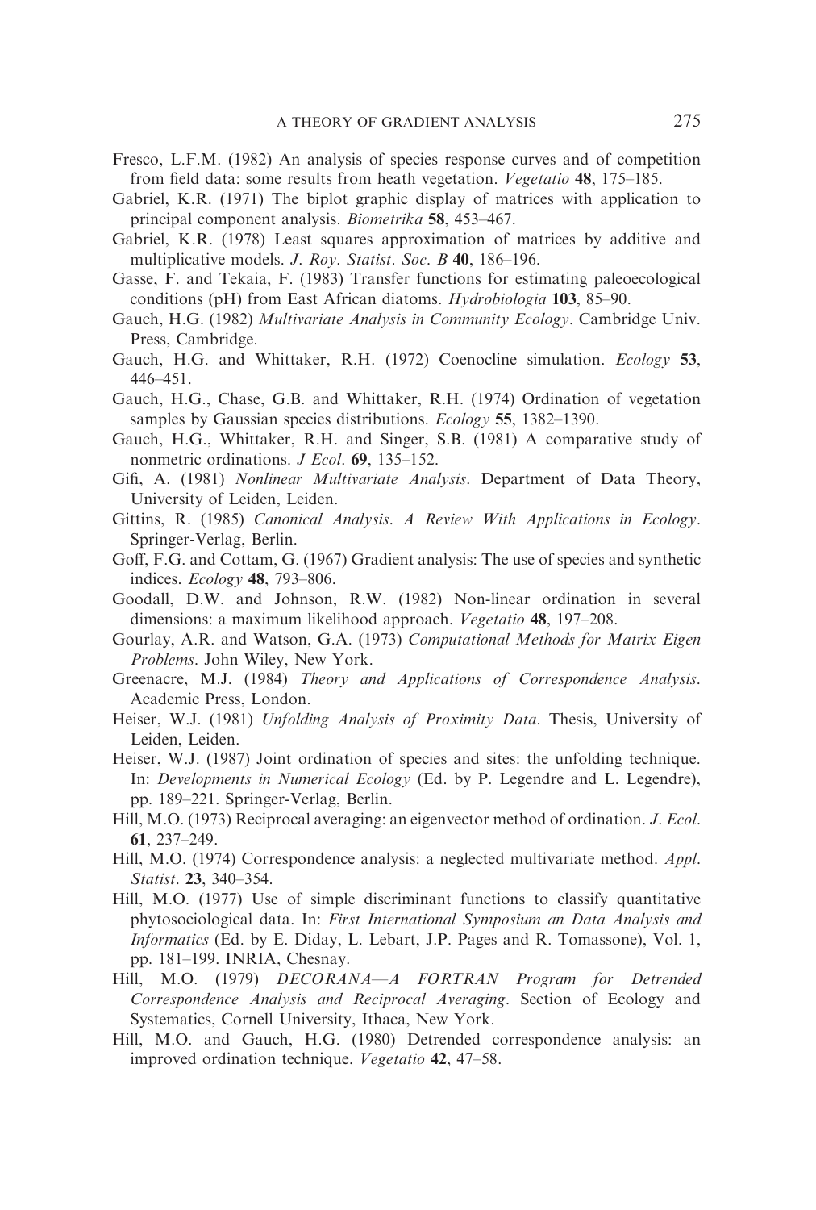Fresco, L.F.M. (1982) An analysis of species response curves and of competition from field data: some results from heath vegetation. *Vegetatio* **48**, 175–185.

Gabriel, K.R. (1971) The biplot graphic display of matrices with application to principal component analysis. *Biometrika* **58**, 453–467.

Gabriel, K.R. (1978) Least squares approximation of matrices by additive and multiplicative models. *J. Roy. Statist. Soc. B* **40**, 186–196.

Gasse, F. and Tekaia, F. (1983) Transfer functions for estimating paleoecological conditions (pH) from East African diatoms. *Hydrobiologia* **103**, 85–90.

Gauch, H.G. (1982) *Multivariate Analysis in Community Ecology*. Cambridge Univ. Press, Cambridge.

Gauch, H.G. and Whittaker, R.H. (1972) Coenocline simulation. *Ecology* **53**, 446–451.

Gauch, H.G., Chase, G.B. and Whittaker, R.H. (1974) Ordination of vegetation samples by Gaussian species distributions. *Ecology* **55**, 1382–1390.

Gauch, H.G., Whittaker, R.H. and Singer, S.B. (1981) A comparative study of nonmetric ordinations. *J Ecol*. **69**, 135–152.

Gifi, A. (1981) *Nonlinear Multivariate Analysis*. Department of Data Theory, University of Leiden, Leiden.

Gittins, R. (1985) *Canonical Analysis. A Review With Applications in Ecology*. Springer-Verlag, Berlin.

Goff, F.G. and Cottam, G. (1967) Gradient analysis: The use of species and synthetic indices. *Ecology* **48**, 793–806.

Goodall, D.W. and Johnson, R.W. (1982) Non-linear ordination in several dimensions: a maximum likelihood approach. *Vegetatio* **48**, 197–208.

Gourlay, A.R. and Watson, G.A. (1973) *Computational Methods for Matrix Eigen Problems*. John Wiley, New York.

Greenacre, M.J. (1984) *Theory and Applications of Correspondence Analysis*. Academic Press, London.

Heiser, W.J. (1981) *Unfolding Analysis of Proximity Data*. Thesis, University of Leiden, Leiden.

Heiser, W.J. (1987) Joint ordination of species and sites: the unfolding technique. In: *Developments in Numerical Ecology* (Ed. by P. Legendre and L. Legendre), pp. 189–221. Springer-Verlag, Berlin.

Hill, M.O. (1973) Reciprocal averaging: an eigenvector method of ordination. *J. Ecol*. **61**, 237–249.

Hill, M.O. (1974) Correspondence analysis: a neglected multivariate method. *Appl. Statist*. **23**, 340–354.

Hill, M.O. (1977) Use of simple discriminant functions to classify quantitative phytosociological data. In: *First International Symposium an Data Analysis and Informatics* (Ed. by E. Diday, L. Lebart, J.P. Pages and R. Tomassone), Vol. 1, pp. 181–199. INRIA, Chesnay.

Hill, M.O. (1979) *DECORANA—A FORTRAN Program for Detrended Correspondence Analysis and Reciprocal Averaging*. Section of Ecology and Systematics, Cornell University, Ithaca, New York.

Hill, M.O. and Gauch, H.G. (1980) Detrended correspondence analysis: an improved ordination technique. *Vegetatio* **42**, 47–58.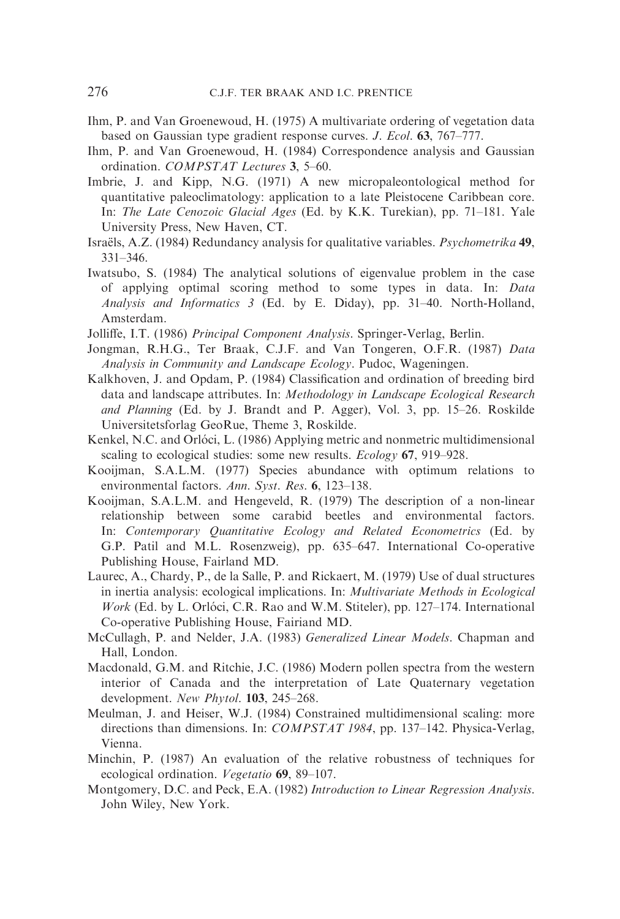Ihm, P. and Van Groenewoud, H. (1975) A multivariate ordering of vegetation data based on Gaussian type gradient response curves. *J. Ecol*. **63**, 767–777.

Ihm, P. and Van Groenewoud, H. (1984) Correspondence analysis and Gaussian ordination. *COMPSTAT Lectures* **3**, 5–60.

Imbrie, J. and Kipp, N.G. (1971) A new micropaleontological method for quantitative paleoclimatology: application to a late Pleistocene Caribbean core. In: *The Late Cenozoic Glacial Ages* (Ed. by K.K. Turekian), pp. 71–181. Yale University Press, New Haven, CT.

Israëls, A.Z. (1984) Redundancy analysis for qualitative variables. *Psychometrika* **49**, 331–346.

Iwatsubo, S. (1984) The analytical solutions of eigenvalue problem in the case of applying optimal scoring method to some types in data. In: *Data Analysis and Informatics 3* (Ed. by E. Diday), pp. 31–40. North-Holland, Amsterdam.

Jolliffe, I.T. (1986) *Principal Component Analysis*. Springer-Verlag, Berlin.

Jongman, R.H.G., Ter Braak, C.J.F. and Van Tongeren, O.F.R. (1987) *Data Analysis in Community and Landscape Ecology*. Pudoc, Wageningen.

Kalkhoven, J. and Opdam, P. (1984) Classification and ordination of breeding bird data and landscape attributes. In: *Methodology in Landscape Ecological Research and Planning* (Ed. by J. Brandt and P. Agger), Vol. 3, pp. 15–26. Roskilde Universitetsforlag GeoRue, Theme 3, Roskilde.

Kenkel, N.C. and Orlóci, L. (1986) Applying metric and nonmetric multidimensional scaling to ecological studies: some new results. *Ecology* **67**, 919–928.

Kooijman, S.A.L.M. (1977) Species abundance with optimum relations to environmental factors. *Ann. Syst. Res*. **6**, 123–138.

Kooijman, S.A.L.M. and Hengeveld, R. (1979) The description of a non-linear relationship between some carabid beetles and environmental factors. In: *Contemporary Quantitative Ecology and Related Econometrics* (Ed. by G.P. Patil and M.L. Rosenzweig), pp. 635–647. International Co-operative Publishing House, Fairland MD.

Laurec, A., Chardy, P., de la Salle, P. and Rickaert, M. (1979) Use of dual structures in inertia analysis: ecological implications. In: *Multivariate Methods in Ecological Work* (Ed. by L. Orlóci, C.R. Rao and W.M. Stiteler), pp. 127–174. International Co-operative Publishing House, Fairiand MD.

McCullagh, P. and Nelder, J.A. (1983) *Generalized Linear Models*. Chapman and Hall, London.

Macdonald, G.M. and Ritchie, J.C. (1986) Modern pollen spectra from the western interior of Canada and the interpretation of Late Quaternary vegetation development. *New Phytol*. **103**, 245–268.

Meulman, J. and Heiser, W.J. (1984) Constrained multidimensional scaling: more directions than dimensions. In: *COMPSTAT 1984*, pp. 137–142. Physica-Verlag, Vienna.

Minchin, P. (1987) An evaluation of the relative robustness of techniques for ecological ordination. *Vegetatio* **69**, 89–107.

Montgomery, D.C. and Peck, E.A. (1982) *Introduction to Linear Regression Analysis*. John Wiley, New York.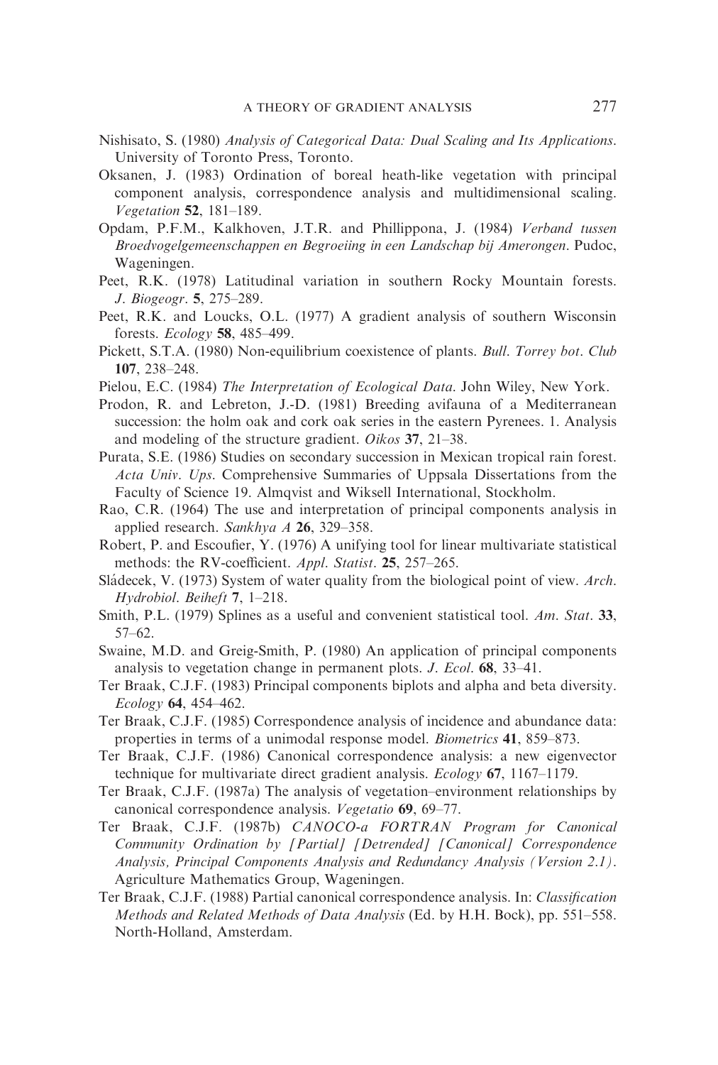Nishisato, S. (1980) *Analysis of Categorical Data: Dual Scaling and Its Applications*. University of Toronto Press, Toronto.

Oksanen, J. (1983) Ordination of boreal heath-like vegetation with principal component analysis, correspondence analysis and multidimensional scaling. *Vegetation* **52**, 181–189.

Opdam, P.F.M., Kalkhoven, J.T.R. and Phillippona, J. (1984) *Verband tussen Broedvogelgemeenschappen en Begroeiing in een Landschap bij Amerongen*. Pudoc, Wageningen.

Peet, R.K. (1978) Latitudinal variation in southern Rocky Mountain forests. *J. Biogeogr*. **5**, 275–289.

Peet, R.K. and Loucks, O.L. (1977) A gradient analysis of southern Wisconsin forests. *Ecology* **58**, 485–499.

Pickett, S.T.A. (1980) Non-equilibrium coexistence of plants. *Bull. Torrey bot. Club* **107**, 238–248.

Pielou, E.C. (1984) *The Interpretation of Ecological Data*. John Wiley, New York.

Prodon, R. and Lebreton, J.-D. (1981) Breeding avifauna of a Mediterranean succession: the holm oak and cork oak series in the eastern Pyrenees. 1. Analysis and modeling of the structure gradient. *Oikos* **37**, 21–38.

Purata, S.E. (1986) Studies on secondary succession in Mexican tropical rain forest. *Acta Univ. Ups*. Comprehensive Summaries of Uppsala Dissertations from the Faculty of Science 19. Almqvist and Wiksell International, Stockholm.

Rao, C.R. (1964) The use and interpretation of principal components analysis in applied research. *Sankhya A* **26**, 329–358.

Robert, P. and Escoufier, Y. (1976) A unifying tool for linear multivariate statistical methods: the RV-coefficient. *Appl. Statist*. **25**, 257–265.

Sládecek, V. (1973) System of water quality from the biological point of view. *Arch. Hydrobiol. Beiheft* **7**, 1–218.

Smith, P.L. (1979) Splines as a useful and convenient statistical tool. *Am. Stat*. **33**, 57–62.

Swaine, M.D. and Greig-Smith, P. (1980) An application of principal components analysis to vegetation change in permanent plots. *J. Ecol*. **68**, 33–41.

Ter Braak, C.J.F. (1983) Principal components biplots and alpha and beta diversity. *Ecology* **64**, 454–462.

Ter Braak, C.J.F. (1985) Correspondence analysis of incidence and abundance data: properties in terms of a unimodal response model. *Biometrics* **41**, 859–873.

Ter Braak, C.J.F. (1986) Canonical correspondence analysis: a new eigenvector technique for multivariate direct gradient analysis. *Ecology* **67**, 1167–1179.

Ter Braak, C.J.F. (1987a) The analysis of vegetation–environment relationships by canonical correspondence analysis. *Vegetatio* **69**, 69–77.

Ter Braak, C.J.F. (1987b) *CANOCO-a FORTRAN Program for Canonical Community Ordination by [Partial] [Detrended] [Canonical] Correspondence Analysis, Principal Components Analysis and Redundancy Analysis (Version 2.1)*. Agriculture Mathematics Group, Wageningen.

Ter Braak, C.J.F. (1988) Partial canonical correspondence analysis. In: *Classification Methods and Related Methods of Data Analysis* (Ed. by H.H. Bock), pp. 551–558. North-Holland, Amsterdam.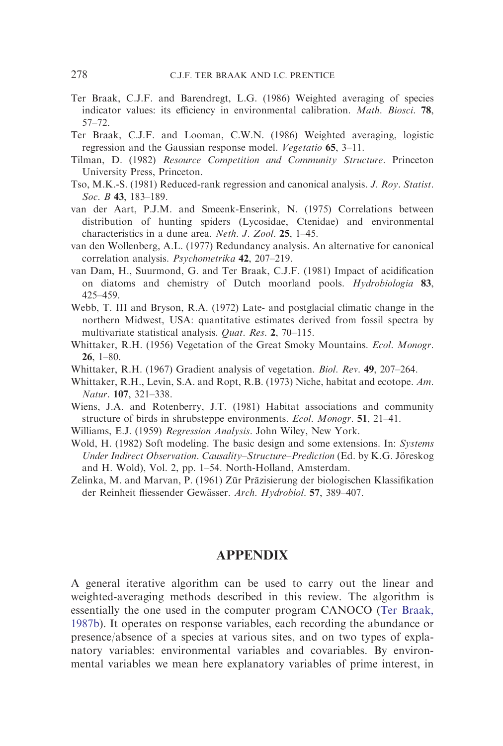Ter Braak, C.J.F. and Barendregt, L.G. (1986) Weighted averaging of species indicator values: its efficiency in environmental calibration. *Math. Biosci.* **78**, 57–72.

Ter Braak, C.J.F. and Looman, C.W.N. (1986) Weighted averaging, logistic regression and the Gaussian response model. *Vegetatio* **65**, 3–11.

Tilman, D. (1982) *Resource Competition and Community Structure*. Princeton University Press, Princeton.

Tso, M.K.-S. (1981) Reduced-rank regression and canonical analysis. *J. Roy. Statist. Soc. B* **43**, 183–189.

van der Aart, P.J.M. and Smeenk-Enserink, N. (1975) Correlations between distribution of hunting spiders (Lycosidae, Ctenidae) and environmental characteristics in a dune area. *Neth. J. Zool.* **25**, 1–45.

van den Wollenberg, A.L. (1977) Redundancy analysis. An alternative for canonical correlation analysis. *Psychometrika* **42**, 207–219.

van Dam, H., Suurmond, G. and Ter Braak, C.J.F. (1981) Impact of acidification on diatoms and chemistry of Dutch moorland pools. *Hydrobiologia* **83**, 425–459.

Webb, T. III and Bryson, R.A. (1972) Late- and postglacial climatic change in the northern Midwest, USA: quantitative estimates derived from fossil spectra by multivariate statistical analysis. *Quat. Res.* **2**, 70–115.

Whittaker, R.H. (1956) Vegetation of the Great Smoky Mountains. *Ecol. Monogr.* **26**, 1–80.

Whittaker, R.H. (1967) Gradient analysis of vegetation. *Biol. Rev.* **49**, 207–264.

Whittaker, R.H., Levin, S.A. and Ropt, R.B. (1973) Niche, habitat and ecotope. *Am. Natur.* **107**, 321–338.

Wiens, J.A. and Rotenberry, J.T. (1981) Habitat associations and community structure of birds in shrubsteppe environments. *Ecol. Monogr.* **51**, 21–41.

Williams, E.J. (1959) *Regression Analysis*. John Wiley, New York.

Wold, H. (1982) Soft modeling. The basic design and some extensions. In: *Systems Under Indirect Observation. Causality–Structure–Prediction* (Ed. by K.G. Jöreskog and H. Wold), Vol. 2, pp. 1–54. North-Holland, Amsterdam.

Zelinka, M. and Marvan, P. (1961) Zür Präzisierung der biologischen Klassifikation der Reinheit fliessender Gewässer. *Arch. Hydrobiol.* **57**, 389–407.

## APPENDIX

A general iterative algorithm can be used to carry out the linear and weighted-averaging methods described in this review. The algorithm is essentially the one used in the computer program CANOCO (Ter Braak, 1987b). It operates on response variables, each recording the abundance or presence/absence of a species at various sites, and on two types of explanatory variables: environmental variables and covariables. By environmental variables we mean here explanatory variables of prime interest, in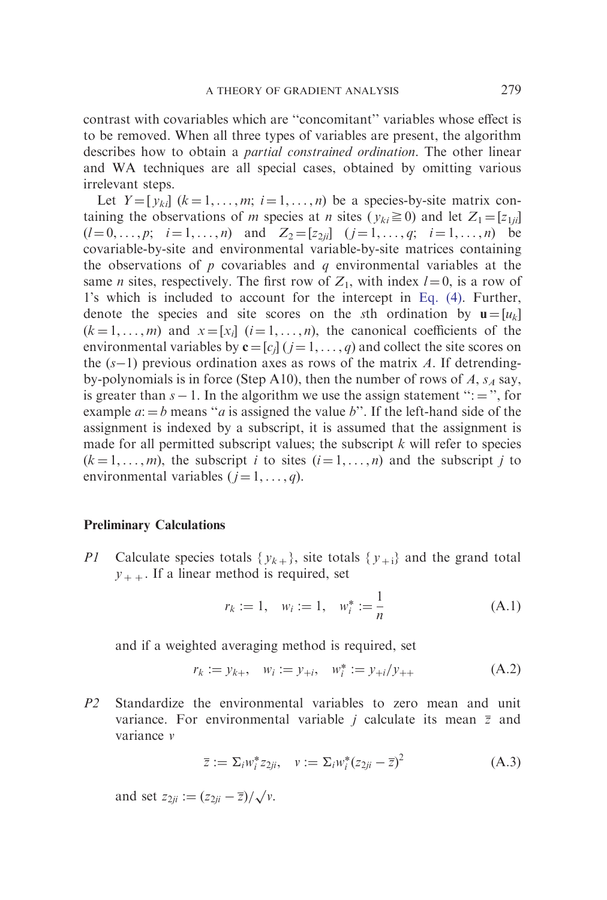contrast with covariables which are "concomitant" variables whose effect is to be removed. When all three types of variables are present, the algorithm describes how to obtain a *partial constrained ordination*. The other linear and WA techniques are all special cases, obtained by omitting various irrelevant steps.

Let $Y=[y_{ki}]$ $(k=1,\ldots,m;\ i=1,\ldots,n)$ be a species-by-site matrix containing the observations of $m$ species at $n$ sites ($y_{ki}\geqq 0$) and let $Z_1=[z_{1ji}]$ $(l=0,\ldots,p;\quad i=1,\ldots,n)$ and $Z_2=[z_{2ji}]$ $(j=1,\ldots,q;\quad i=1,\ldots,n)$ be covariable-by-site and environmental variable-by-site matrices containing the observations of $p$ covariables and $q$ environmental variables at the same $n$ sites, respectively. The first row of $Z_1$, with index $l=0$, is a row of 1's which is included to account for the intercept in Eq. (4). Further, denote the species and site scores on the $s$th ordination by $\mathbf{u}=[u_k]$ $(k=1,\ldots,m)$ and $x=[x_i]$ $(i=1,\ldots,n)$, the canonical coefficients of the environmental variables by $\mathbf{c}=[c_j]$ $(j=1,\ldots,q)$ and collect the site scores on the $(s-1)$ previous ordination axes as rows of the matrix $A$. If detrending-by-polynomials is in force (Step A10), then the number of rows of $A$, $s_A$ say, is greater than $s-1$. In the algorithm we use the assign statement ":=", for example $a:=b$ means "$a$ is assigned the value $b$". If the left-hand side of the assignment is indexed by a subscript, it is assumed that the assignment is made for all permitted subscript values; the subscript $k$ will refer to species $(k=1,\ldots,m)$, the subscript $i$ to sites $(i=1,\ldots,n)$ and the subscript $j$ to environmental variables $(j=1,\ldots,q)$.

### Preliminary Calculations

*P1* Calculate species totals $\{y_{k+}\}$, site totals $\{y_{+i}\}$ and the grand total $y_{++}$. If a linear method is required, set

$$r_k := 1, \quad w_i := 1, \quad w_i^* := \frac{1}{n} \tag{A.1}$$

and if a weighted averaging method is required, set

$$r_k := y_{k+}, \quad w_i := y_{+i}, \quad w_i^* := y_{+i}/y_{++} \tag{A.2}$$

*P2* Standardize the environmental variables to zero mean and unit variance. For environmental variable $j$ calculate its mean $\bar{z}$ and variance $v$

$$\bar{z} := \Sigma_i w_i^* z_{2ji}, \quad v := \Sigma_i w_i^* (z_{2ji} - \bar{z})^2 \tag{A.3}$$

and set $z_{2ji} := (z_{2ji} - \bar{z})/\sqrt{v}$.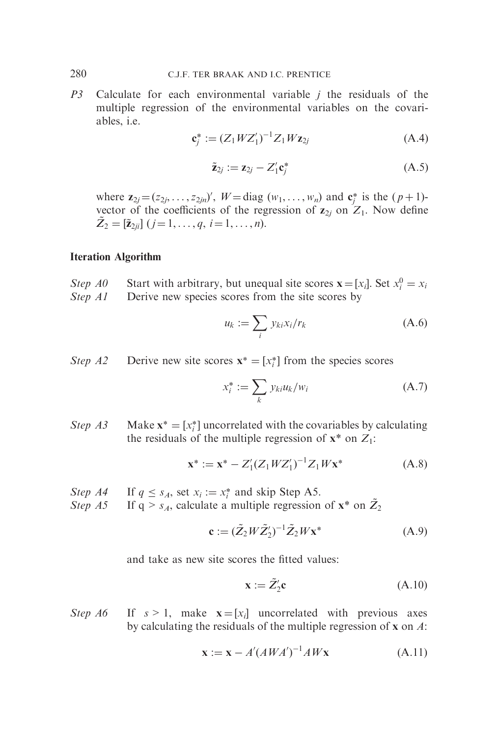*P3* Calculate for each environmental variable $j$ the residuals of the multiple regression of the environmental variables on the covariables, i.e.

$$\mathbf{c}_j^* := (Z_1 W Z_1')^{-1} Z_1 W \mathbf{z}_{2j} \tag{A.4}$$

$$\tilde{\mathbf{z}}_{2j} := \mathbf{z}_{2j} - Z_1' \mathbf{c}_j^* \tag{A.5}$$

where $\mathbf{z}_{2j} = (z_{2j}, \ldots, z_{2jn})'$, $W = \text{diag}\,(w_1, \ldots, w_n)$ and $\mathbf{c}_j^*$ is the $(p+1)$-vector of the coefficients of the regression of $\mathbf{z}_{2j}$ on $Z_1$. Now define $\tilde{Z}_2 = [\tilde{\mathbf{z}}_{2ji}]$ $(j = 1, \ldots, q,\ i = 1, \ldots, n)$.

**Iteration Algorithm**

*Step A0* Start with arbitrary, but unequal site scores $\mathbf{x} = [x_i]$. Set $x_i^0 = x_i$

*Step A1* Derive new species scores from the site scores by

$$u_k := \sum_i y_{ki} x_i / r_k \tag{A.6}$$

*Step A2* Derive new site scores $\mathbf{x}^* = [x_i^*]$ from the species scores

$$x_i^* := \sum_k y_{ki} u_k / w_i \tag{A.7}$$

*Step A3* Make $\mathbf{x}^* = [x_i^*]$ uncorrelated with the covariables by calculating the residuals of the multiple regression of $\mathbf{x}^*$ on $Z_1$:

$$\mathbf{x}^* := \mathbf{x}^* - Z_1'(Z_1 W Z_1')^{-1} Z_1 W \mathbf{x}^* \tag{A.8}$$

*Step A4* If $q \leq s_A$, set $x_i := x_i^*$ and skip Step A5.

*Step A5* If $q > s_A$, calculate a multiple regression of $\mathbf{x}^*$ on $\tilde{Z}_2$

$$\mathbf{c} := (\tilde{Z}_2 W \tilde{Z}_2')^{-1} \tilde{Z}_2 W \mathbf{x}^* \tag{A.9}$$

and take as new site scores the fitted values:

$$\mathbf{x} := \tilde{Z}_2' \mathbf{c} \tag{A.10}$$

*Step A6* If $s > 1$, make $\mathbf{x} = [x_i]$ uncorrelated with previous axes by calculating the residuals of the multiple regression of $\mathbf{x}$ on $A$:

$$\mathbf{x} := \mathbf{x} - A'(AWA')^{-1} AW\mathbf{x} \tag{A.11}$$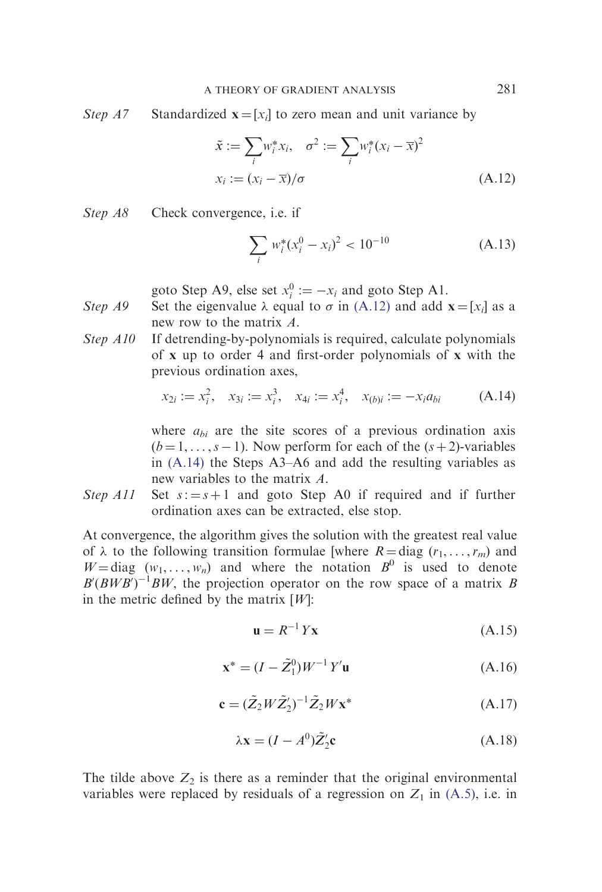*Step A7* Standardized $\mathbf{x} = [x_i]$ to zero mean and unit variance by

$$\tilde{x} := \sum_i w_i^* x_i, \quad \sigma^2 := \sum_i w_i^* (x_i - \overline{x})^2$$
$$x_i := (x_i - \overline{x})/\sigma \tag{A.12}$$

*Step A8* Check convergence, i.e. if

$$\sum_i w_i^* (x_i^0 - x_i)^2 < 10^{-10} \tag{A.13}$$

goto Step A9, else set $x_i^0 := -x_i$ and goto Step A1.

*Step A9* Set the eigenvalue $\lambda$ equal to $\sigma$ in (A.12) and add $\mathbf{x} = [x_i]$ as a new row to the matrix $A$.

*Step A10* If detrending-by-polynomials is required, calculate polynomials of $\mathbf{x}$ up to order 4 and first-order polynomials of $\mathbf{x}$ with the previous ordination axes,

$$x_{2i} := x_i^2, \quad x_{3i} := x_i^3, \quad x_{4i} := x_i^4, \quad x_{(b)i} := -x_i a_{bi} \tag{A.14}$$

where $a_{bi}$ are the site scores of a previous ordination axis ($b = 1, \ldots, s-1$). Now perform for each of the $(s+2)$-variables in (A.14) the Steps A3–A6 and add the resulting variables as new variables to the matrix $A$.

*Step A11* Set $s := s+1$ and goto Step A0 if required and if further ordination axes can be extracted, else stop.

At convergence, the algorithm gives the solution with the greatest real value of $\lambda$ to the following transition formulae [where $R = \text{diag}\ (r_1, \ldots, r_m)$ and $W = \text{diag}\ (w_1, \ldots, w_n)$ and where the notation $B^0$ is used to denote $B'(BWB')^{-1}BW$, the projection operator on the row space of a matrix $B$ in the metric defined by the matrix $[W]$:

$$\mathbf{u} = R^{-1} Y \mathbf{x} \tag{A.15}$$

$$\mathbf{x}^* = (I - \tilde{Z}_1^0) W^{-1} Y' \mathbf{u} \tag{A.16}$$

$$\mathbf{c} = (\tilde{Z}_2 W \tilde{Z}_2')^{-1} \tilde{Z}_2 W \mathbf{x}^* \tag{A.17}$$

$$\lambda \mathbf{x} = (I - A^0) \tilde{Z}_2' \mathbf{c} \tag{A.18}$$

The tilde above $Z_2$ is there as a reminder that the original environmental variables were replaced by residuals of a regression on $Z_1$ in (A.5), i.e. in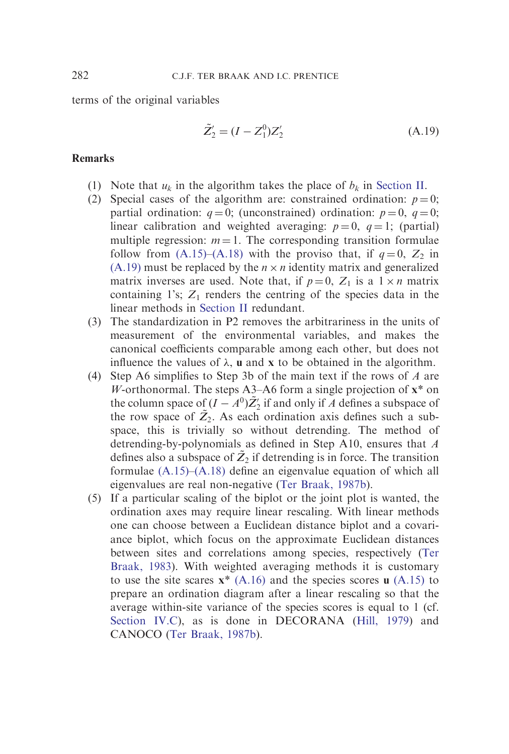terms of the original variables

$$\tilde{Z}_2' = (I - Z_1^0)Z_2' \tag{A.19}$$

**Remarks**

(1) Note that $u_k$ in the algorithm takes the place of $b_k$ in Section II.

(2) Special cases of the algorithm are: constrained ordination: $p = 0$; partial ordination: $q = 0$; (unconstrained) ordination: $p = 0$, $q = 0$; linear calibration and weighted averaging: $p = 0$, $q = 1$; (partial) multiple regression: $m = 1$. The corresponding transition formulae follow from (A.15)–(A.18) with the proviso that, if $q = 0$, $Z_2$ in (A.19) must be replaced by the $n \times n$ identity matrix and generalized matrix inverses are used. Note that, if $p = 0$, $Z_1$ is a $1 \times n$ matrix containing 1's; $Z_1$ renders the centring of the species data in the linear methods in Section II redundant.

(3) The standardization in P2 removes the arbitrariness in the units of measurement of the environmental variables, and makes the canonical coefficients comparable among each other, but does not influence the values of $\lambda$, $\mathbf{u}$ and $\mathbf{x}$ to be obtained in the algorithm.

(4) Step A6 simplifies to Step 3b of the main text if the rows of $A$ are $W$-orthonormal. The steps A3–A6 form a single projection of $\mathbf{x}^*$ on the column space of $(I - A^0)\tilde{Z}_2'$ if and only if $A$ defines a subspace of the row space of $\tilde{Z}_2$. As each ordination axis defines such a subspace, this is trivially so without detrending. The method of detrending-by-polynomials as defined in Step A10, ensures that $A$ defines also a subspace of $\tilde{Z}_2$ if detrending is in force. The transition formulae (A.15)–(A.18) define an eigenvalue equation of which all eigenvalues are real non-negative (Ter Braak, 1987b).

(5) If a particular scaling of the biplot or the joint plot is wanted, the ordination axes may require linear rescaling. With linear methods one can choose between a Euclidean distance biplot and a covariance biplot, which focus on the approximate Euclidean distances between sites and correlations among species, respectively (Ter Braak, 1983). With weighted averaging methods it is customary to use the site scares $\mathbf{x}^*$ (A.16) and the species scores $\mathbf{u}$ (A.15) to prepare an ordination diagram after a linear rescaling so that the average within-site variance of the species scores is equal to 1 (cf. Section IV.C), as is done in DECORANA (Hill, 1979) and CANOCO (Ter Braak, 1987b).